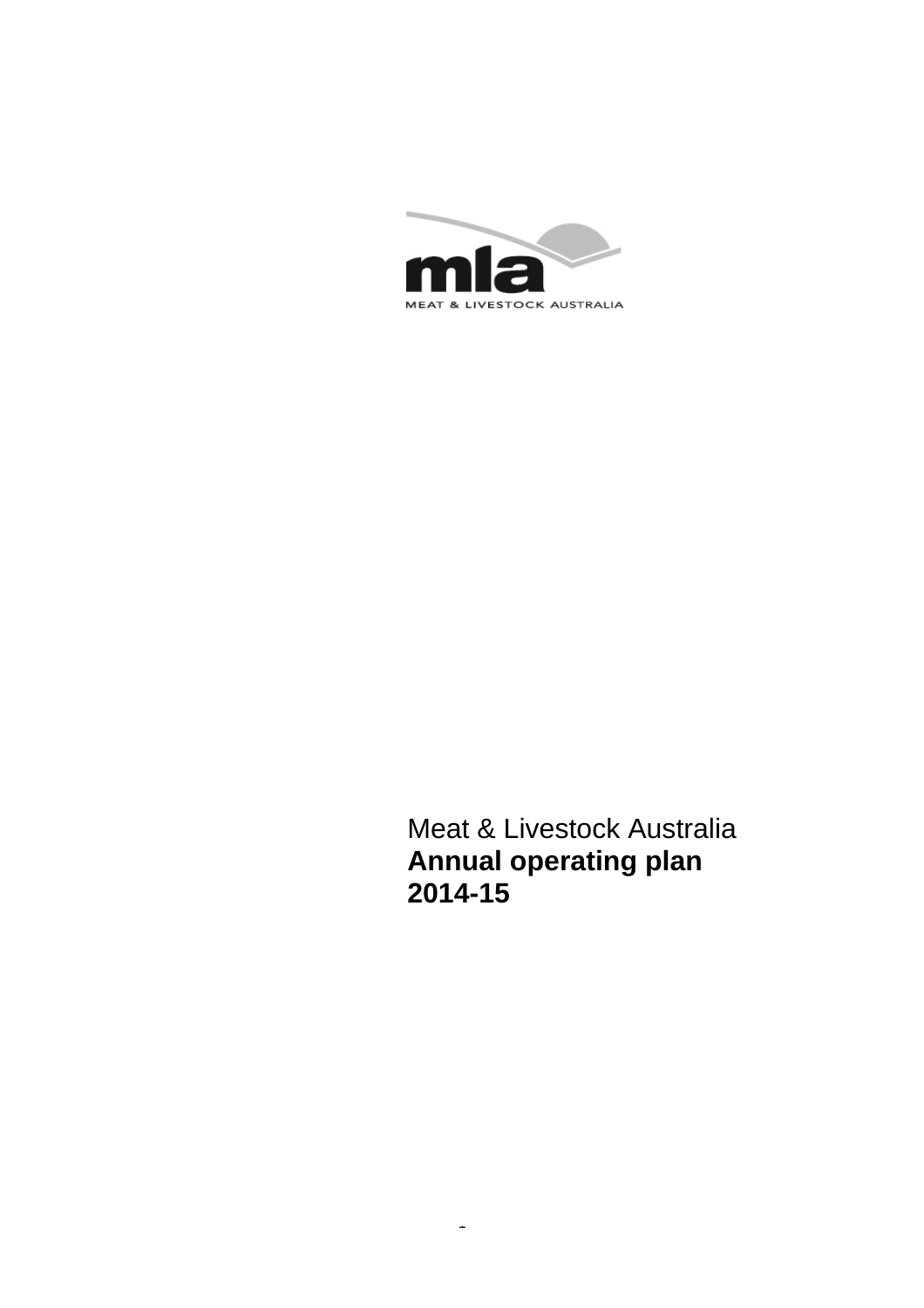mla

MEAT & LIVESTOCK AUSTRALIA

Meat & Livestock Australia

**Annual operating plan**
**2014-15**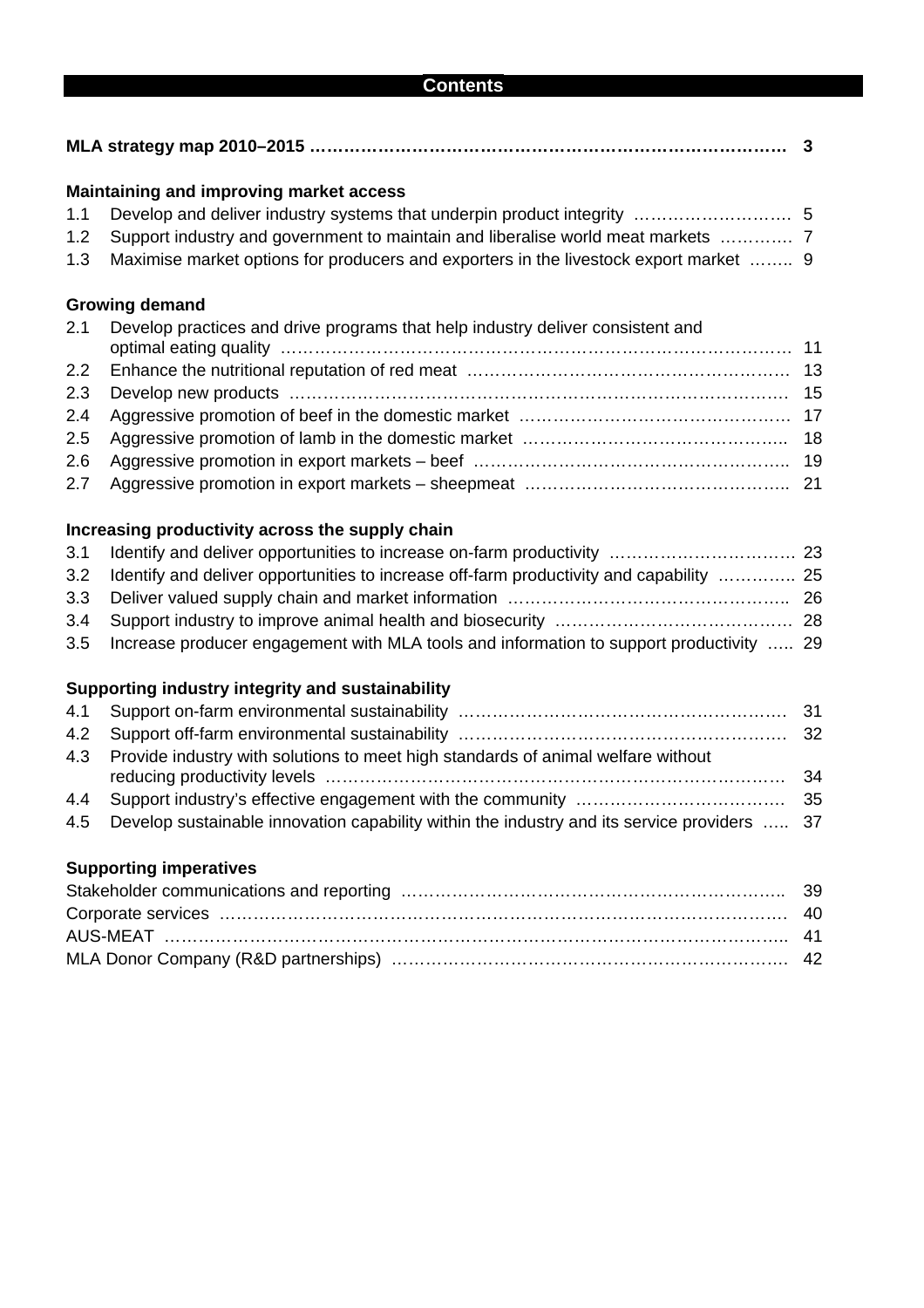# Contents

| | | |
|---|---|---|
| **MLA strategy map 2010–2015** | | **3** |
| **Maintaining and improving market access** | | |
| 1.1 | Develop and deliver industry systems that underpin product integrity | 5 |
| 1.2 | Support industry and government to maintain and liberalise world meat markets | 7 |
| 1.3 | Maximise market options for producers and exporters in the livestock export market | 9 |
| **Growing demand** | | |
| 2.1 | Develop practices and drive programs that help industry deliver consistent and optimal eating quality | 11 |
| 2.2 | Enhance the nutritional reputation of red meat | 13 |
| 2.3 | Develop new products | 15 |
| 2.4 | Aggressive promotion of beef in the domestic market | 17 |
| 2.5 | Aggressive promotion of lamb in the domestic market | 18 |
| 2.6 | Aggressive promotion in export markets – beef | 19 |
| 2.7 | Aggressive promotion in export markets – sheepmeat | 21 |
| **Increasing productivity across the supply chain** | | |
| 3.1 | Identify and deliver opportunities to increase on-farm productivity | 23 |
| 3.2 | Identify and deliver opportunities to increase off-farm productivity and capability | 25 |
| 3.3 | Deliver valued supply chain and market information | 26 |
| 3.4 | Support industry to improve animal health and biosecurity | 28 |
| 3.5 | Increase producer engagement with MLA tools and information to support productivity | 29 |
| **Supporting industry integrity and sustainability** | | |
| 4.1 | Support on-farm environmental sustainability | 31 |
| 4.2 | Support off-farm environmental sustainability | 32 |
| 4.3 | Provide industry with solutions to meet high standards of animal welfare without reducing productivity levels | 34 |
| 4.4 | Support industry's effective engagement with the community | 35 |
| 4.5 | Develop sustainable innovation capability within the industry and its service providers | 37 |
| **Supporting imperatives** | | |
| Stakeholder communications and reporting | | 39 |
| Corporate services | | 40 |
| AUS-MEAT | | 41 |
| MLA Donor Company (R&D partnerships) | | 42 |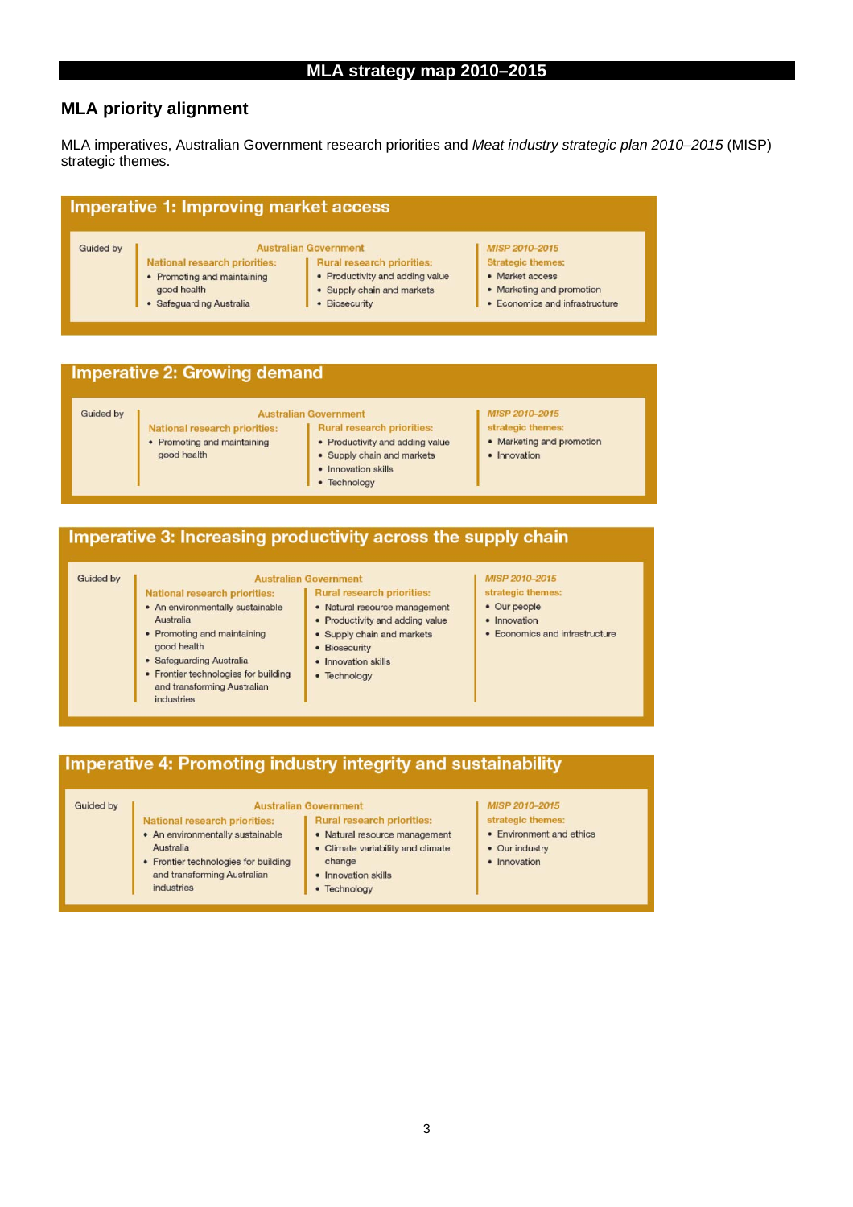# MLA strategy map 2010–2015

## MLA priority alignment

MLA imperatives, Australian Government research priorities and *Meat industry strategic plan 2010–2015* (MISP) strategic themes.

### Imperative 1: Improving market access

Guided by

**Australian Government**

**National research priorities:**
- Promoting and maintaining good health
- Safeguarding Australia

**Rural research priorities:**
- Productivity and adding value
- Supply chain and markets
- Biosecurity

***MISP 2010–2015***
**Strategic themes:**
- Market access
- Marketing and promotion
- Economics and infrastructure

### Imperative 2: Growing demand

Guided by

**Australian Government**

**National research priorities:**
- Promoting and maintaining good health

**Rural research priorities:**
- Productivity and adding value
- Supply chain and markets
- Innovation skills
- Technology

***MISP 2010–2015***
**strategic themes:**
- Marketing and promotion
- Innovation

### Imperative 3: Increasing productivity across the supply chain

Guided by

**Australian Government**

**National research priorities:**
- An environmentally sustainable Australia
- Promoting and maintaining good health
- Safeguarding Australia
- Frontier technologies for building and transforming Australian industries

**Rural research priorities:**
- Natural resource management
- Productivity and adding value
- Supply chain and markets
- Biosecurity
- Innovation skills
- Technology

***MISP 2010–2015***
**strategic themes:**
- Our people
- Innovation
- Economics and infrastructure

### Imperative 4: Promoting industry integrity and sustainability

Guided by

**Australian Government**

**National research priorities:**
- An environmentally sustainable Australia
- Frontier technologies for building and transforming Australian industries

**Rural research priorities:**
- Natural resource management
- Climate variability and climate change
- Innovation skills
- Technology

***MISP 2010–2015***
**strategic themes:**
- Environment and ethics
- Our industry
- Innovation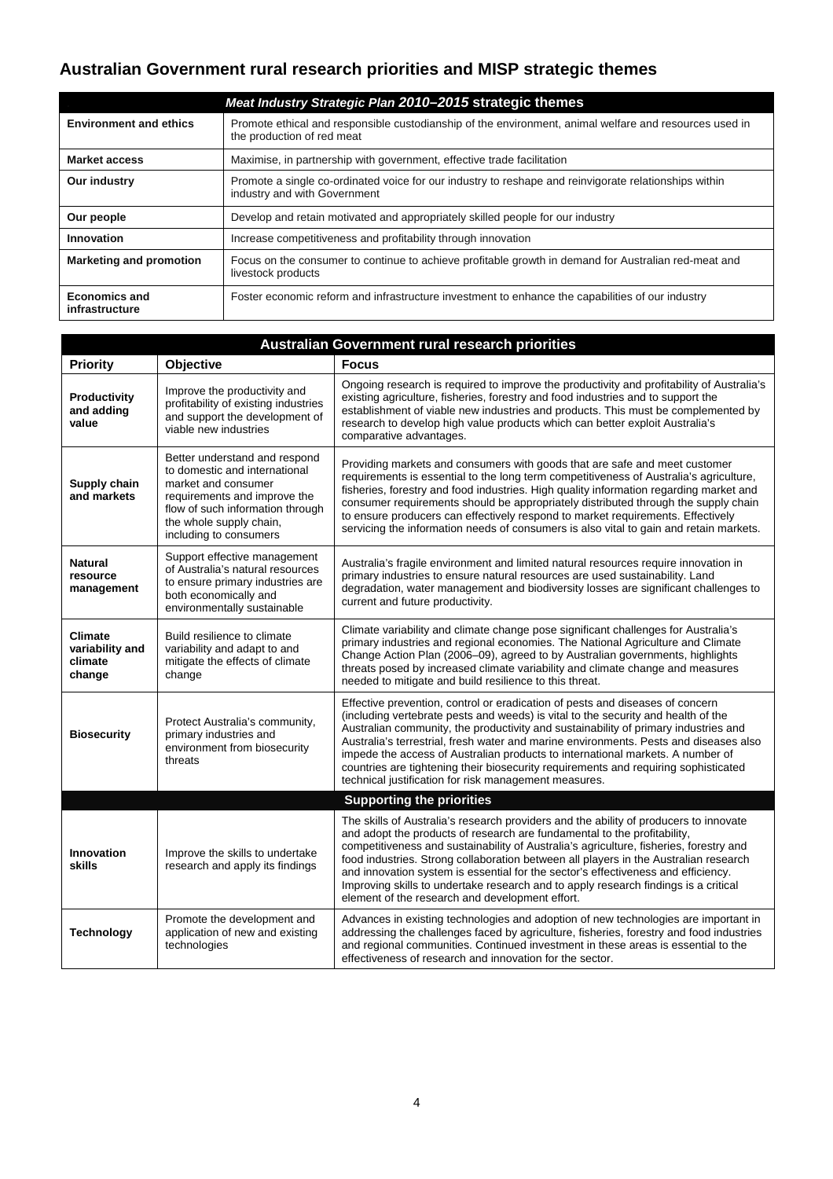## Australian Government rural research priorities and MISP strategic themes

| ***Meat Industry Strategic Plan 2010–2015* strategic themes** | |
|---|---|
| **Environment and ethics** | Promote ethical and responsible custodianship of the environment, animal welfare and resources used in the production of red meat |
| **Market access** | Maximise, in partnership with government, effective trade facilitation |
| **Our industry** | Promote a single co-ordinated voice for our industry to reshape and reinvigorate relationships within industry and with Government |
| **Our people** | Develop and retain motivated and appropriately skilled people for our industry |
| **Innovation** | Increase competitiveness and profitability through innovation |
| **Marketing and promotion** | Focus on the consumer to continue to achieve profitable growth in demand for Australian red-meat and livestock products |
| **Economics and infrastructure** | Foster economic reform and infrastructure investment to enhance the capabilities of our industry |

| **Australian Government rural research priorities** | | |
|---|---|---|
| **Priority** | **Objective** | **Focus** |
| **Productivity and adding value** | Improve the productivity and profitability of existing industries and support the development of viable new industries | Ongoing research is required to improve the productivity and profitability of Australia's existing agriculture, fisheries, forestry and food industries and to support the establishment of viable new industries and products. This must be complemented by research to develop high value products which can better exploit Australia's comparative advantages. |
| **Supply chain and markets** | Better understand and respond to domestic and international market and consumer requirements and improve the flow of such information through the whole supply chain, including to consumers | Providing markets and consumers with goods that are safe and meet customer requirements is essential to the long term competitiveness of Australia's agriculture, fisheries, forestry and food industries. High quality information regarding market and consumer requirements should be appropriately distributed through the supply chain to ensure producers can effectively respond to market requirements. Effectively servicing the information needs of consumers is also vital to gain and retain markets. |
| **Natural resource management** | Support effective management of Australia's natural resources to ensure primary industries are both economically and environmentally sustainable | Australia's fragile environment and limited natural resources require innovation in primary industries to ensure natural resources are used sustainability. Land degradation, water management and biodiversity losses are significant challenges to current and future productivity. |
| **Climate variability and climate change** | Build resilience to climate variability and adapt to and mitigate the effects of climate change | Climate variability and climate change pose significant challenges for Australia's primary industries and regional economies. The National Agriculture and Climate Change Action Plan (2006–09), agreed to by Australian governments, highlights threats posed by increased climate variability and climate change and measures needed to mitigate and build resilience to this threat. |
| **Biosecurity** | Protect Australia's community, primary industries and environment from biosecurity threats | Effective prevention, control or eradication of pests and diseases of concern (including vertebrate pests and weeds) is vital to the security and health of the Australian community, the productivity and sustainability of primary industries and Australia's terrestrial, fresh water and marine environments. Pests and diseases also impede the access of Australian products to international markets. A number of countries are tightening their biosecurity requirements and requiring sophisticated technical justification for risk management measures. |
| **Supporting the priorities** | | |
| **Innovation skills** | Improve the skills to undertake research and apply its findings | The skills of Australia's research providers and the ability of producers to innovate and adopt the products of research are fundamental to the profitability, competitiveness and sustainability of Australia's agriculture, fisheries, forestry and food industries. Strong collaboration between all players in the Australian research and innovation system is essential for the sector's effectiveness and efficiency. Improving skills to undertake research and to apply research findings is a critical element of the research and development effort. |
| **Technology** | Promote the development and application of new and existing technologies | Advances in existing technologies and adoption of new technologies are important in addressing the challenges faced by agriculture, fisheries, forestry and food industries and regional communities. Continued investment in these areas is essential to the effectiveness of research and innovation for the sector. |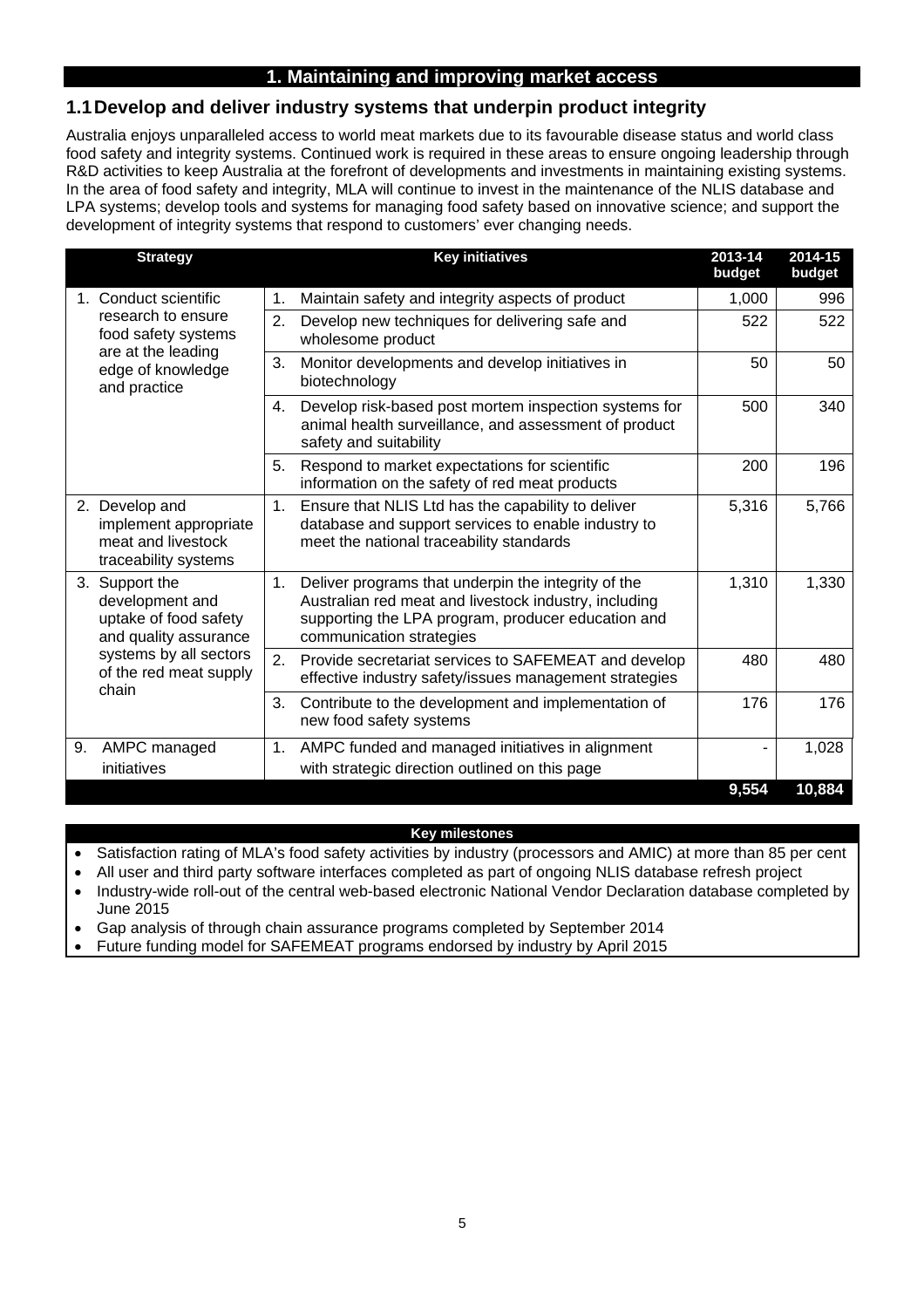# 1. Maintaining and improving market access

## 1.1 Develop and deliver industry systems that underpin product integrity

Australia enjoys unparalleled access to world meat markets due to its favourable disease status and world class food safety and integrity systems. Continued work is required in these areas to ensure ongoing leadership through R&D activities to keep Australia at the forefront of developments and investments in maintaining existing systems. In the area of food safety and integrity, MLA will continue to invest in the maintenance of the NLIS database and LPA systems; develop tools and systems for managing food safety based on innovative science; and support the development of integrity systems that respond to customers' ever changing needs.

| Strategy | Key initiatives | 2013-14 budget | 2014-15 budget |
|---|---|---|---|
| 1. Conduct scientific research to ensure food safety systems are at the leading edge of knowledge and practice | 1. Maintain safety and integrity aspects of product | 1,000 | 996 |
| | 2. Develop new techniques for delivering safe and wholesome product | 522 | 522 |
| | 3. Monitor developments and develop initiatives in biotechnology | 50 | 50 |
| | 4. Develop risk-based post mortem inspection systems for animal health surveillance, and assessment of product safety and suitability | 500 | 340 |
| | 5. Respond to market expectations for scientific information on the safety of red meat products | 200 | 196 |
| 2. Develop and implement appropriate meat and livestock traceability systems | 1. Ensure that NLIS Ltd has the capability to deliver database and support services to enable industry to meet the national traceability standards | 5,316 | 5,766 |
| 3. Support the development and uptake of food safety and quality assurance systems by all sectors of the red meat supply chain | 1. Deliver programs that underpin the integrity of the Australian red meat and livestock industry, including supporting the LPA program, producer education and communication strategies | 1,310 | 1,330 |
| | 2. Provide secretariat services to SAFEMEAT and develop effective industry safety/issues management strategies | 480 | 480 |
| | 3. Contribute to the development and implementation of new food safety systems | 176 | 176 |
| 9. AMPC managed initiatives | 1. AMPC funded and managed initiatives in alignment with strategic direction outlined on this page | - | 1,028 |
| | | **9,554** | **10,884** |

**Key milestones**

- Satisfaction rating of MLA's food safety activities by industry (processors and AMIC) at more than 85 per cent
- All user and third party software interfaces completed as part of ongoing NLIS database refresh project
- Industry-wide roll-out of the central web-based electronic National Vendor Declaration database completed by June 2015
- Gap analysis of through chain assurance programs completed by September 2014
- Future funding model for SAFEMEAT programs endorsed by industry by April 2015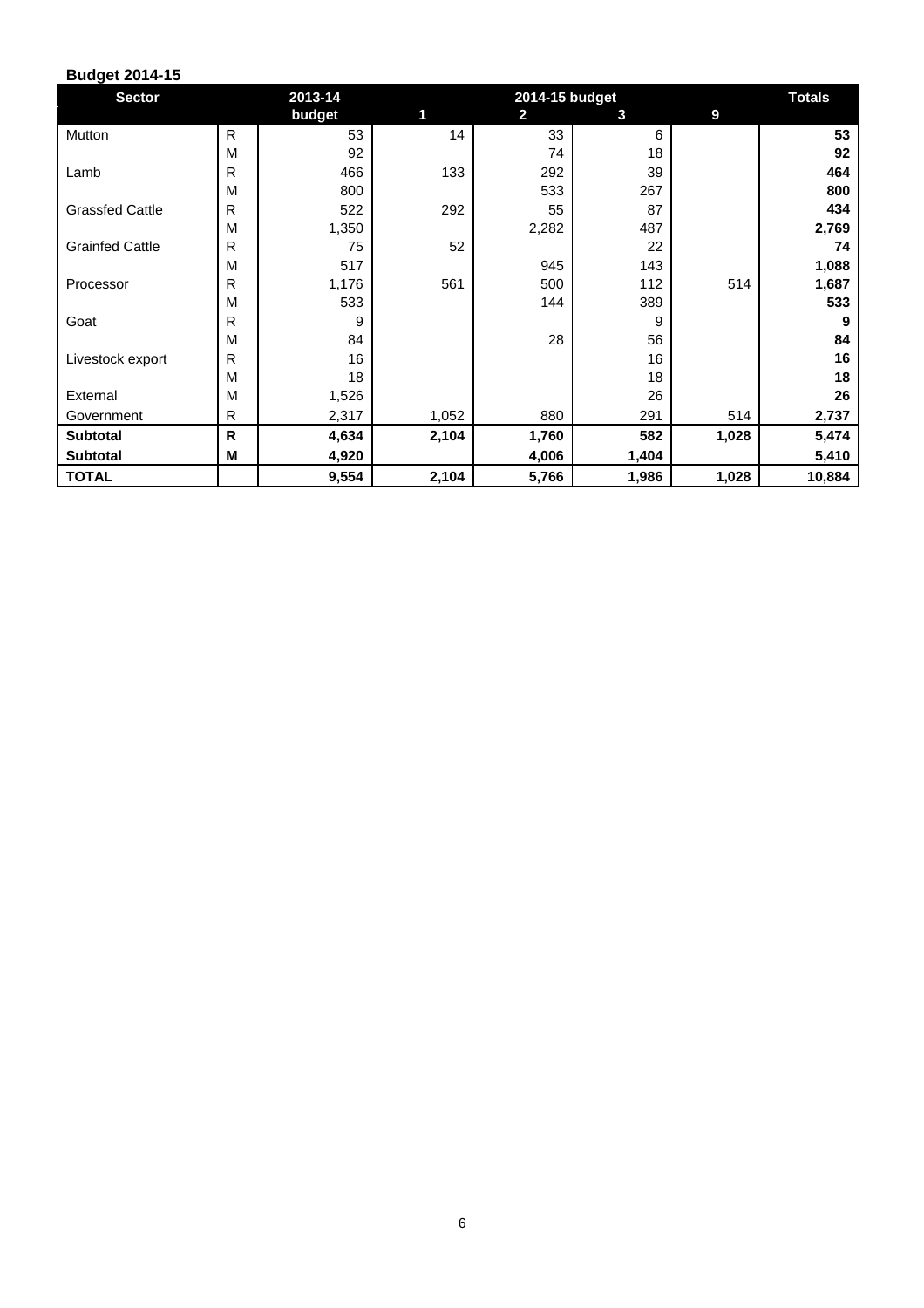**Budget 2014-15**

| Sector | | 2013-14 | 2014-15 budget | | | | Totals |
|---|---|---|---|---|---|---|---|
| | | budget | 1 | 2 | 3 | 9 | |
| Mutton | R | 53 | 14 | 33 | 6 | | **53** |
| | M | 92 | | 74 | 18 | | **92** |
| Lamb | R | 466 | 133 | 292 | 39 | | **464** |
| | M | 800 | | 533 | 267 | | **800** |
| Grassfed Cattle | R | 522 | 292 | 55 | 87 | | **434** |
| | M | 1,350 | | 2,282 | 487 | | **2,769** |
| Grainfed Cattle | R | 75 | 52 | | 22 | | **74** |
| | M | 517 | | 945 | 143 | | **1,088** |
| Processor | R | 1,176 | 561 | 500 | 112 | 514 | **1,687** |
| | M | 533 | | 144 | 389 | | **533** |
| Goat | R | 9 | | | 9 | | **9** |
| | M | 84 | | 28 | 56 | | **84** |
| Livestock export | R | 16 | | | 16 | | **16** |
| | M | 18 | | | 18 | | **18** |
| External | M | 1,526 | | | 26 | | **26** |
| Government | R | 2,317 | 1,052 | 880 | 291 | 514 | **2,737** |
| **Subtotal** | **R** | **4,634** | **2,104** | **1,760** | **582** | **1,028** | **5,474** |
| **Subtotal** | **M** | **4,920** | | **4,006** | **1,404** | | **5,410** |
| **TOTAL** | | **9,554** | **2,104** | **5,766** | **1,986** | **1,028** | **10,884** |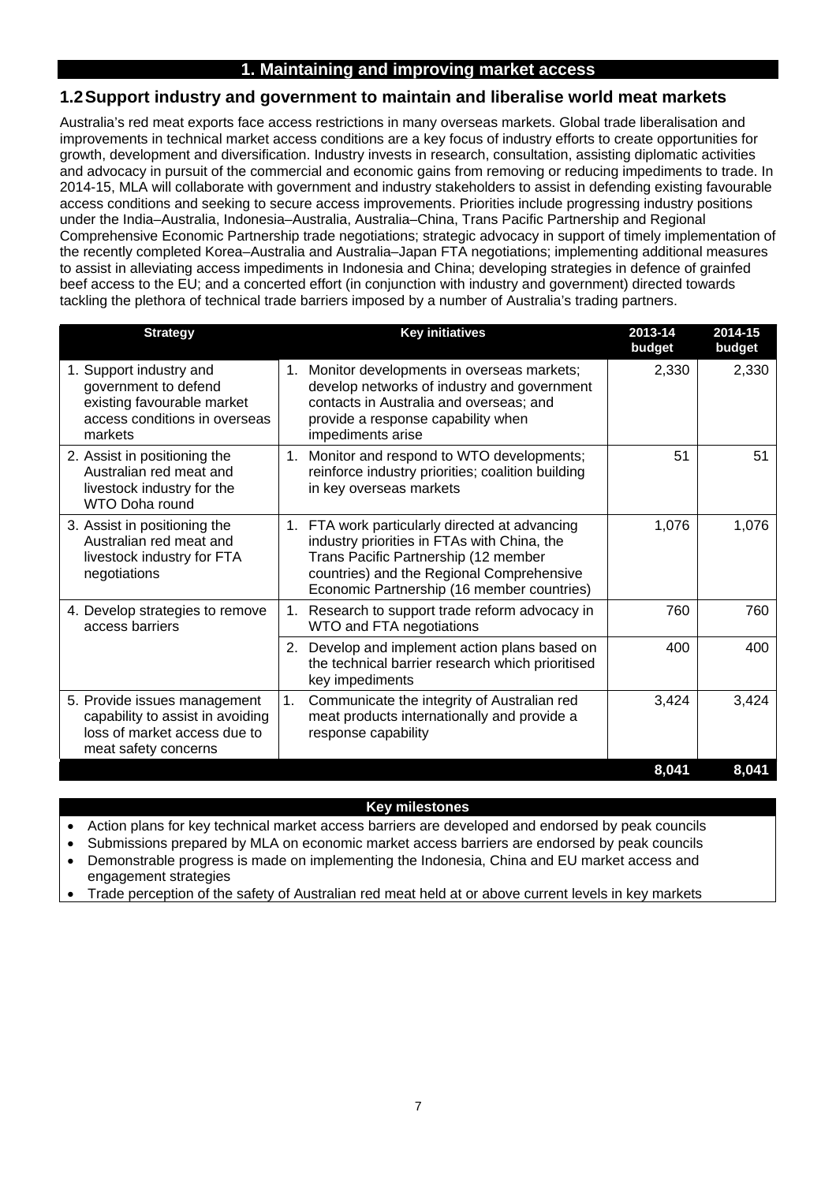# 1. Maintaining and improving market access

## 1.2 Support industry and government to maintain and liberalise world meat markets

Australia's red meat exports face access restrictions in many overseas markets. Global trade liberalisation and improvements in technical market access conditions are a key focus of industry efforts to create opportunities for growth, development and diversification. Industry invests in research, consultation, assisting diplomatic activities and advocacy in pursuit of the commercial and economic gains from removing or reducing impediments to trade. In 2014-15, MLA will collaborate with government and industry stakeholders to assist in defending existing favourable access conditions and seeking to secure access improvements. Priorities include progressing industry positions under the India–Australia, Indonesia–Australia, Australia–China, Trans Pacific Partnership and Regional Comprehensive Economic Partnership trade negotiations; strategic advocacy in support of timely implementation of the recently completed Korea–Australia and Australia–Japan FTA negotiations; implementing additional measures to assist in alleviating access impediments in Indonesia and China; developing strategies in defence of grainfed beef access to the EU; and a concerted effort (in conjunction with industry and government) directed towards tackling the plethora of technical trade barriers imposed by a number of Australia's trading partners.

| Strategy | Key initiatives | 2013-14 budget | 2014-15 budget |
|---|---|---|---|
| 1. Support industry and government to defend existing favourable market access conditions in overseas markets | 1. Monitor developments in overseas markets; develop networks of industry and government contacts in Australia and overseas; and provide a response capability when impediments arise | 2,330 | 2,330 |
| 2. Assist in positioning the Australian red meat and livestock industry for the WTO Doha round | 1. Monitor and respond to WTO developments; reinforce industry priorities; coalition building in key overseas markets | 51 | 51 |
| 3. Assist in positioning the Australian red meat and livestock industry for FTA negotiations | 1. FTA work particularly directed at advancing industry priorities in FTAs with China, the Trans Pacific Partnership (12 member countries) and the Regional Comprehensive Economic Partnership (16 member countries) | 1,076 | 1,076 |
| 4. Develop strategies to remove access barriers | 1. Research to support trade reform advocacy in WTO and FTA negotiations | 760 | 760 |
| | 2. Develop and implement action plans based on the technical barrier research which prioritised key impediments | 400 | 400 |
| 5. Provide issues management capability to assist in avoiding loss of market access due to meat safety concerns | 1. Communicate the integrity of Australian red meat products internationally and provide a response capability | 3,424 | 3,424 |
| | | **8,041** | **8,041** |

**Key milestones**

- Action plans for key technical market access barriers are developed and endorsed by peak councils
- Submissions prepared by MLA on economic market access barriers are endorsed by peak councils
- Demonstrable progress is made on implementing the Indonesia, China and EU market access and engagement strategies
- Trade perception of the safety of Australian red meat held at or above current levels in key markets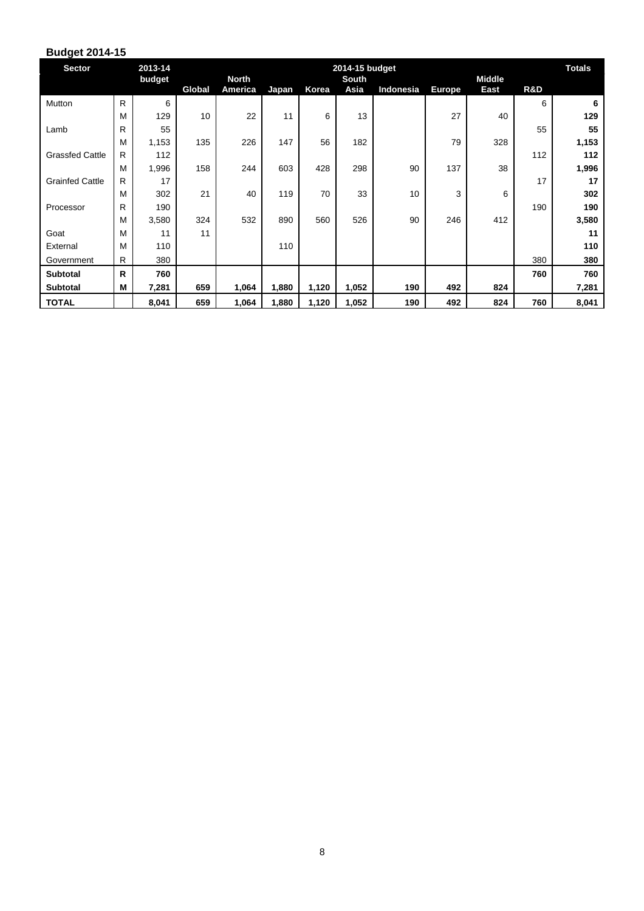## Budget 2014-15

| Sector | | 2013-14 budget | 2014-15 budget | | | | | | | | | Totals |
|---|---|---|---|---|---|---|---|---|---|---|---|---|
| | | | Global | North America | Japan | Korea | South Asia | Indonesia | Europe | Middle East | R&D | |
| Mutton | R | 6 | | | | | | | | | 6 | **6** |
| | M | 129 | 10 | 22 | 11 | 6 | 13 | | 27 | 40 | | **129** |
| Lamb | R | 55 | | | | | | | | | 55 | **55** |
| | M | 1,153 | 135 | 226 | 147 | 56 | 182 | | 79 | 328 | | **1,153** |
| Grassfed Cattle | R | 112 | | | | | | | | | 112 | **112** |
| | M | 1,996 | 158 | 244 | 603 | 428 | 298 | 90 | 137 | 38 | | **1,996** |
| Grainfed Cattle | R | 17 | | | | | | | | | 17 | **17** |
| | M | 302 | 21 | 40 | 119 | 70 | 33 | 10 | 3 | 6 | | **302** |
| Processor | R | 190 | | | | | | | | | 190 | **190** |
| | M | 3,580 | 324 | 532 | 890 | 560 | 526 | 90 | 246 | 412 | | **3,580** |
| Goat | M | 11 | 11 | | | | | | | | | **11** |
| External | M | 110 | | | 110 | | | | | | | **110** |
| Government | R | 380 | | | | | | | | | 380 | **380** |
| **Subtotal** | **R** | **760** | | | | | | | | | **760** | **760** |
| **Subtotal** | **M** | **7,281** | **659** | **1,064** | **1,880** | **1,120** | **1,052** | **190** | **492** | **824** | | **7,281** |
| **TOTAL** | | **8,041** | **659** | **1,064** | **1,880** | **1,120** | **1,052** | **190** | **492** | **824** | **760** | **8,041** |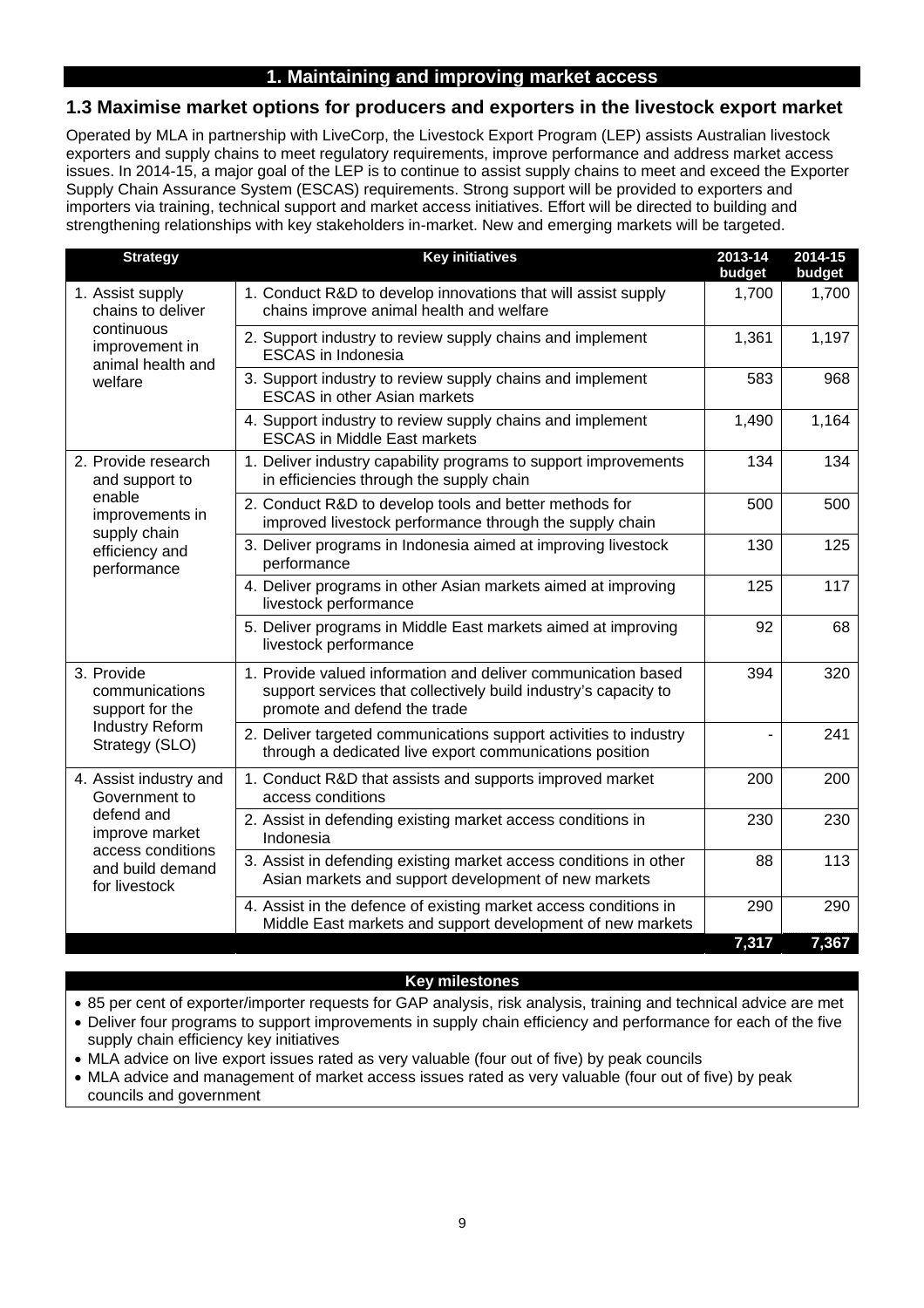# 1. Maintaining and improving market access

## 1.3 Maximise market options for producers and exporters in the livestock export market

Operated by MLA in partnership with LiveCorp, the Livestock Export Program (LEP) assists Australian livestock exporters and supply chains to meet regulatory requirements, improve performance and address market access issues. In 2014-15, a major goal of the LEP is to continue to assist supply chains to meet and exceed the Exporter Supply Chain Assurance System (ESCAS) requirements. Strong support will be provided to exporters and importers via training, technical support and market access initiatives. Effort will be directed to building and strengthening relationships with key stakeholders in-market. New and emerging markets will be targeted.

| Strategy | Key initiatives | 2013-14 budget | 2014-15 budget |
|---|---|---|---|
| 1. Assist supply chains to deliver continuous improvement in animal health and welfare | 1. Conduct R&D to develop innovations that will assist supply chains improve animal health and welfare | 1,700 | 1,700 |
| | 2. Support industry to review supply chains and implement ESCAS in Indonesia | 1,361 | 1,197 |
| | 3. Support industry to review supply chains and implement ESCAS in other Asian markets | 583 | 968 |
| | 4. Support industry to review supply chains and implement ESCAS in Middle East markets | 1,490 | 1,164 |
| 2. Provide research and support to enable improvements in supply chain efficiency and performance | 1. Deliver industry capability programs to support improvements in efficiencies through the supply chain | 134 | 134 |
| | 2. Conduct R&D to develop tools and better methods for improved livestock performance through the supply chain | 500 | 500 |
| | 3. Deliver programs in Indonesia aimed at improving livestock performance | 130 | 125 |
| | 4. Deliver programs in other Asian markets aimed at improving livestock performance | 125 | 117 |
| | 5. Deliver programs in Middle East markets aimed at improving livestock performance | 92 | 68 |
| 3. Provide communications support for the Industry Reform Strategy (SLO) | 1. Provide valued information and deliver communication based support services that collectively build industry's capacity to promote and defend the trade | 394 | 320 |
| | 2. Deliver targeted communications support activities to industry through a dedicated live export communications position | - | 241 |
| 4. Assist industry and Government to defend and improve market access conditions and build demand for livestock | 1. Conduct R&D that assists and supports improved market access conditions | 200 | 200 |
| | 2. Assist in defending existing market access conditions in Indonesia | 230 | 230 |
| | 3. Assist in defending existing market access conditions in other Asian markets and support development of new markets | 88 | 113 |
| | 4. Assist in the defence of existing market access conditions in Middle East markets and support development of new markets | 290 | 290 |
| | | **7,317** | **7,367** |

**Key milestones**

- 85 per cent of exporter/importer requests for GAP analysis, risk analysis, training and technical advice are met
- Deliver four programs to support improvements in supply chain efficiency and performance for each of the five supply chain efficiency key initiatives
- MLA advice on live export issues rated as very valuable (four out of five) by peak councils
- MLA advice and management of market access issues rated as very valuable (four out of five) by peak councils and government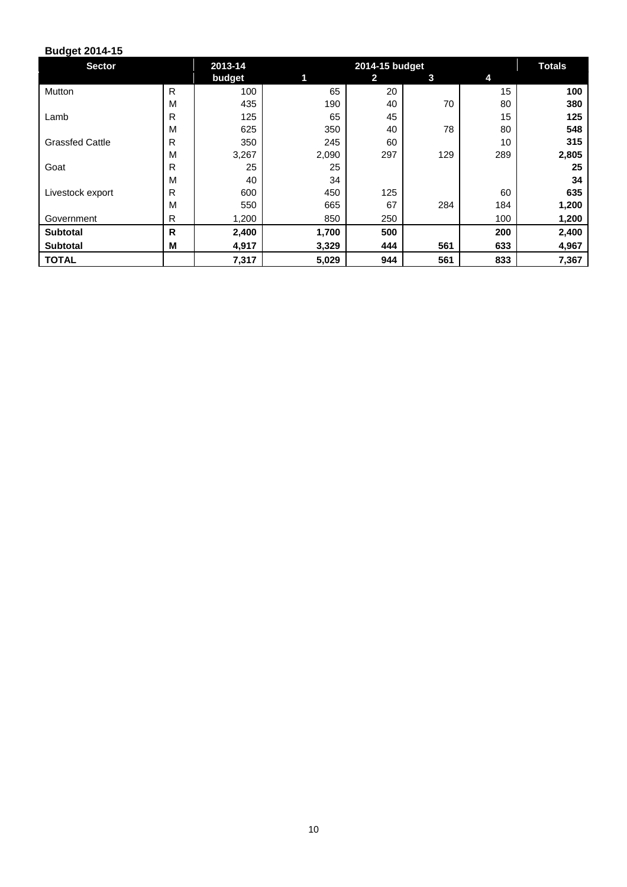**Budget 2014-15**

| Sector | | 2013-14 | 2014-15 budget | | | | Totals |
|---|---|---|---|---|---|---|---|
| | | budget | 1 | 2 | 3 | 4 | |
| Mutton | R | 100 | 65 | 20 | | 15 | **100** |
| | M | 435 | 190 | 40 | 70 | 80 | **380** |
| Lamb | R | 125 | 65 | 45 | | 15 | **125** |
| | M | 625 | 350 | 40 | 78 | 80 | **548** |
| Grassfed Cattle | R | 350 | 245 | 60 | | 10 | **315** |
| | M | 3,267 | 2,090 | 297 | 129 | 289 | **2,805** |
| Goat | R | 25 | 25 | | | | **25** |
| | M | 40 | 34 | | | | **34** |
| Livestock export | R | 600 | 450 | 125 | | 60 | **635** |
| | M | 550 | 665 | 67 | 284 | 184 | **1,200** |
| Government | R | 1,200 | 850 | 250 | | 100 | **1,200** |
| **Subtotal** | **R** | **2,400** | **1,700** | **500** | | **200** | **2,400** |
| **Subtotal** | **M** | **4,917** | **3,329** | **444** | **561** | **633** | **4,967** |
| **TOTAL** | | **7,317** | **5,029** | **944** | **561** | **833** | **7,367** |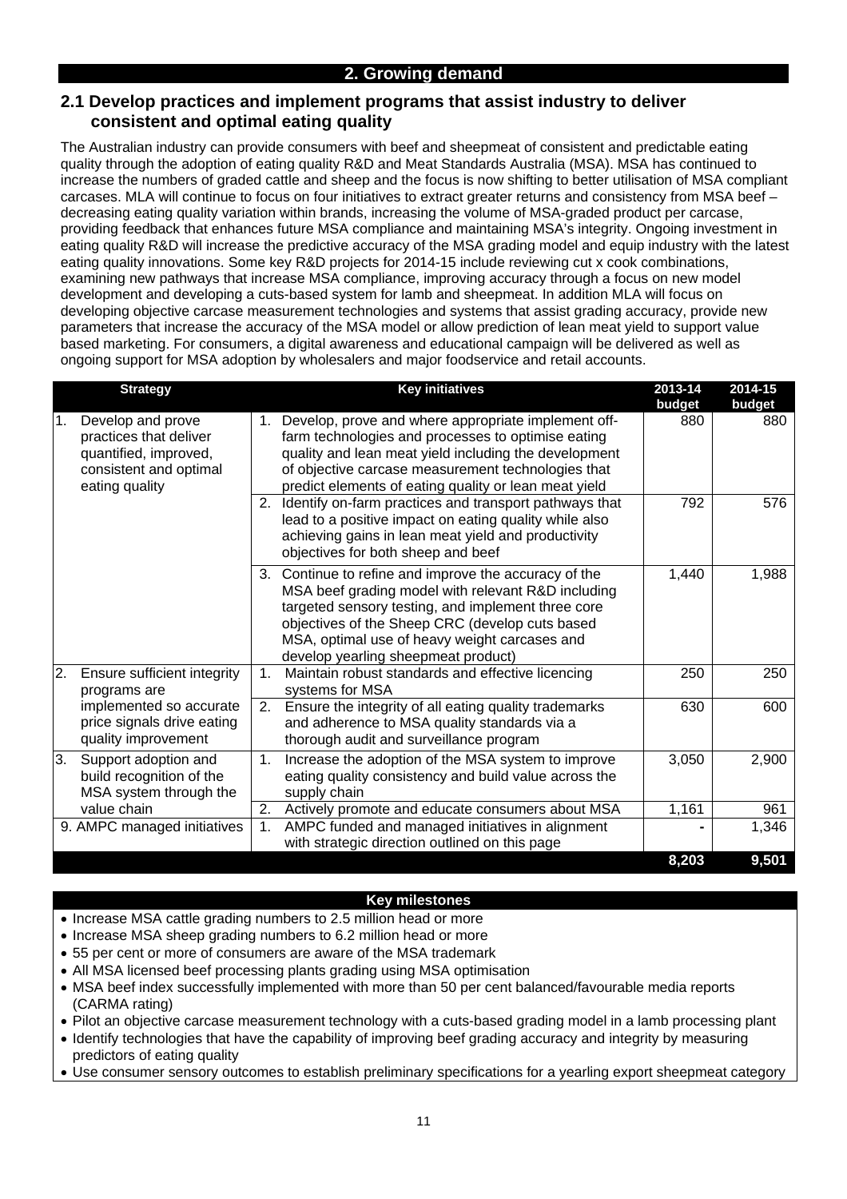## 2. Growing demand

### 2.1 Develop practices and implement programs that assist industry to deliver consistent and optimal eating quality

The Australian industry can provide consumers with beef and sheepmeat of consistent and predictable eating quality through the adoption of eating quality R&D and Meat Standards Australia (MSA). MSA has continued to increase the numbers of graded cattle and sheep and the focus is now shifting to better utilisation of MSA compliant carcases. MLA will continue to focus on four initiatives to extract greater returns and consistency from MSA beef – decreasing eating quality variation within brands, increasing the volume of MSA-graded product per carcase, providing feedback that enhances future MSA compliance and maintaining MSA's integrity. Ongoing investment in eating quality R&D will increase the predictive accuracy of the MSA grading model and equip industry with the latest eating quality innovations. Some key R&D projects for 2014-15 include reviewing cut x cook combinations, examining new pathways that increase MSA compliance, improving accuracy through a focus on new model development and developing a cuts-based system for lamb and sheepmeat. In addition MLA will focus on developing objective carcase measurement technologies and systems that assist grading accuracy, provide new parameters that increase the accuracy of the MSA model or allow prediction of lean meat yield to support value based marketing. For consumers, a digital awareness and educational campaign will be delivered as well as ongoing support for MSA adoption by wholesalers and major foodservice and retail accounts.

| Strategy | Key initiatives | 2013-14 budget | 2014-15 budget |
|---|---|---|---|
| 1. Develop and prove practices that deliver quantified, improved, consistent and optimal eating quality | 1. Develop, prove and where appropriate implement off-farm technologies and processes to optimise eating quality and lean meat yield including the development of objective carcase measurement technologies that predict elements of eating quality or lean meat yield | 880 | 880 |
| | 2. Identify on-farm practices and transport pathways that lead to a positive impact on eating quality while also achieving gains in lean meat yield and productivity objectives for both sheep and beef | 792 | 576 |
| | 3. Continue to refine and improve the accuracy of the MSA beef grading model with relevant R&D including targeted sensory testing, and implement three core objectives of the Sheep CRC (develop cuts based MSA, optimal use of heavy weight carcases and develop yearling sheepmeat product) | 1,440 | 1,988 |
| 2. Ensure sufficient integrity programs are implemented so accurate price signals drive eating quality improvement | 1. Maintain robust standards and effective licencing systems for MSA | 250 | 250 |
| | 2. Ensure the integrity of all eating quality trademarks and adherence to MSA quality standards via a thorough audit and surveillance program | 630 | 600 |
| 3. Support adoption and build recognition of the MSA system through the value chain | 1. Increase the adoption of the MSA system to improve eating quality consistency and build value across the supply chain | 3,050 | 2,900 |
| | 2. Actively promote and educate consumers about MSA | 1,161 | 961 |
| 9. AMPC managed initiatives | 1. AMPC funded and managed initiatives in alignment with strategic direction outlined on this page | - | 1,346 |
| | | **8,203** | **9,501** |

**Key milestones**

- Increase MSA cattle grading numbers to 2.5 million head or more
- Increase MSA sheep grading numbers to 6.2 million head or more
- 55 per cent or more of consumers are aware of the MSA trademark
- All MSA licensed beef processing plants grading using MSA optimisation
- MSA beef index successfully implemented with more than 50 per cent balanced/favourable media reports (CARMA rating)
- Pilot an objective carcase measurement technology with a cuts-based grading model in a lamb processing plant
- Identify technologies that have the capability of improving beef grading accuracy and integrity by measuring predictors of eating quality
- Use consumer sensory outcomes to establish preliminary specifications for a yearling export sheepmeat category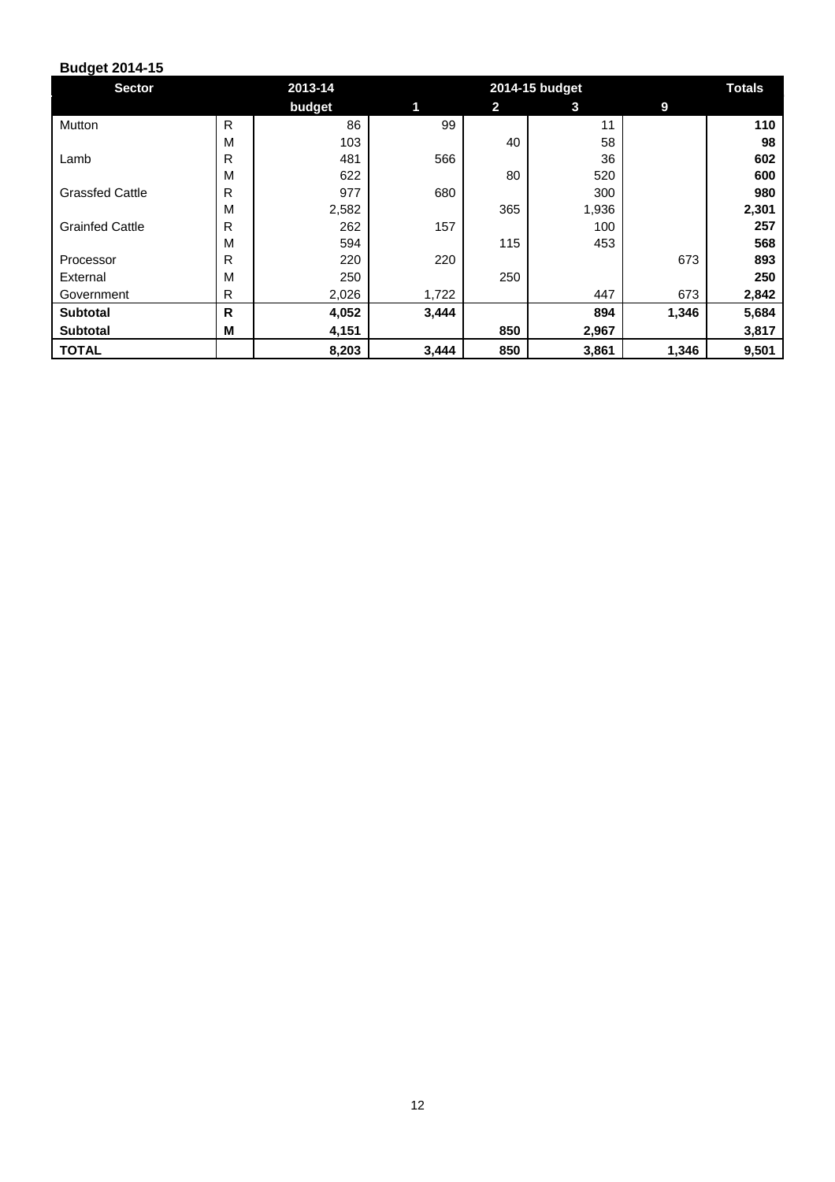**Budget 2014-15**

| Sector | | 2013-14 | 2014-15 budget | | | | Totals |
|---|---|---|---|---|---|---|---|
| | | budget | 1 | 2 | 3 | 9 | |
| Mutton | R | 86 | 99 | | 11 | | **110** |
| | M | 103 | | 40 | 58 | | **98** |
| Lamb | R | 481 | 566 | | 36 | | **602** |
| | M | 622 | | 80 | 520 | | **600** |
| Grassfed Cattle | R | 977 | 680 | | 300 | | **980** |
| | M | 2,582 | | 365 | 1,936 | | **2,301** |
| Grainfed Cattle | R | 262 | 157 | | 100 | | **257** |
| | M | 594 | | 115 | 453 | | **568** |
| Processor | R | 220 | 220 | | | 673 | **893** |
| External | M | 250 | | 250 | | | **250** |
| Government | R | 2,026 | 1,722 | | 447 | 673 | **2,842** |
| **Subtotal** | **R** | **4,052** | **3,444** | | **894** | **1,346** | **5,684** |
| **Subtotal** | **M** | **4,151** | | **850** | **2,967** | | **3,817** |
| **TOTAL** | | **8,203** | **3,444** | **850** | **3,861** | **1,346** | **9,501** |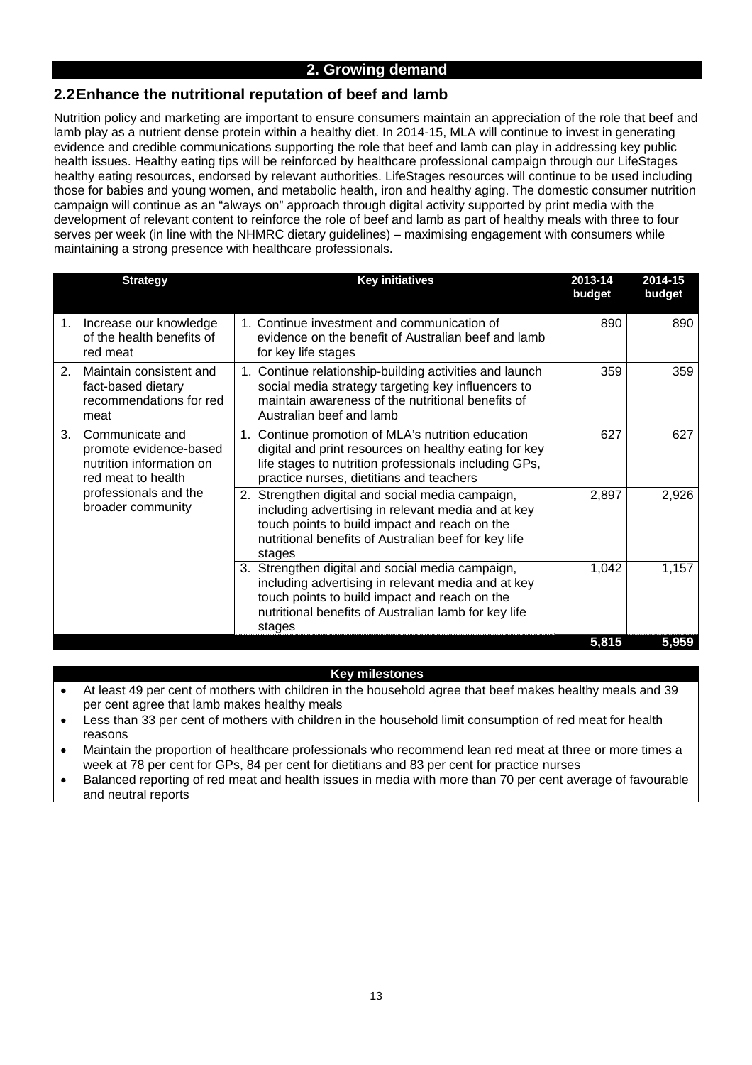## 2. Growing demand

### 2.2 Enhance the nutritional reputation of beef and lamb

Nutrition policy and marketing are important to ensure consumers maintain an appreciation of the role that beef and lamb play as a nutrient dense protein within a healthy diet. In 2014-15, MLA will continue to invest in generating evidence and credible communications supporting the role that beef and lamb can play in addressing key public health issues. Healthy eating tips will be reinforced by healthcare professional campaign through our LifeStages healthy eating resources, endorsed by relevant authorities. LifeStages resources will continue to be used including those for babies and young women, and metabolic health, iron and healthy aging. The domestic consumer nutrition campaign will continue as an "always on" approach through digital activity supported by print media with the development of relevant content to reinforce the role of beef and lamb as part of healthy meals with three to four serves per week (in line with the NHMRC dietary guidelines) – maximising engagement with consumers while maintaining a strong presence with healthcare professionals.

| Strategy | Key initiatives | 2013-14 budget | 2014-15 budget |
|---|---|---|---|
| 1. Increase our knowledge of the health benefits of red meat | 1. Continue investment and communication of evidence on the benefit of Australian beef and lamb for key life stages | 890 | 890 |
| 2. Maintain consistent and fact-based dietary recommendations for red meat | 1. Continue relationship-building activities and launch social media strategy targeting key influencers to maintain awareness of the nutritional benefits of Australian beef and lamb | 359 | 359 |
| 3. Communicate and promote evidence-based nutrition information on red meat to health professionals and the broader community | 1. Continue promotion of MLA's nutrition education digital and print resources on healthy eating for key life stages to nutrition professionals including GPs, practice nurses, dietitians and teachers | 627 | 627 |
| | 2. Strengthen digital and social media campaign, including advertising in relevant media and at key touch points to build impact and reach on the nutritional benefits of Australian beef for key life stages | 2,897 | 2,926 |
| | 3. Strengthen digital and social media campaign, including advertising in relevant media and at key touch points to build impact and reach on the nutritional benefits of Australian lamb for key life stages | 1,042 | 1,157 |
| | | **5,815** | **5,959** |

**Key milestones**

- At least 49 per cent of mothers with children in the household agree that beef makes healthy meals and 39 per cent agree that lamb makes healthy meals
- Less than 33 per cent of mothers with children in the household limit consumption of red meat for health reasons
- Maintain the proportion of healthcare professionals who recommend lean red meat at three or more times a week at 78 per cent for GPs, 84 per cent for dietitians and 83 per cent for practice nurses
- Balanced reporting of red meat and health issues in media with more than 70 per cent average of favourable and neutral reports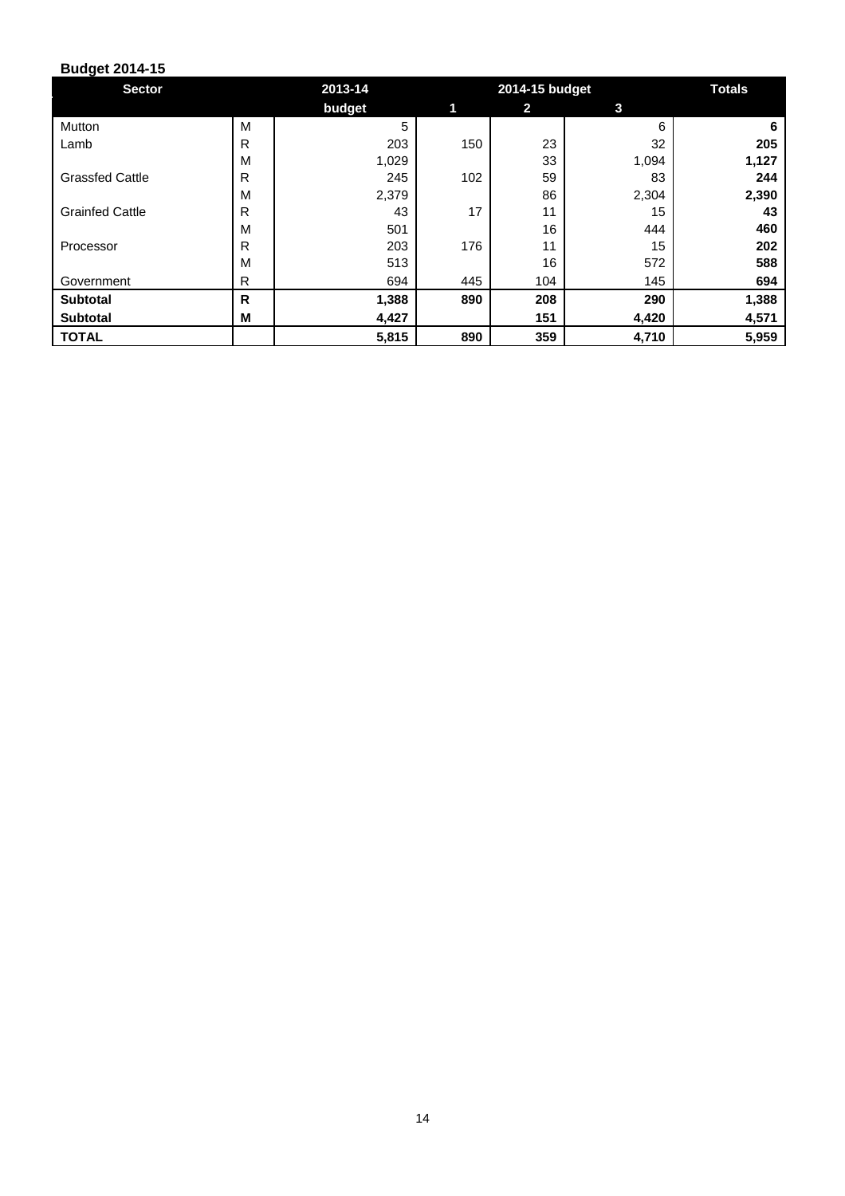**Budget 2014-15**

| Sector | | 2013-14 | 2014-15 budget | | | Totals |
|---|---|---|---|---|---|---|
| | | budget | 1 | 2 | 3 | |
| Mutton | M | 5 | | | 6 | **6** |
| Lamb | R | 203 | 150 | 23 | 32 | **205** |
| | M | 1,029 | | 33 | 1,094 | **1,127** |
| Grassfed Cattle | R | 245 | 102 | 59 | 83 | **244** |
| | M | 2,379 | | 86 | 2,304 | **2,390** |
| Grainfed Cattle | R | 43 | 17 | 11 | 15 | **43** |
| | M | 501 | | 16 | 444 | **460** |
| Processor | R | 203 | 176 | 11 | 15 | **202** |
| | M | 513 | | 16 | 572 | **588** |
| Government | R | 694 | 445 | 104 | 145 | **694** |
| **Subtotal** | **R** | **1,388** | **890** | **208** | **290** | **1,388** |
| **Subtotal** | **M** | **4,427** | | **151** | **4,420** | **4,571** |
| **TOTAL** | | **5,815** | **890** | **359** | **4,710** | **5,959** |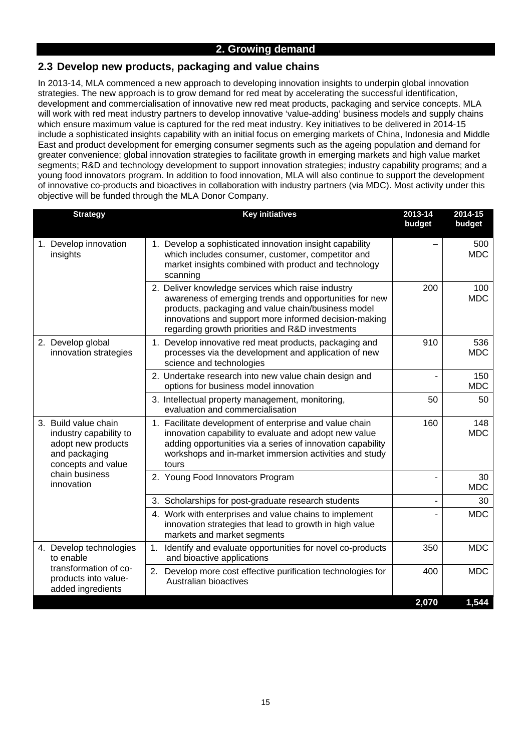## 2. Growing demand

### 2.3 Develop new products, packaging and value chains

In 2013-14, MLA commenced a new approach to developing innovation insights to underpin global innovation strategies. The new approach is to grow demand for red meat by accelerating the successful identification, development and commercialisation of innovative new red meat products, packaging and service concepts. MLA will work with red meat industry partners to develop innovative 'value-adding' business models and supply chains which ensure maximum value is captured for the red meat industry. Key initiatives to be delivered in 2014-15 include a sophisticated insights capability with an initial focus on emerging markets of China, Indonesia and Middle East and product development for emerging consumer segments such as the ageing population and demand for greater convenience; global innovation strategies to facilitate growth in emerging markets and high value market segments; R&D and technology development to support innovation strategies; industry capability programs; and a young food innovators program. In addition to food innovation, MLA will also continue to support the development of innovative co-products and bioactives in collaboration with industry partners (via MDC). Most activity under this objective will be funded through the MLA Donor Company.

| Strategy | Key initiatives | 2013-14 budget | 2014-15 budget |
|---|---|---|---|
| 1. Develop innovation insights | 1. Develop a sophisticated innovation insight capability which includes consumer, customer, competitor and market insights combined with product and technology scanning | – | 500 MDC |
| | 2. Deliver knowledge services which raise industry awareness of emerging trends and opportunities for new products, packaging and value chain/business model innovations and support more informed decision-making regarding growth priorities and R&D investments | 200 | 100 MDC |
| 2. Develop global innovation strategies | 1. Develop innovative red meat products, packaging and processes via the development and application of new science and technologies | 910 | 536 MDC |
| | 2. Undertake research into new value chain design and options for business model innovation | - | 150 MDC |
| | 3. Intellectual property management, monitoring, evaluation and commercialisation | 50 | 50 |
| 3. Build value chain industry capability to adopt new products and packaging concepts and value chain business innovation | 1. Facilitate development of enterprise and value chain innovation capability to evaluate and adopt new value adding opportunities via a series of innovation capability workshops and in-market immersion activities and study tours | 160 | 148 MDC |
| | 2. Young Food Innovators Program | - | 30 MDC |
| | 3. Scholarships for post-graduate research students | - | 30 |
| | 4. Work with enterprises and value chains to implement innovation strategies that lead to growth in high value markets and market segments | - | MDC |
| 4. Develop technologies to enable transformation of co-products into value-added ingredients | 1. Identify and evaluate opportunities for novel co-products and bioactive applications | 350 | MDC |
| | 2. Develop more cost effective purification technologies for Australian bioactives | 400 | MDC |
| | | **2,070** | **1,544** |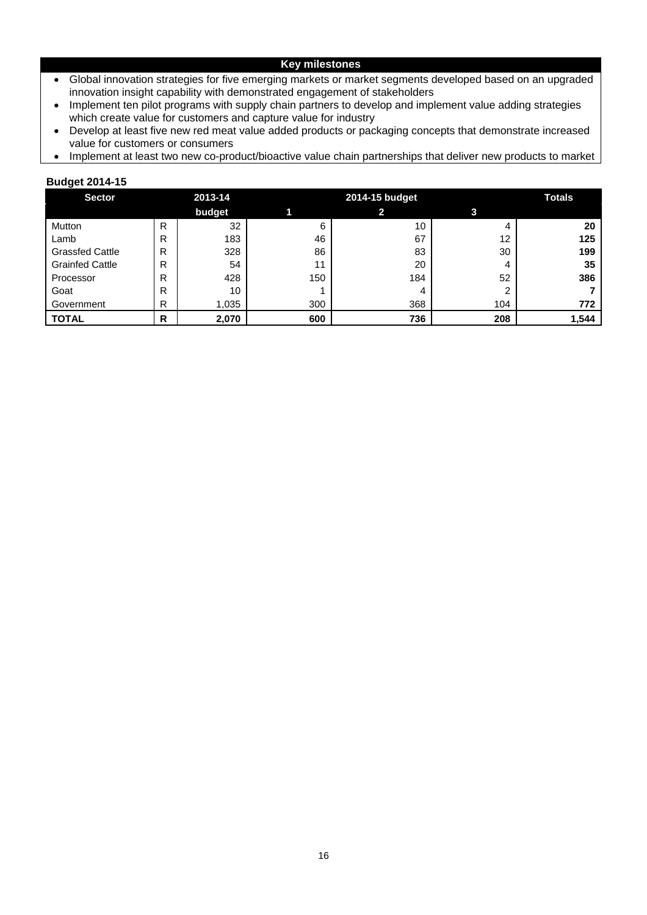| Key milestones |
|---|
| • Global innovation strategies for five emerging markets or market segments developed based on an upgraded innovation insight capability with demonstrated engagement of stakeholders<br>• Implement ten pilot programs with supply chain partners to develop and implement value adding strategies which create value for customers and capture value for industry<br>• Develop at least five new red meat value added products or packaging concepts that demonstrate increased value for customers or consumers<br>• Implement at least two new co-product/bioactive value chain partnerships that deliver new products to market |

**Budget 2014-15**

| Sector | | 2013-14 budget | 2014-15 budget 1 | 2014-15 budget 2 | 2014-15 budget 3 | Totals |
|---|---|---|---|---|---|---|
| Mutton | R | 32 | 6 | 10 | 4 | **20** |
| Lamb | R | 183 | 46 | 67 | 12 | **125** |
| Grassfed Cattle | R | 328 | 86 | 83 | 30 | **199** |
| Grainfed Cattle | R | 54 | 11 | 20 | 4 | **35** |
| Processor | R | 428 | 150 | 184 | 52 | **386** |
| Goat | R | 10 | 1 | 4 | 2 | **7** |
| Government | R | 1,035 | 300 | 368 | 104 | **772** |
| **TOTAL** | **R** | **2,070** | **600** | **736** | **208** | **1,544** |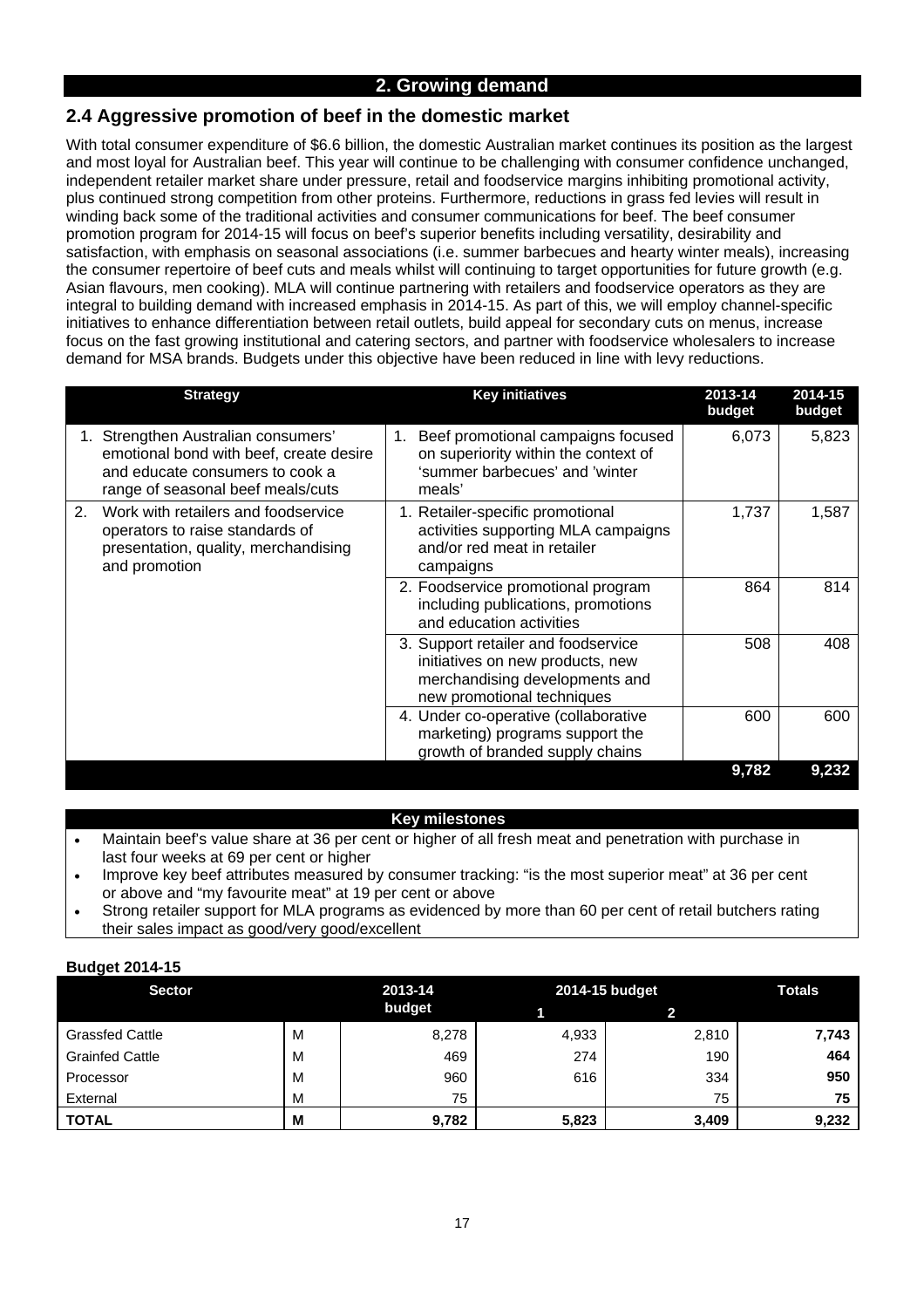## 2. Growing demand

### 2.4 Aggressive promotion of beef in the domestic market

With total consumer expenditure of $6.6 billion, the domestic Australian market continues its position as the largest and most loyal for Australian beef. This year will continue to be challenging with consumer confidence unchanged, independent retailer market share under pressure, retail and foodservice margins inhibiting promotional activity, plus continued strong competition from other proteins. Furthermore, reductions in grass fed levies will result in winding back some of the traditional activities and consumer communications for beef. The beef consumer promotion program for 2014-15 will focus on beef's superior benefits including versatility, desirability and satisfaction, with emphasis on seasonal associations (i.e. summer barbecues and hearty winter meals), increasing the consumer repertoire of beef cuts and meals whilst will continuing to target opportunities for future growth (e.g. Asian flavours, men cooking). MLA will continue partnering with retailers and foodservice operators as they are integral to building demand with increased emphasis in 2014-15. As part of this, we will employ channel-specific initiatives to enhance differentiation between retail outlets, build appeal for secondary cuts on menus, increase focus on the fast growing institutional and catering sectors, and partner with foodservice wholesalers to increase demand for MSA brands. Budgets under this objective have been reduced in line with levy reductions.

| Strategy | Key initiatives | 2013-14 budget | 2014-15 budget |
|---|---|---|---|
| 1. Strengthen Australian consumers' emotional bond with beef, create desire and educate consumers to cook a range of seasonal beef meals/cuts | 1. Beef promotional campaigns focused on superiority within the context of 'summer barbecues' and 'winter meals' | 6,073 | 5,823 |
| 2. Work with retailers and foodservice operators to raise standards of presentation, quality, merchandising and promotion | 1. Retailer-specific promotional activities supporting MLA campaigns and/or red meat in retailer campaigns | 1,737 | 1,587 |
| | 2. Foodservice promotional program including publications, promotions and education activities | 864 | 814 |
| | 3. Support retailer and foodservice initiatives on new products, new merchandising developments and new promotional techniques | 508 | 408 |
| | 4. Under co-operative (collaborative marketing) programs support the growth of branded supply chains | 600 | 600 |
| | | **9,782** | **9,232** |

**Key milestones**

- Maintain beef's value share at 36 per cent or higher of all fresh meat and penetration with purchase in last four weeks at 69 per cent or higher
- Improve key beef attributes measured by consumer tracking: "is the most superior meat" at 36 per cent or above and "my favourite meat" at 19 per cent or above
- Strong retailer support for MLA programs as evidenced by more than 60 per cent of retail butchers rating their sales impact as good/very good/excellent

**Budget 2014-15**

| Sector | | 2013-14 budget | 2014-15 budget | | Totals |
|---|---|---|---|---|---|
| | | | 1 | 2 | |
| Grassfed Cattle | M | 8,278 | 4,933 | 2,810 | **7,743** |
| Grainfed Cattle | M | 469 | 274 | 190 | **464** |
| Processor | M | 960 | 616 | 334 | **950** |
| External | M | 75 | | 75 | **75** |
| **TOTAL** | **M** | **9,782** | **5,823** | **3,409** | **9,232** |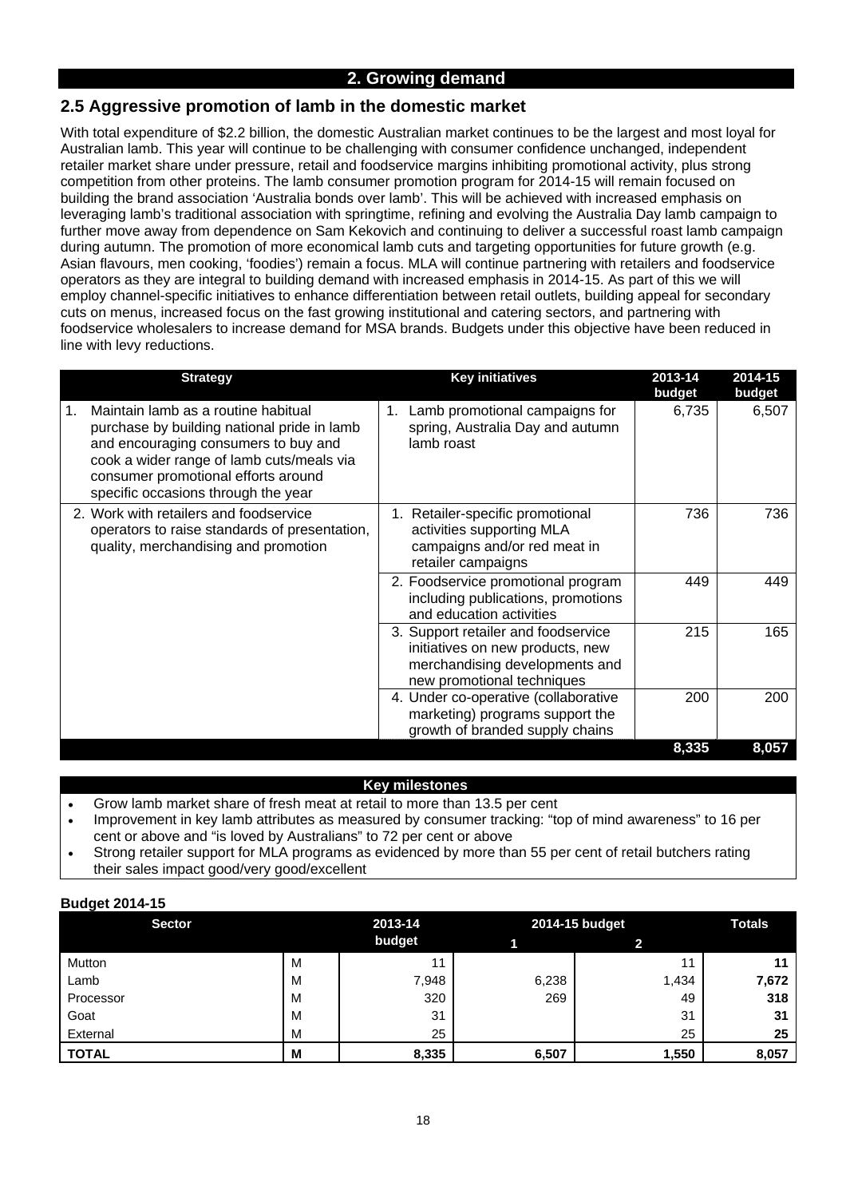## 2. Growing demand

### 2.5 Aggressive promotion of lamb in the domestic market

With total expenditure of $2.2 billion, the domestic Australian market continues to be the largest and most loyal for Australian lamb. This year will continue to be challenging with consumer confidence unchanged, independent retailer market share under pressure, retail and foodservice margins inhibiting promotional activity, plus strong competition from other proteins. The lamb consumer promotion program for 2014-15 will remain focused on building the brand association 'Australia bonds over lamb'. This will be achieved with increased emphasis on leveraging lamb's traditional association with springtime, refining and evolving the Australia Day lamb campaign to further move away from dependence on Sam Kekovich and continuing to deliver a successful roast lamb campaign during autumn. The promotion of more economical lamb cuts and targeting opportunities for future growth (e.g. Asian flavours, men cooking, 'foodies') remain a focus. MLA will continue partnering with retailers and foodservice operators as they are integral to building demand with increased emphasis in 2014-15. As part of this we will employ channel-specific initiatives to enhance differentiation between retail outlets, building appeal for secondary cuts on menus, increased focus on the fast growing institutional and catering sectors, and partnering with foodservice wholesalers to increase demand for MSA brands. Budgets under this objective have been reduced in line with levy reductions.

| Strategy | Key initiatives | 2013-14 budget | 2014-15 budget |
|---|---|---|---|
| 1. Maintain lamb as a routine habitual purchase by building national pride in lamb and encouraging consumers to buy and cook a wider range of lamb cuts/meals via consumer promotional efforts around specific occasions through the year | 1. Lamb promotional campaigns for spring, Australia Day and autumn lamb roast | 6,735 | 6,507 |
| 2. Work with retailers and foodservice operators to raise standards of presentation, quality, merchandising and promotion | 1. Retailer-specific promotional activities supporting MLA campaigns and/or red meat in retailer campaigns | 736 | 736 |
| | 2. Foodservice promotional program including publications, promotions and education activities | 449 | 449 |
| | 3. Support retailer and foodservice initiatives on new products, new merchandising developments and new promotional techniques | 215 | 165 |
| | 4. Under co-operative (collaborative marketing) programs support the growth of branded supply chains | 200 | 200 |
| | | **8,335** | **8,057** |

**Key milestones**

- Grow lamb market share of fresh meat at retail to more than 13.5 per cent
- Improvement in key lamb attributes as measured by consumer tracking: "top of mind awareness" to 16 per cent or above and "is loved by Australians" to 72 per cent or above
- Strong retailer support for MLA programs as evidenced by more than 55 per cent of retail butchers rating their sales impact good/very good/excellent

**Budget 2014-15**

| Sector | | 2013-14 budget | 2014-15 budget 1 | 2014-15 budget 2 | Totals |
|---|---|---|---|---|---|
| Mutton | M | 11 | | 11 | **11** |
| Lamb | M | 7,948 | 6,238 | 1,434 | **7,672** |
| Processor | M | 320 | 269 | 49 | **318** |
| Goat | M | 31 | | 31 | **31** |
| External | M | 25 | | 25 | **25** |
| **TOTAL** | **M** | **8,335** | **6,507** | **1,550** | **8,057** |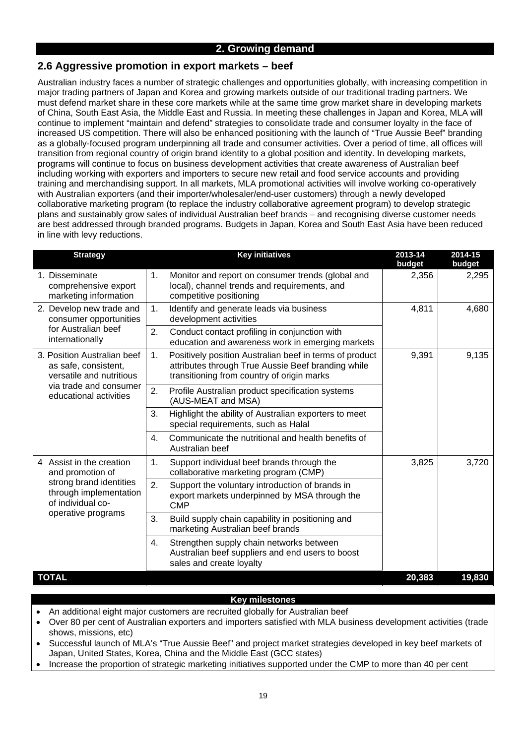## 2. Growing demand

### 2.6 Aggressive promotion in export markets – beef

Australian industry faces a number of strategic challenges and opportunities globally, with increasing competition in major trading partners of Japan and Korea and growing markets outside of our traditional trading partners. We must defend market share in these core markets while at the same time grow market share in developing markets of China, South East Asia, the Middle East and Russia. In meeting these challenges in Japan and Korea, MLA will continue to implement "maintain and defend" strategies to consolidate trade and consumer loyalty in the face of increased US competition. There will also be enhanced positioning with the launch of "True Aussie Beef" branding as a globally-focused program underpinning all trade and consumer activities. Over a period of time, all offices will transition from regional country of origin brand identity to a global position and identity. In developing markets, programs will continue to focus on business development activities that create awareness of Australian beef including working with exporters and importers to secure new retail and food service accounts and providing training and merchandising support. In all markets, MLA promotional activities will involve working co-operatively with Australian exporters (and their importer/wholesaler/end-user customers) through a newly developed collaborative marketing program (to replace the industry collaborative agreement program) to develop strategic plans and sustainably grow sales of individual Australian beef brands – and recognising diverse customer needs are best addressed through branded programs. Budgets in Japan, Korea and South East Asia have been reduced in line with levy reductions.

| Strategy | Key initiatives | 2013-14 budget | 2014-15 budget |
|---|---|---|---|
| 1. Disseminate comprehensive export marketing information | 1. Monitor and report on consumer trends (global and local), channel trends and requirements, and competitive positioning | 2,356 | 2,295 |
| 2. Develop new trade and consumer opportunities for Australian beef internationally | 1. Identify and generate leads via business development activities | 4,811 | 4,680 |
| | 2. Conduct contact profiling in conjunction with education and awareness work in emerging markets | | |
| 3. Position Australian beef as safe, consistent, versatile and nutritious via trade and consumer educational activities | 1. Positively position Australian beef in terms of product attributes through True Aussie Beef branding while transitioning from country of origin marks | 9,391 | 9,135 |
| | 2. Profile Australian product specification systems (AUS-MEAT and MSA) | | |
| | 3. Highlight the ability of Australian exporters to meet special requirements, such as Halal | | |
| | 4. Communicate the nutritional and health benefits of Australian beef | | |
| 4 Assist in the creation and promotion of strong brand identities through implementation of individual co-operative programs | 1. Support individual beef brands through the collaborative marketing program (CMP) | 3,825 | 3,720 |
| | 2. Support the voluntary introduction of brands in export markets underpinned by MSA through the CMP | | |
| | 3. Build supply chain capability in positioning and marketing Australian beef brands | | |
| | 4. Strengthen supply chain networks between Australian beef suppliers and end users to boost sales and create loyalty | | |
| **TOTAL** | | **20,383** | **19,830** |

**Key milestones**

- An additional eight major customers are recruited globally for Australian beef
- Over 80 per cent of Australian exporters and importers satisfied with MLA business development activities (trade shows, missions, etc)
- Successful launch of MLA's "True Aussie Beef" and project market strategies developed in key beef markets of Japan, United States, Korea, China and the Middle East (GCC states)
- Increase the proportion of strategic marketing initiatives supported under the CMP to more than 40 per cent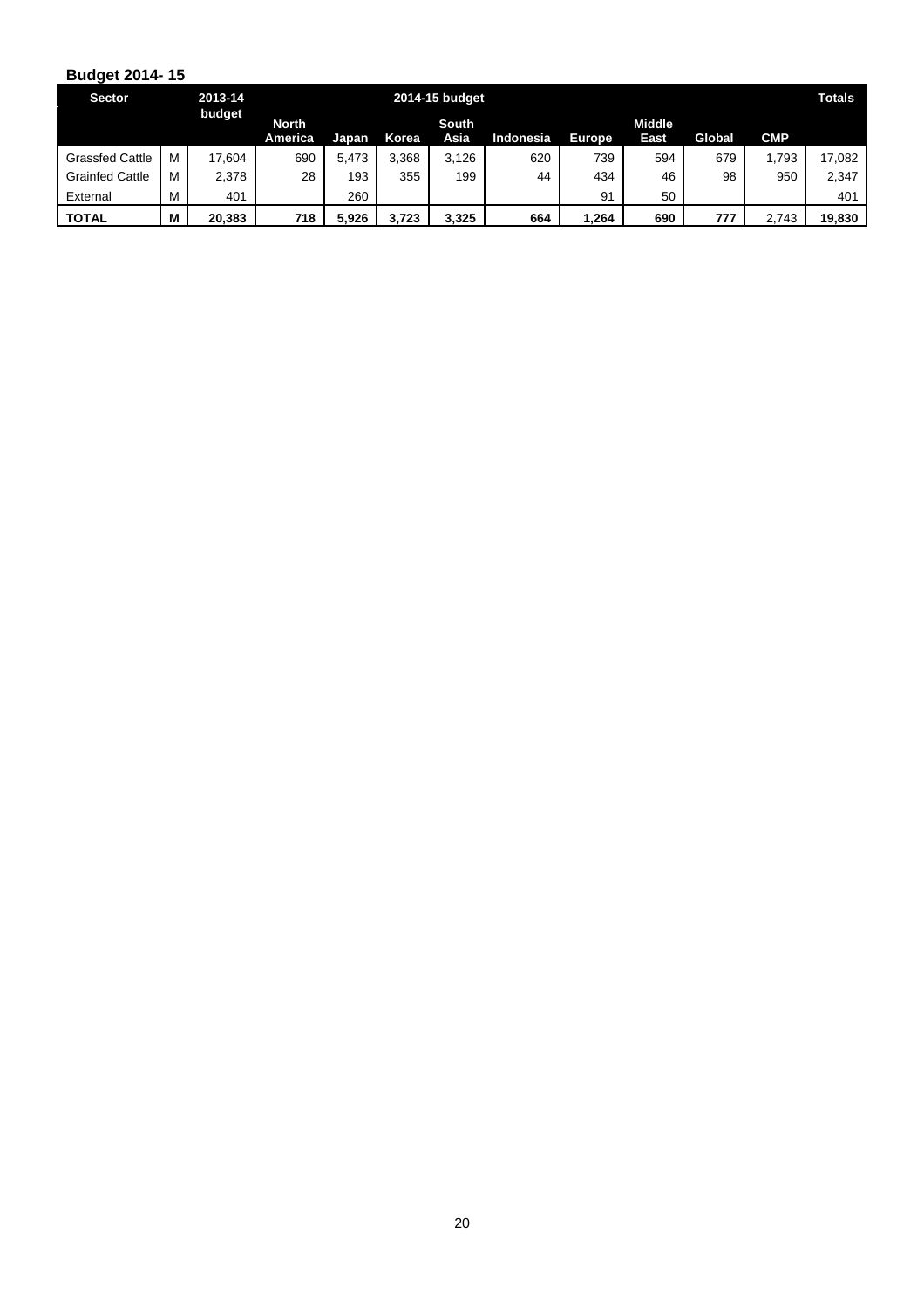**Budget 2014- 15**

| Sector | | 2013-14 budget | 2014-15 budget | | | | | | | | | Totals |
|---|---|---|---|---|---|---|---|---|---|---|---|---|
| | | | North America | Japan | Korea | South Asia | Indonesia | Europe | Middle East | Global | CMP | |
| Grassfed Cattle | M | 17,604 | 690 | 5,473 | 3,368 | 3,126 | 620 | 739 | 594 | 679 | 1,793 | 17,082 |
| Grainfed Cattle | M | 2,378 | 28 | 193 | 355 | 199 | 44 | 434 | 46 | 98 | 950 | 2,347 |
| External | M | 401 | | 260 | | | | 91 | 50 | | | 401 |
| **TOTAL** | **M** | **20,383** | **718** | **5,926** | **3,723** | **3,325** | **664** | **1,264** | **690** | **777** | 2,743 | **19,830** |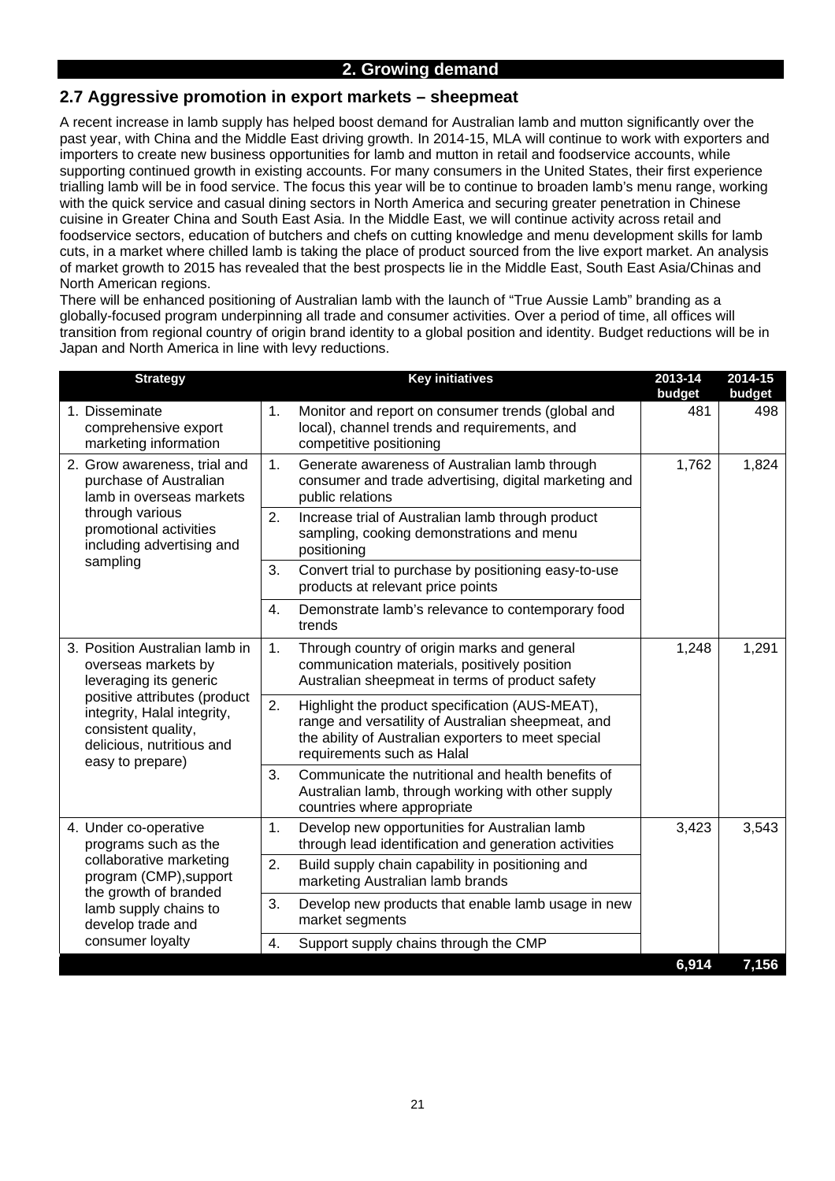## 2. Growing demand

## 2.7 Aggressive promotion in export markets – sheepmeat

A recent increase in lamb supply has helped boost demand for Australian lamb and mutton significantly over the past year, with China and the Middle East driving growth. In 2014-15, MLA will continue to work with exporters and importers to create new business opportunities for lamb and mutton in retail and foodservice accounts, while supporting continued growth in existing accounts. For many consumers in the United States, their first experience trialling lamb will be in food service. The focus this year will be to continue to broaden lamb's menu range, working with the quick service and casual dining sectors in North America and securing greater penetration in Chinese cuisine in Greater China and South East Asia. In the Middle East, we will continue activity across retail and foodservice sectors, education of butchers and chefs on cutting knowledge and menu development skills for lamb cuts, in a market where chilled lamb is taking the place of product sourced from the live export market. An analysis of market growth to 2015 has revealed that the best prospects lie in the Middle East, South East Asia/Chinas and North American regions.

There will be enhanced positioning of Australian lamb with the launch of "True Aussie Lamb" branding as a globally-focused program underpinning all trade and consumer activities. Over a period of time, all offices will transition from regional country of origin brand identity to a global position and identity. Budget reductions will be in Japan and North America in line with levy reductions.

| Strategy | Key initiatives | 2013-14 budget | 2014-15 budget |
|---|---|---|---|
| 1. Disseminate comprehensive export marketing information | 1. Monitor and report on consumer trends (global and local), channel trends and requirements, and competitive positioning | 481 | 498 |
| 2. Grow awareness, trial and purchase of Australian lamb in overseas markets through various promotional activities including advertising and sampling | 1. Generate awareness of Australian lamb through consumer and trade advertising, digital marketing and public relations | 1,762 | 1,824 |
| | 2. Increase trial of Australian lamb through product sampling, cooking demonstrations and menu positioning | | |
| | 3. Convert trial to purchase by positioning easy-to-use products at relevant price points | | |
| | 4. Demonstrate lamb's relevance to contemporary food trends | | |
| 3. Position Australian lamb in overseas markets by leveraging its generic positive attributes (product integrity, Halal integrity, consistent quality, delicious, nutritious and easy to prepare) | 1. Through country of origin marks and general communication materials, positively position Australian sheepmeat in terms of product safety | 1,248 | 1,291 |
| | 2. Highlight the product specification (AUS-MEAT), range and versatility of Australian sheepmeat, and the ability of Australian exporters to meet special requirements such as Halal | | |
| | 3. Communicate the nutritional and health benefits of Australian lamb, through working with other supply countries where appropriate | | |
| 4. Under co-operative programs such as the collaborative marketing program (CMP),support the growth of branded lamb supply chains to develop trade and consumer loyalty | 1. Develop new opportunities for Australian lamb through lead identification and generation activities | 3,423 | 3,543 |
| | 2. Build supply chain capability in positioning and marketing Australian lamb brands | | |
| | 3. Develop new products that enable lamb usage in new market segments | | |
| | 4. Support supply chains through the CMP | | |
| | | **6,914** | **7,156** |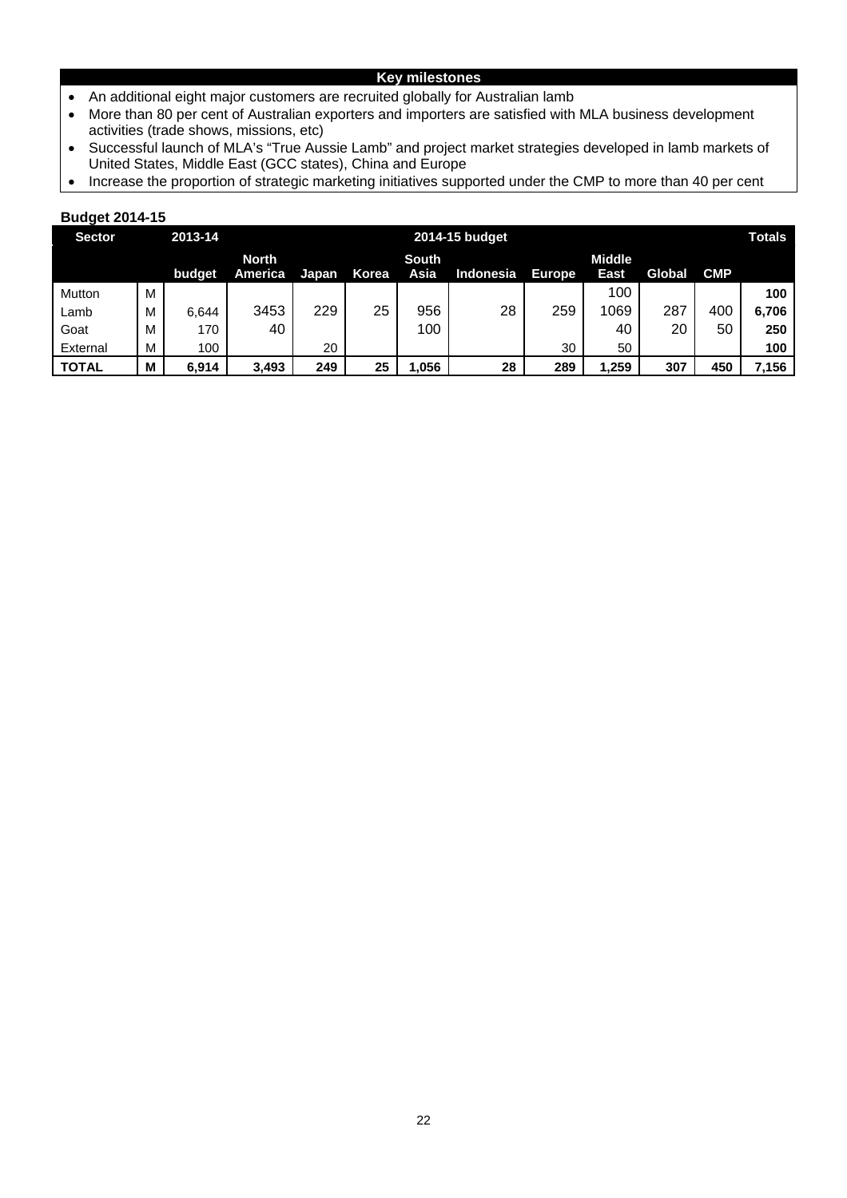**Key milestones**

- An additional eight major customers are recruited globally for Australian lamb
- More than 80 per cent of Australian exporters and importers are satisfied with MLA business development activities (trade shows, missions, etc)
- Successful launch of MLA's "True Aussie Lamb" and project market strategies developed in lamb markets of United States, Middle East (GCC states), China and Europe
- Increase the proportion of strategic marketing initiatives supported under the CMP to more than 40 per cent

**Budget 2014-15**

| Sector | | 2013-14 | 2014-15 budget | | | | | | | | | Totals |
|---|---|---|---|---|---|---|---|---|---|---|---|---|
| | | budget | North America | Japan | Korea | South Asia | Indonesia | Europe | Middle East | Global | CMP | |
| Mutton | M | | | | | | | | 100 | | | **100** |
| Lamb | M | 6,644 | 3453 | 229 | 25 | 956 | 28 | 259 | 1069 | 287 | 400 | **6,706** |
| Goat | M | 170 | 40 | | | 100 | | | 40 | 20 | 50 | **250** |
| External | M | 100 | | 20 | | | | 30 | 50 | | | **100** |
| **TOTAL** | **M** | **6,914** | **3,493** | **249** | **25** | **1,056** | **28** | **289** | **1,259** | **307** | **450** | **7,156** |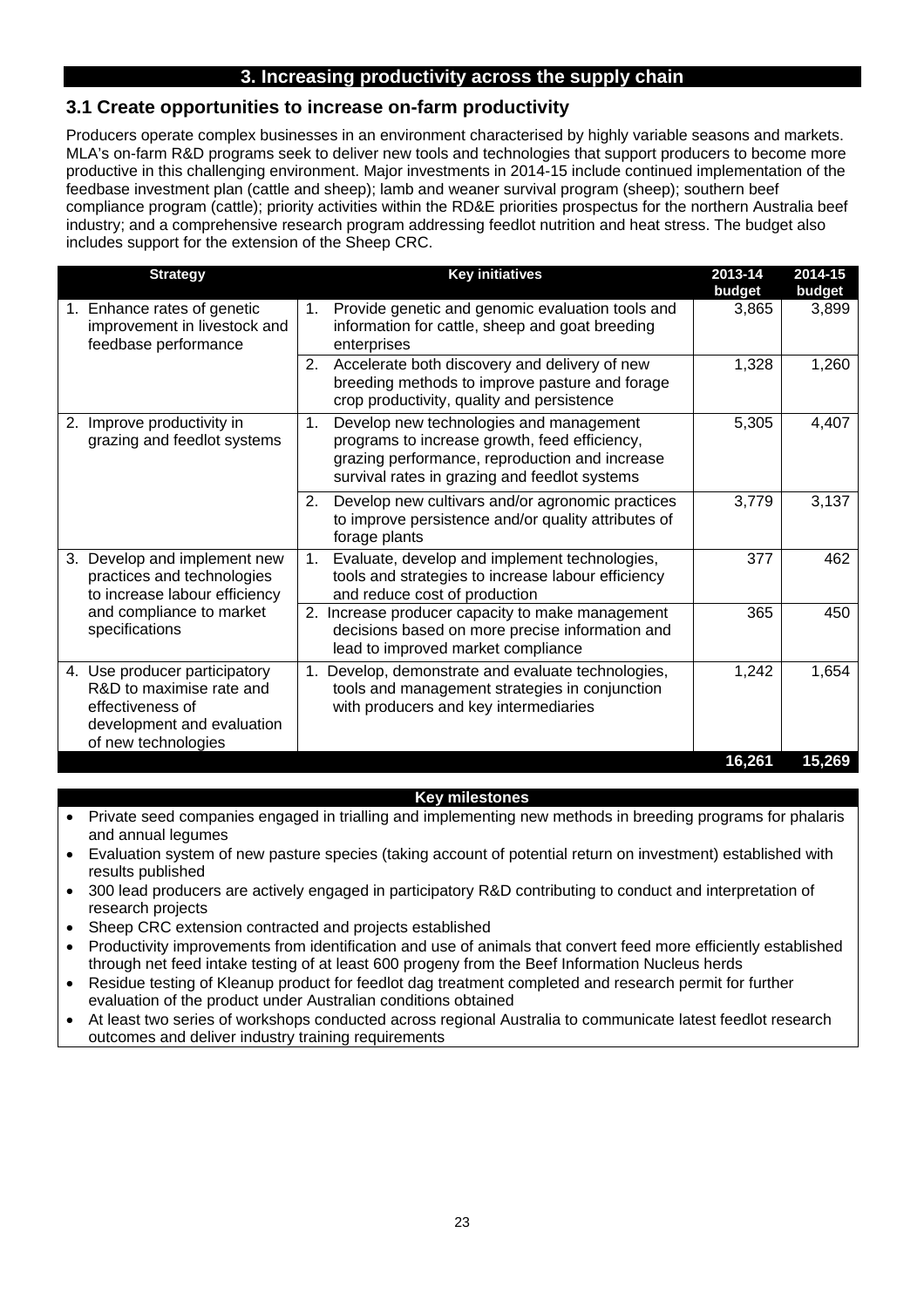## 3. Increasing productivity across the supply chain

### 3.1 Create opportunities to increase on-farm productivity

Producers operate complex businesses in an environment characterised by highly variable seasons and markets. MLA's on-farm R&D programs seek to deliver new tools and technologies that support producers to become more productive in this challenging environment. Major investments in 2014-15 include continued implementation of the feedbase investment plan (cattle and sheep); lamb and weaner survival program (sheep); southern beef compliance program (cattle); priority activities within the RD&E priorities prospectus for the northern Australia beef industry; and a comprehensive research program addressing feedlot nutrition and heat stress. The budget also includes support for the extension of the Sheep CRC.

| Strategy | Key initiatives | 2013-14 budget | 2014-15 budget |
|---|---|---|---|
| 1. Enhance rates of genetic improvement in livestock and feedbase performance | 1. Provide genetic and genomic evaluation tools and information for cattle, sheep and goat breeding enterprises | 3,865 | 3,899 |
| | 2. Accelerate both discovery and delivery of new breeding methods to improve pasture and forage crop productivity, quality and persistence | 1,328 | 1,260 |
| 2. Improve productivity in grazing and feedlot systems | 1. Develop new technologies and management programs to increase growth, feed efficiency, grazing performance, reproduction and increase survival rates in grazing and feedlot systems | 5,305 | 4,407 |
| | 2. Develop new cultivars and/or agronomic practices to improve persistence and/or quality attributes of forage plants | 3,779 | 3,137 |
| 3. Develop and implement new practices and technologies to increase labour efficiency and compliance to market specifications | 1. Evaluate, develop and implement technologies, tools and strategies to increase labour efficiency and reduce cost of production | 377 | 462 |
| | 2. Increase producer capacity to make management decisions based on more precise information and lead to improved market compliance | 365 | 450 |
| 4. Use producer participatory R&D to maximise rate and effectiveness of development and evaluation of new technologies | 1. Develop, demonstrate and evaluate technologies, tools and management strategies in conjunction with producers and key intermediaries | 1,242 | 1,654 |
| | | **16,261** | **15,269** |

**Key milestones**

- Private seed companies engaged in trialling and implementing new methods in breeding programs for phalaris and annual legumes
- Evaluation system of new pasture species (taking account of potential return on investment) established with results published
- 300 lead producers are actively engaged in participatory R&D contributing to conduct and interpretation of research projects
- Sheep CRC extension contracted and projects established
- Productivity improvements from identification and use of animals that convert feed more efficiently established through net feed intake testing of at least 600 progeny from the Beef Information Nucleus herds
- Residue testing of Kleanup product for feedlot dag treatment completed and research permit for further evaluation of the product under Australian conditions obtained
- At least two series of workshops conducted across regional Australia to communicate latest feedlot research outcomes and deliver industry training requirements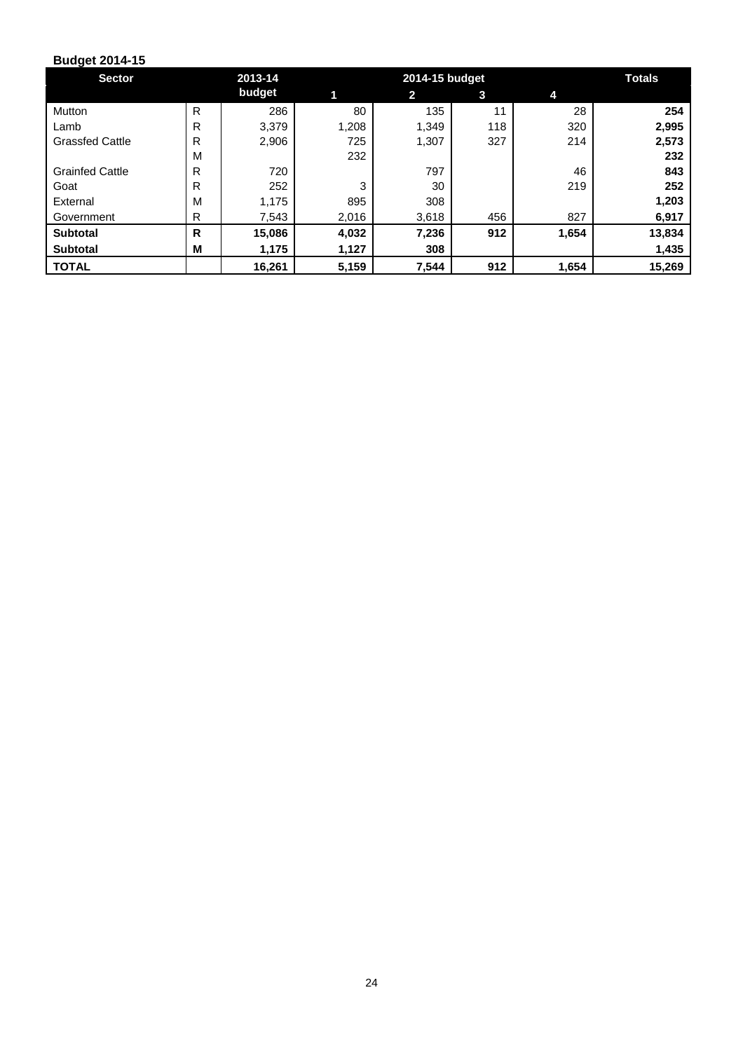**Budget 2014-15**

| Sector | | 2013-14 | 2014-15 budget | | | | Totals |
|---|---|---|---|---|---|---|---|
| | | budget | 1 | 2 | 3 | 4 | |
| Mutton | R | 286 | 80 | 135 | 11 | 28 | **254** |
| Lamb | R | 3,379 | 1,208 | 1,349 | 118 | 320 | **2,995** |
| Grassfed Cattle | R | 2,906 | 725 | 1,307 | 327 | 214 | **2,573** |
| | M | | 232 | | | | **232** |
| Grainfed Cattle | R | 720 | | 797 | | 46 | **843** |
| Goat | R | 252 | 3 | 30 | | 219 | **252** |
| External | M | 1,175 | 895 | 308 | | | **1,203** |
| Government | R | 7,543 | 2,016 | 3,618 | 456 | 827 | **6,917** |
| **Subtotal** | **R** | **15,086** | **4,032** | **7,236** | **912** | **1,654** | **13,834** |
| **Subtotal** | **M** | **1,175** | **1,127** | **308** | | | **1,435** |
| **TOTAL** | | **16,261** | **5,159** | **7,544** | **912** | **1,654** | **15,269** |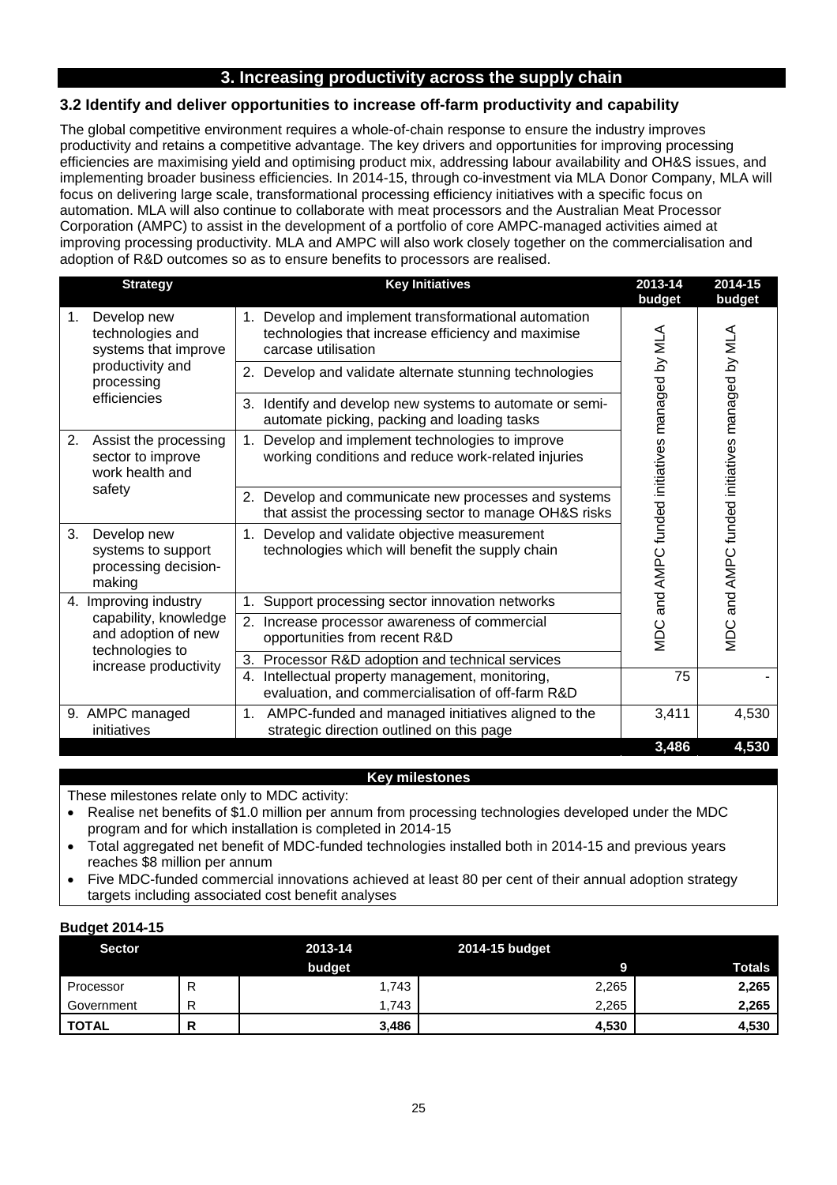## 3. Increasing productivity across the supply chain

### 3.2 Identify and deliver opportunities to increase off-farm productivity and capability

The global competitive environment requires a whole-of-chain response to ensure the industry improves productivity and retains a competitive advantage. The key drivers and opportunities for improving processing efficiencies are maximising yield and optimising product mix, addressing labour availability and OH&S issues, and implementing broader business efficiencies. In 2014-15, through co-investment via MLA Donor Company, MLA will focus on delivering large scale, transformational processing efficiency initiatives with a specific focus on automation. MLA will also continue to collaborate with meat processors and the Australian Meat Processor Corporation (AMPC) to assist in the development of a portfolio of core AMPC-managed activities aimed at improving processing productivity. MLA and AMPC will also work closely together on the commercialisation and adoption of R&D outcomes so as to ensure benefits to processors are realised.

| Strategy | Key Initiatives | 2013-14 budget | 2014-15 budget |
|---|---|---|---|
| 1. Develop new technologies and systems that improve productivity and processing efficiencies | 1. Develop and implement transformational automation technologies that increase efficiency and maximise carcase utilisation | MDC and AMPC funded initiatives managed by MLA | MDC and AMPC funded initiatives managed by MLA |
| | 2. Develop and validate alternate stunning technologies | | |
| | 3. Identify and develop new systems to automate or semi-automate picking, packing and loading tasks | | |
| 2. Assist the processing sector to improve work health and safety | 1. Develop and implement technologies to improve working conditions and reduce work-related injuries | | |
| | 2. Develop and communicate new processes and systems that assist the processing sector to manage OH&S risks | | |
| 3. Develop new systems to support processing decision-making | 1. Develop and validate objective measurement technologies which will benefit the supply chain | | |
| 4. Improving industry capability, knowledge and adoption of new technologies to increase productivity | 1. Support processing sector innovation networks | | |
| | 2. Increase processor awareness of commercial opportunities from recent R&D | | |
| | 3. Processor R&D adoption and technical services | | |
| | 4. Intellectual property management, monitoring, evaluation, and commercialisation of off-farm R&D | 75 | - |
| 9. AMPC managed initiatives | 1. AMPC-funded and managed initiatives aligned to the strategic direction outlined on this page | 3,411 | 4,530 |
| | | **3,486** | **4,530** |

**Key milestones**

These milestones relate only to MDC activity:

- Realise net benefits of $1.0 million per annum from processing technologies developed under the MDC program and for which installation is completed in 2014-15
- Total aggregated net benefit of MDC-funded technologies installed both in 2014-15 and previous years reaches $8 million per annum
- Five MDC-funded commercial innovations achieved at least 80 per cent of their annual adoption strategy targets including associated cost benefit analyses

**Budget 2014-15**

| Sector | | 2013-14 budget | 2014-15 budget 9 | Totals |
|---|---|---|---|---|
| Processor | R | 1,743 | 2,265 | **2,265** |
| Government | R | 1,743 | 2,265 | **2,265** |
| **TOTAL** | **R** | **3,486** | **4,530** | **4,530** |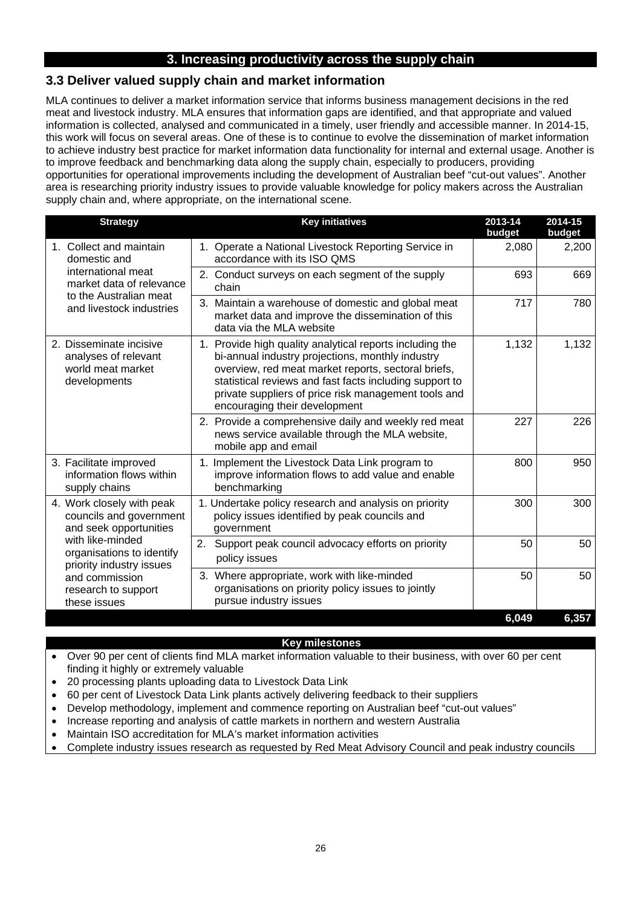## 3. Increasing productivity across the supply chain

### 3.3 Deliver valued supply chain and market information

MLA continues to deliver a market information service that informs business management decisions in the red meat and livestock industry. MLA ensures that information gaps are identified, and that appropriate and valued information is collected, analysed and communicated in a timely, user friendly and accessible manner. In 2014-15, this work will focus on several areas. One of these is to continue to evolve the dissemination of market information to achieve industry best practice for market information data functionality for internal and external usage. Another is to improve feedback and benchmarking data along the supply chain, especially to producers, providing opportunities for operational improvements including the development of Australian beef "cut-out values". Another area is researching priority industry issues to provide valuable knowledge for policy makers across the Australian supply chain and, where appropriate, on the international scene.

| Strategy | Key initiatives | 2013-14 budget | 2014-15 budget |
|---|---|---|---|
| 1. Collect and maintain domestic and international meat market data of relevance to the Australian meat and livestock industries | 1. Operate a National Livestock Reporting Service in accordance with its ISO QMS | 2,080 | 2,200 |
| | 2. Conduct surveys on each segment of the supply chain | 693 | 669 |
| | 3. Maintain a warehouse of domestic and global meat market data and improve the dissemination of this data via the MLA website | 717 | 780 |
| 2. Disseminate incisive analyses of relevant world meat market developments | 1. Provide high quality analytical reports including the bi-annual industry projections, monthly industry overview, red meat market reports, sectoral briefs, statistical reviews and fast facts including support to private suppliers of price risk management tools and encouraging their development | 1,132 | 1,132 |
| | 2. Provide a comprehensive daily and weekly red meat news service available through the MLA website, mobile app and email | 227 | 226 |
| 3. Facilitate improved information flows within supply chains | 1. Implement the Livestock Data Link program to improve information flows to add value and enable benchmarking | 800 | 950 |
| 4. Work closely with peak councils and government and seek opportunities with like-minded organisations to identify priority industry issues and commission research to support these issues | 1. Undertake policy research and analysis on priority policy issues identified by peak councils and government | 300 | 300 |
| | 2. Support peak council advocacy efforts on priority policy issues | 50 | 50 |
| | 3. Where appropriate, work with like-minded organisations on priority policy issues to jointly pursue industry issues | 50 | 50 |
| | | **6,049** | **6,357** |

**Key milestones**

- Over 90 per cent of clients find MLA market information valuable to their business, with over 60 per cent finding it highly or extremely valuable
- 20 processing plants uploading data to Livestock Data Link
- 60 per cent of Livestock Data Link plants actively delivering feedback to their suppliers
- Develop methodology, implement and commence reporting on Australian beef "cut-out values"
- Increase reporting and analysis of cattle markets in northern and western Australia
- Maintain ISO accreditation for MLA's market information activities
- Complete industry issues research as requested by Red Meat Advisory Council and peak industry councils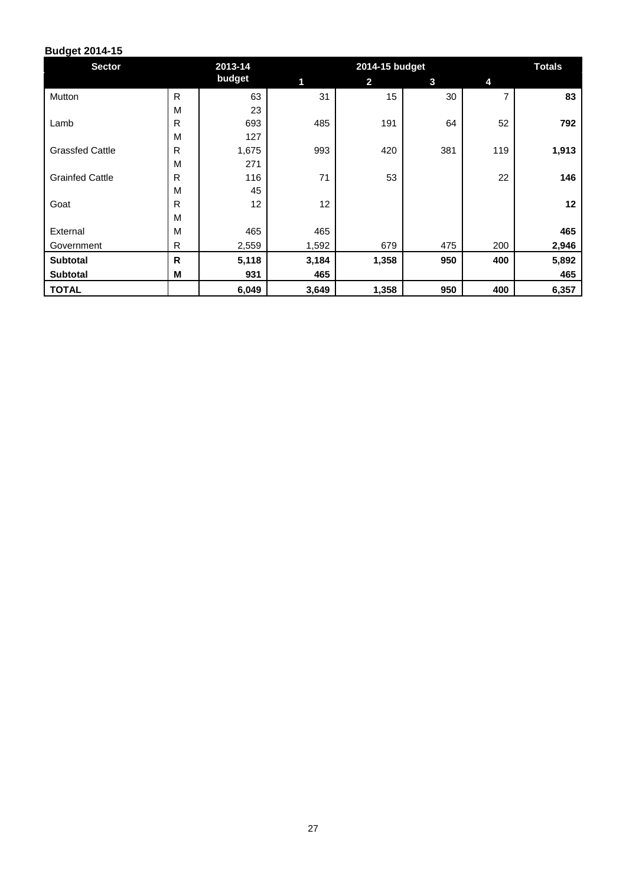**Budget 2014-15**

| Sector | | 2013-14 budget | 2014-15 budget | | | | Totals |
|---|---|---|---|---|---|---|---|
| | | | 1 | 2 | 3 | 4 | |
| Mutton | R | 63 | 31 | 15 | 30 | 7 | **83** |
| | M | 23 | | | | | |
| Lamb | R | 693 | 485 | 191 | 64 | 52 | **792** |
| | M | 127 | | | | | |
| Grassfed Cattle | R | 1,675 | 993 | 420 | 381 | 119 | **1,913** |
| | M | 271 | | | | | |
| Grainfed Cattle | R | 116 | 71 | 53 | | 22 | **146** |
| | M | 45 | | | | | |
| Goat | R | 12 | 12 | | | | **12** |
| | M | | | | | | |
| External | M | 465 | 465 | | | | **465** |
| Government | R | 2,559 | 1,592 | 679 | 475 | 200 | **2,946** |
| **Subtotal** | **R** | **5,118** | **3,184** | **1,358** | **950** | **400** | **5,892** |
| **Subtotal** | **M** | **931** | **465** | | | | **465** |
| **TOTAL** | | **6,049** | **3,649** | **1,358** | **950** | **400** | **6,357** |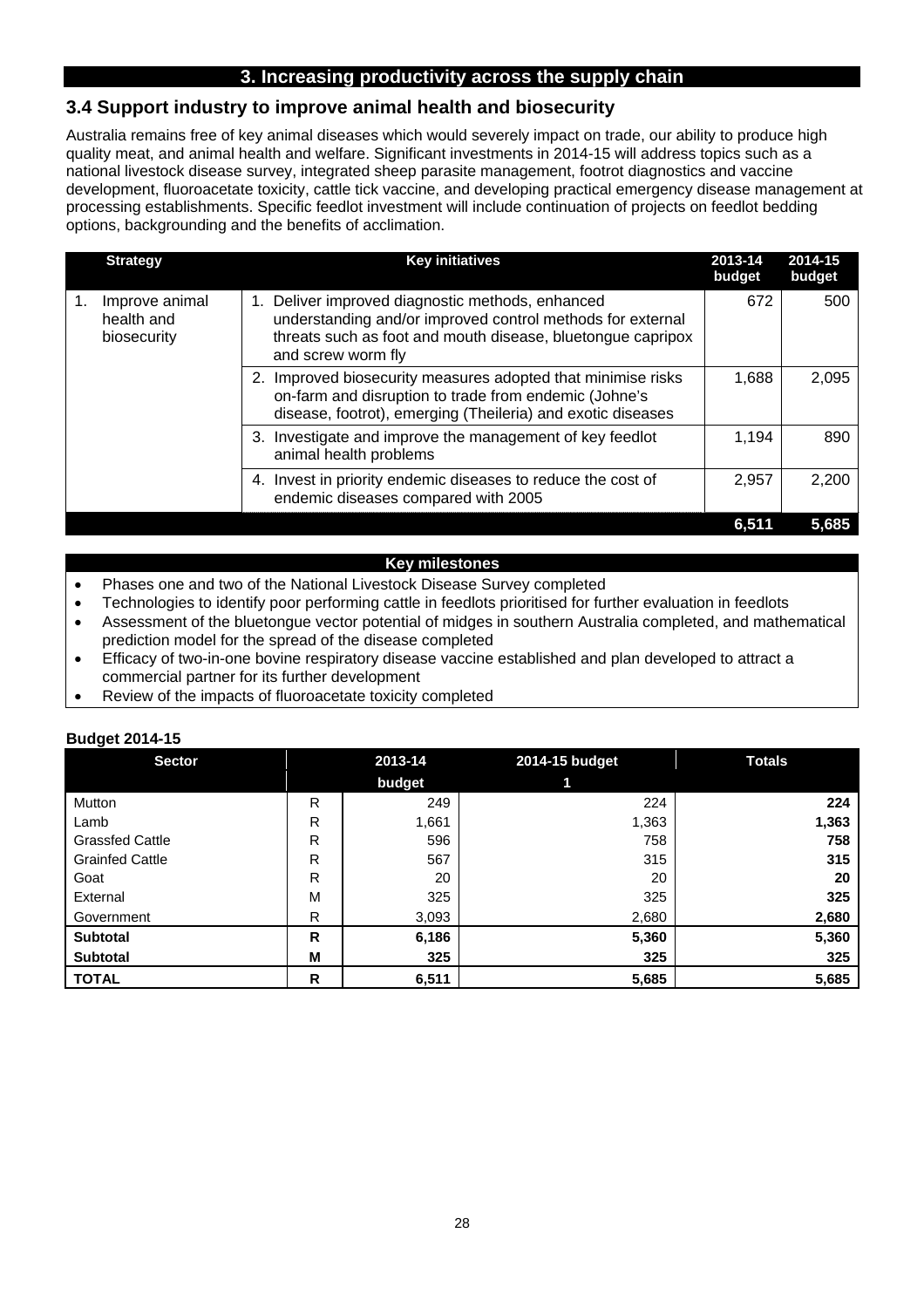## 3. Increasing productivity across the supply chain

### 3.4 Support industry to improve animal health and biosecurity

Australia remains free of key animal diseases which would severely impact on trade, our ability to produce high quality meat, and animal health and welfare. Significant investments in 2014-15 will address topics such as a national livestock disease survey, integrated sheep parasite management, footrot diagnostics and vaccine development, fluoroacetate toxicity, cattle tick vaccine, and developing practical emergency disease management at processing establishments. Specific feedlot investment will include continuation of projects on feedlot bedding options, backgrounding and the benefits of acclimation.

| Strategy | Key initiatives | 2013-14 budget | 2014-15 budget |
|---|---|---|---|
| 1. Improve animal health and biosecurity | 1. Deliver improved diagnostic methods, enhanced understanding and/or improved control methods for external threats such as foot and mouth disease, bluetongue capripox and screw worm fly | 672 | 500 |
| | 2. Improved biosecurity measures adopted that minimise risks on-farm and disruption to trade from endemic (Johne's disease, footrot), emerging (Theileria) and exotic diseases | 1,688 | 2,095 |
| | 3. Investigate and improve the management of key feedlot animal health problems | 1,194 | 890 |
| | 4. Invest in priority endemic diseases to reduce the cost of endemic diseases compared with 2005 | 2,957 | 2,200 |
| | | **6,511** | **5,685** |

**Key milestones**

- Phases one and two of the National Livestock Disease Survey completed
- Technologies to identify poor performing cattle in feedlots prioritised for further evaluation in feedlots
- Assessment of the bluetongue vector potential of midges in southern Australia completed, and mathematical prediction model for the spread of the disease completed
- Efficacy of two-in-one bovine respiratory disease vaccine established and plan developed to attract a commercial partner for its further development
- Review of the impacts of fluoroacetate toxicity completed

**Budget 2014-15**

| Sector | | 2013-14 budget | 2014-15 budget 1 | Totals |
|---|---|---|---|---|
| Mutton | R | 249 | 224 | **224** |
| Lamb | R | 1,661 | 1,363 | **1,363** |
| Grassfed Cattle | R | 596 | 758 | **758** |
| Grainfed Cattle | R | 567 | 315 | **315** |
| Goat | R | 20 | 20 | **20** |
| External | M | 325 | 325 | **325** |
| Government | R | 3,093 | 2,680 | **2,680** |
| **Subtotal** | **R** | **6,186** | **5,360** | **5,360** |
| **Subtotal** | **M** | **325** | **325** | **325** |
| **TOTAL** | **R** | **6,511** | **5,685** | **5,685** |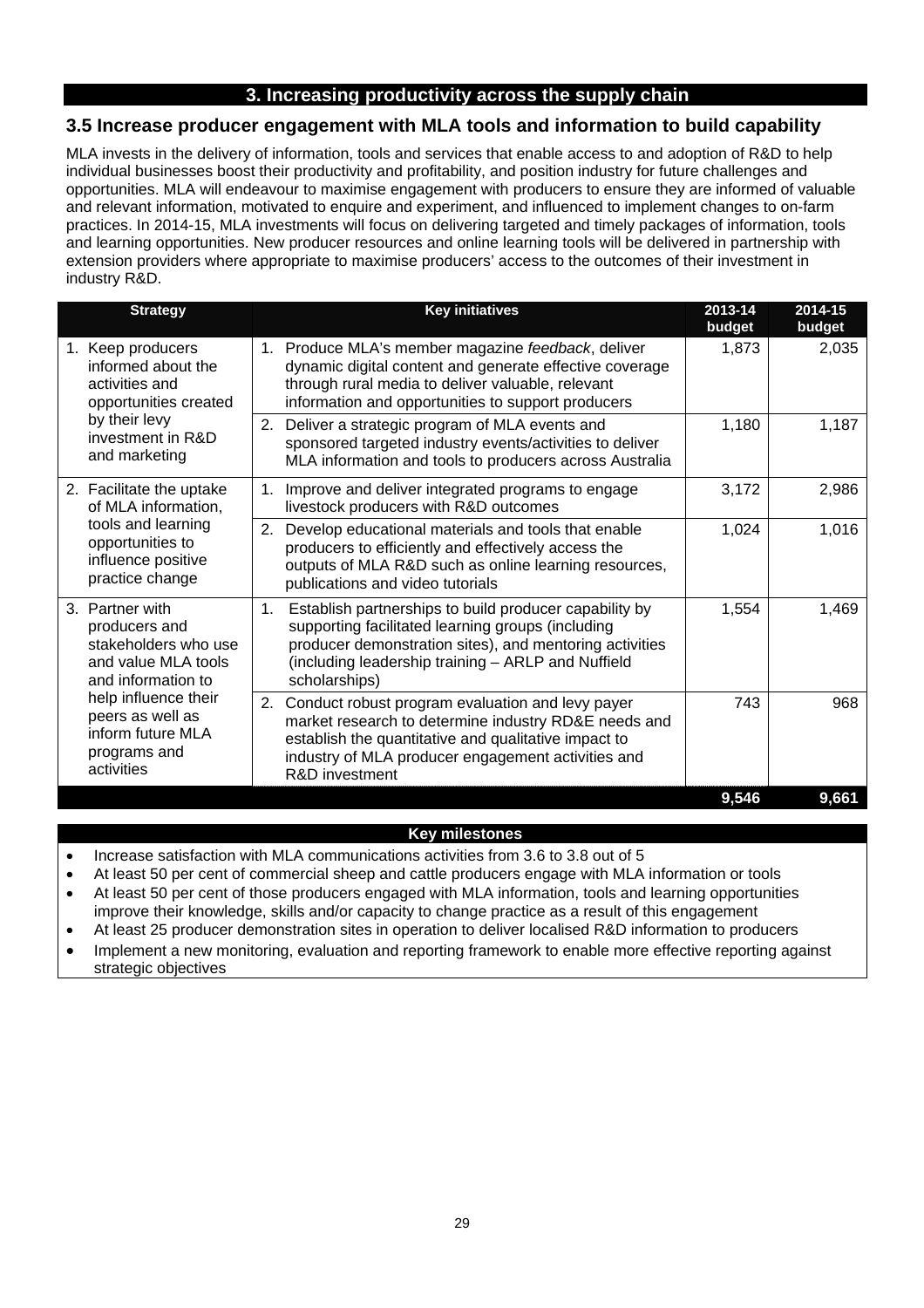## 3. Increasing productivity across the supply chain

### 3.5 Increase producer engagement with MLA tools and information to build capability

MLA invests in the delivery of information, tools and services that enable access to and adoption of R&D to help individual businesses boost their productivity and profitability, and position industry for future challenges and opportunities. MLA will endeavour to maximise engagement with producers to ensure they are informed of valuable and relevant information, motivated to enquire and experiment, and influenced to implement changes to on-farm practices. In 2014-15, MLA investments will focus on delivering targeted and timely packages of information, tools and learning opportunities. New producer resources and online learning tools will be delivered in partnership with extension providers where appropriate to maximise producers' access to the outcomes of their investment in industry R&D.

| Strategy | Key initiatives | 2013-14 budget | 2014-15 budget |
|---|---|---|---|
| 1. Keep producers informed about the activities and opportunities created by their levy investment in R&D and marketing | 1. Produce MLA's member magazine *feedback*, deliver dynamic digital content and generate effective coverage through rural media to deliver valuable, relevant information and opportunities to support producers | 1,873 | 2,035 |
| | 2. Deliver a strategic program of MLA events and sponsored targeted industry events/activities to deliver MLA information and tools to producers across Australia | 1,180 | 1,187 |
| 2. Facilitate the uptake of MLA information, tools and learning opportunities to influence positive practice change | 1. Improve and deliver integrated programs to engage livestock producers with R&D outcomes | 3,172 | 2,986 |
| | 2. Develop educational materials and tools that enable producers to efficiently and effectively access the outputs of MLA R&D such as online learning resources, publications and video tutorials | 1,024 | 1,016 |
| 3. Partner with producers and stakeholders who use and value MLA tools and information to help influence their peers as well as inform future MLA programs and activities | 1. Establish partnerships to build producer capability by supporting facilitated learning groups (including producer demonstration sites), and mentoring activities (including leadership training – ARLP and Nuffield scholarships) | 1,554 | 1,469 |
| | 2. Conduct robust program evaluation and levy payer market research to determine industry RD&E needs and establish the quantitative and qualitative impact to industry of MLA producer engagement activities and R&D investment | 743 | 968 |
| | | **9,546** | **9,661** |

**Key milestones**

- Increase satisfaction with MLA communications activities from 3.6 to 3.8 out of 5
- At least 50 per cent of commercial sheep and cattle producers engage with MLA information or tools
- At least 50 per cent of those producers engaged with MLA information, tools and learning opportunities improve their knowledge, skills and/or capacity to change practice as a result of this engagement
- At least 25 producer demonstration sites in operation to deliver localised R&D information to producers
- Implement a new monitoring, evaluation and reporting framework to enable more effective reporting against strategic objectives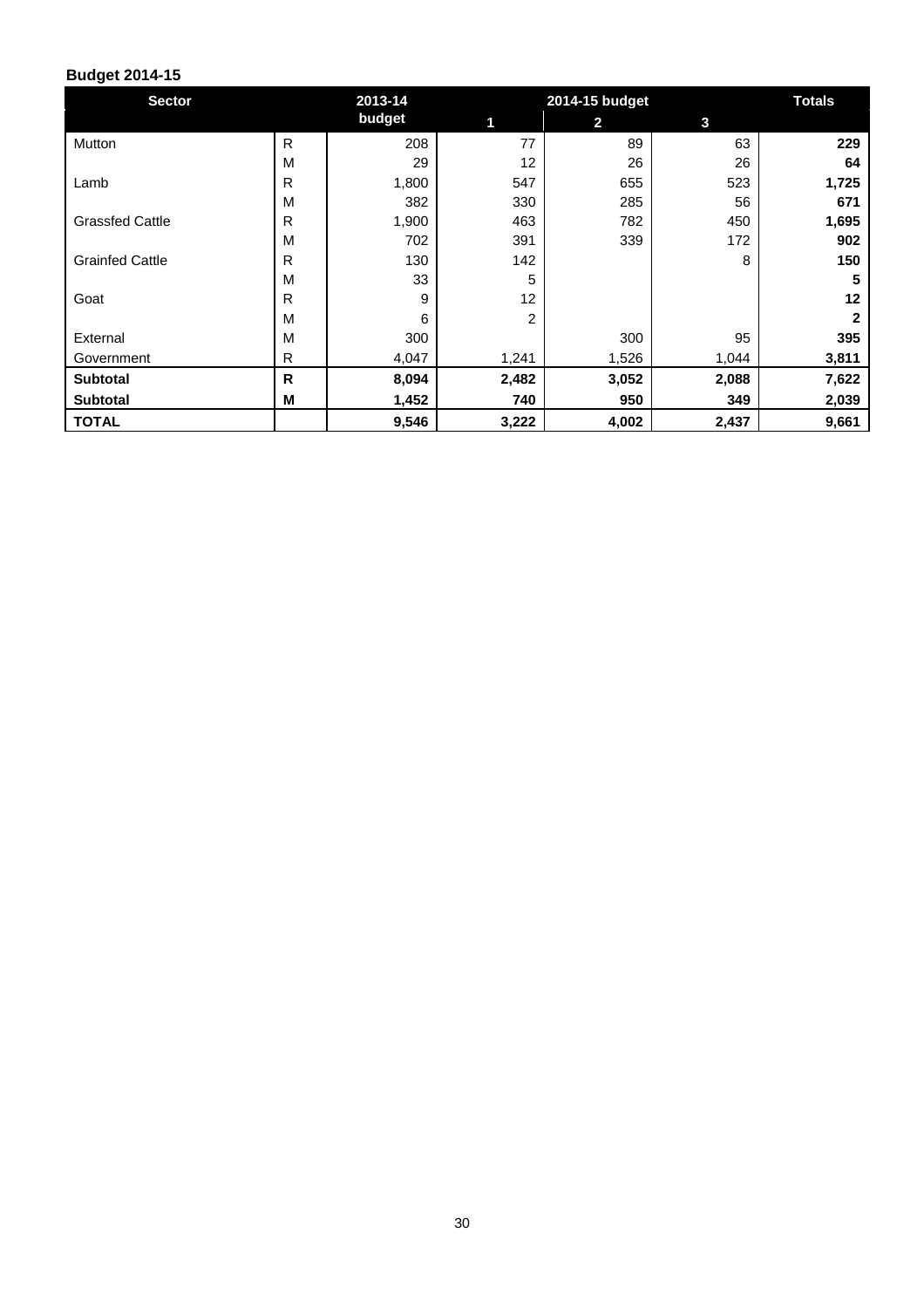**Budget 2014-15**

| Sector | | 2013-14 budget | 2014-15 budget | | | Totals |
|---|---|---|---|---|---|---|
| | | | 1 | 2 | 3 | |
| Mutton | R | 208 | 77 | 89 | 63 | **229** |
| | M | 29 | 12 | 26 | 26 | **64** |
| Lamb | R | 1,800 | 547 | 655 | 523 | **1,725** |
| | M | 382 | 330 | 285 | 56 | **671** |
| Grassfed Cattle | R | 1,900 | 463 | 782 | 450 | **1,695** |
| | M | 702 | 391 | 339 | 172 | **902** |
| Grainfed Cattle | R | 130 | 142 | | 8 | **150** |
| | M | 33 | 5 | | | **5** |
| Goat | R | 9 | 12 | | | **12** |
| | M | 6 | 2 | | | **2** |
| External | M | 300 | | 300 | 95 | **395** |
| Government | R | 4,047 | 1,241 | 1,526 | 1,044 | **3,811** |
| **Subtotal** | **R** | **8,094** | **2,482** | **3,052** | **2,088** | **7,622** |
| **Subtotal** | **M** | **1,452** | **740** | **950** | **349** | **2,039** |
| **TOTAL** | | **9,546** | **3,222** | **4,002** | **2,437** | **9,661** |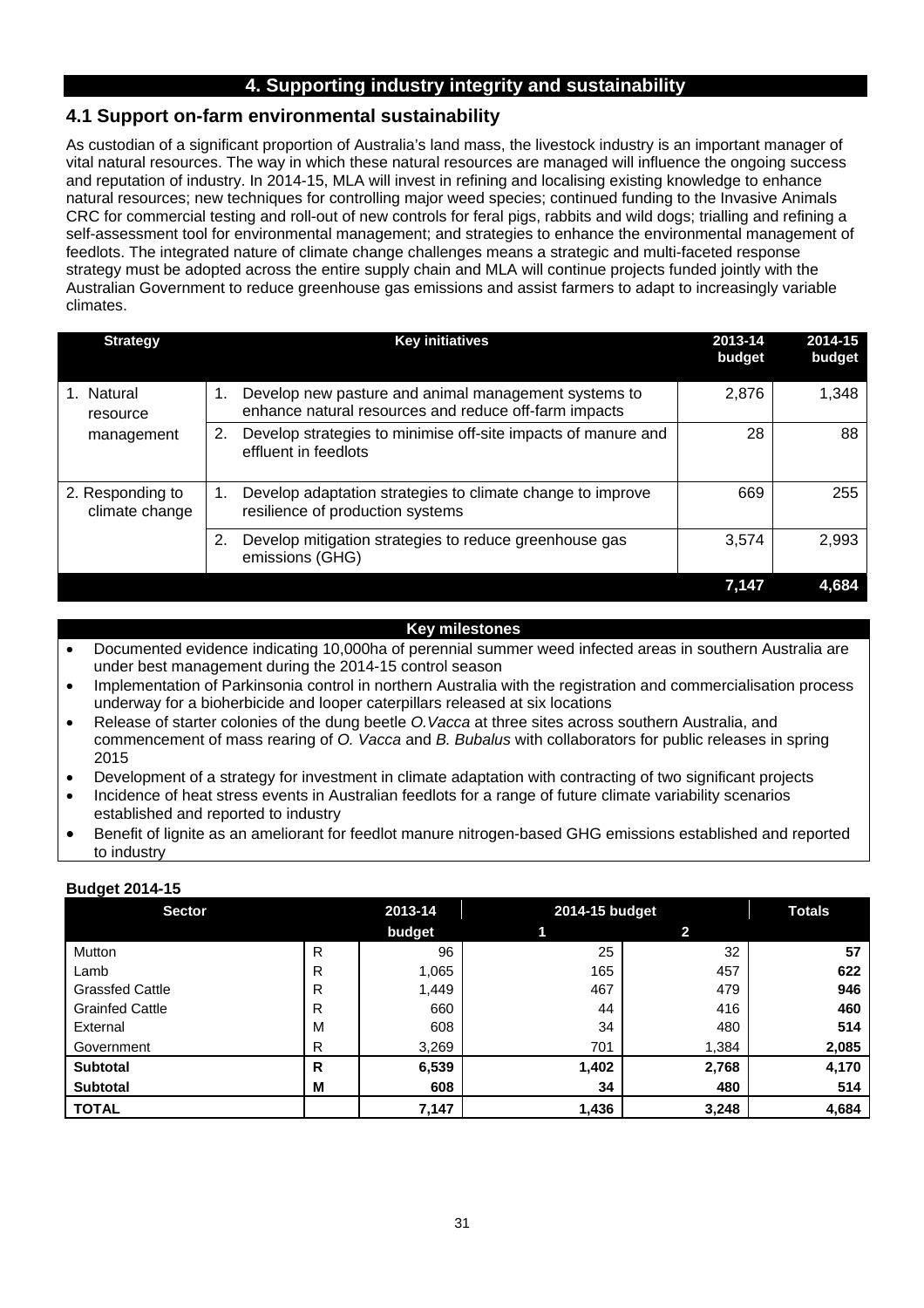# 4. Supporting industry integrity and sustainability

## 4.1 Support on-farm environmental sustainability

As custodian of a significant proportion of Australia's land mass, the livestock industry is an important manager of vital natural resources. The way in which these natural resources are managed will influence the ongoing success and reputation of industry. In 2014-15, MLA will invest in refining and localising existing knowledge to enhance natural resources; new techniques for controlling major weed species; continued funding to the Invasive Animals CRC for commercial testing and roll-out of new controls for feral pigs, rabbits and wild dogs; trialling and refining a self-assessment tool for environmental management; and strategies to enhance the environmental management of feedlots. The integrated nature of climate change challenges means a strategic and multi-faceted response strategy must be adopted across the entire supply chain and MLA will continue projects funded jointly with the Australian Government to reduce greenhouse gas emissions and assist farmers to adapt to increasingly variable climates.

| Strategy | Key initiatives | 2013-14 budget | 2014-15 budget |
|---|---|---|---|
| 1. Natural resource management | 1. Develop new pasture and animal management systems to enhance natural resources and reduce off-farm impacts | 2,876 | 1,348 |
| | 2. Develop strategies to minimise off-site impacts of manure and effluent in feedlots | 28 | 88 |
| 2. Responding to climate change | 1. Develop adaptation strategies to climate change to improve resilience of production systems | 669 | 255 |
| | 2. Develop mitigation strategies to reduce greenhouse gas emissions (GHG) | 3,574 | 2,993 |
| | | **7,147** | **4,684** |

**Key milestones**

- Documented evidence indicating 10,000ha of perennial summer weed infected areas in southern Australia are under best management during the 2014-15 control season
- Implementation of Parkinsonia control in northern Australia with the registration and commercialisation process underway for a bioherbicide and looper caterpillars released at six locations
- Release of starter colonies of the dung beetle *O.Vacca* at three sites across southern Australia, and commencement of mass rearing of *O. Vacca* and *B. Bubalus* with collaborators for public releases in spring 2015
- Development of a strategy for investment in climate adaptation with contracting of two significant projects
- Incidence of heat stress events in Australian feedlots for a range of future climate variability scenarios established and reported to industry
- Benefit of lignite as an ameliorant for feedlot manure nitrogen-based GHG emissions established and reported to industry

**Budget 2014-15**

| Sector | | 2013-14 budget | 2014-15 budget 1 | 2014-15 budget 2 | Totals |
|---|---|---|---|---|---|
| Mutton | R | 96 | 25 | 32 | **57** |
| Lamb | R | 1,065 | 165 | 457 | **622** |
| Grassfed Cattle | R | 1,449 | 467 | 479 | **946** |
| Grainfed Cattle | R | 660 | 44 | 416 | **460** |
| External | M | 608 | 34 | 480 | **514** |
| Government | R | 3,269 | 701 | 1,384 | **2,085** |
| **Subtotal** | **R** | **6,539** | **1,402** | **2,768** | **4,170** |
| **Subtotal** | **M** | **608** | **34** | **480** | **514** |
| **TOTAL** | | **7,147** | **1,436** | **3,248** | **4,684** |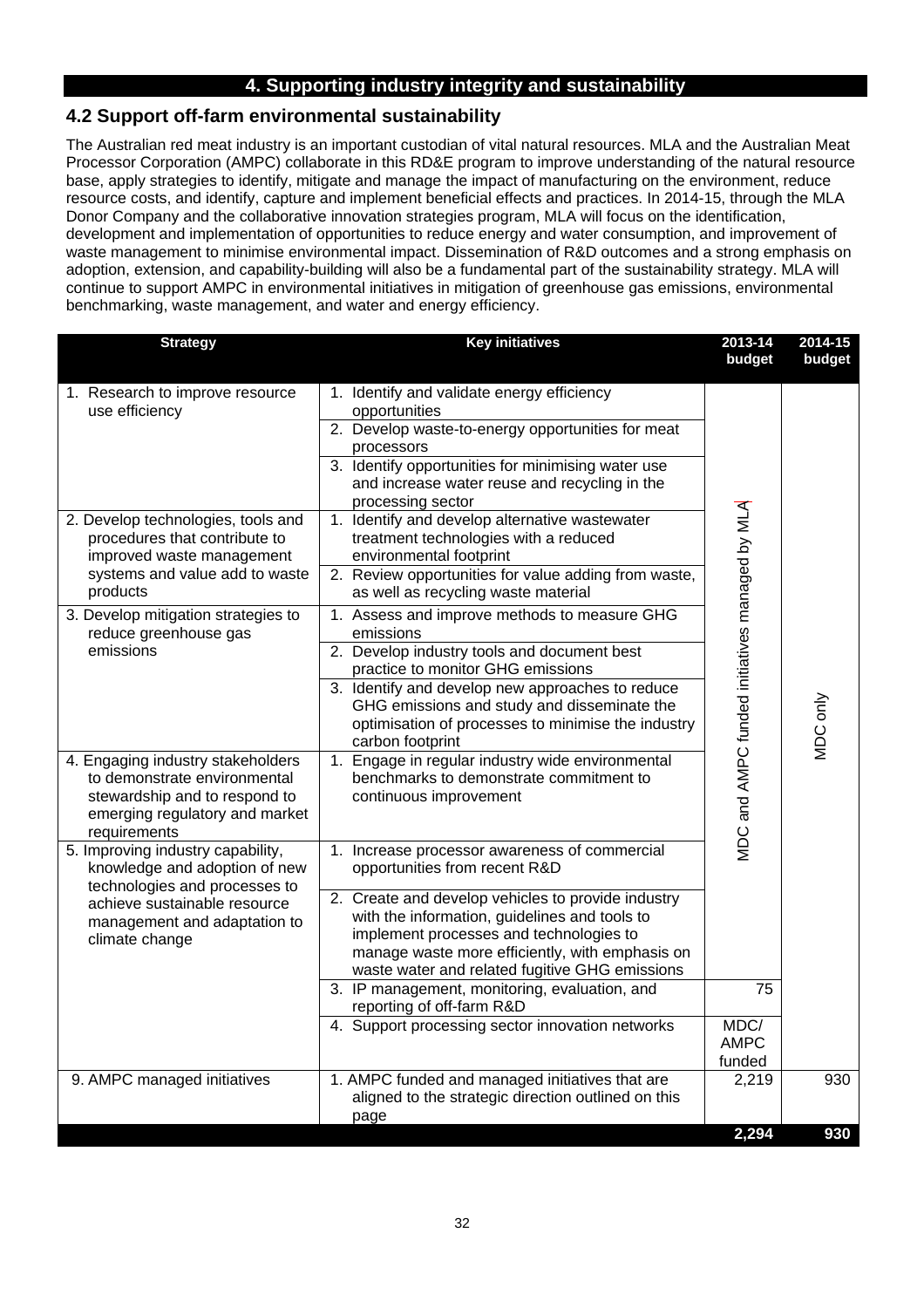# 4. Supporting industry integrity and sustainability

## 4.2 Support off-farm environmental sustainability

The Australian red meat industry is an important custodian of vital natural resources. MLA and the Australian Meat Processor Corporation (AMPC) collaborate in this RD&E program to improve understanding of the natural resource base, apply strategies to identify, mitigate and manage the impact of manufacturing on the environment, reduce resource costs, and identify, capture and implement beneficial effects and practices. In 2014-15, through the MLA Donor Company and the collaborative innovation strategies program, MLA will focus on the identification, development and implementation of opportunities to reduce energy and water consumption, and improvement of waste management to minimise environmental impact. Dissemination of R&D outcomes and a strong emphasis on adoption, extension, and capability-building will also be a fundamental part of the sustainability strategy. MLA will continue to support AMPC in environmental initiatives in mitigation of greenhouse gas emissions, environmental benchmarking, waste management, and water and energy efficiency.

| Strategy | Key initiatives | 2013-14 budget | 2014-15 budget |
|---|---|---|---|
| 1. Research to improve resource use efficiency | 1. Identify and validate energy efficiency opportunities | MDC and AMPC funded initiatives managed by MLA | MDC only |
| | 2. Develop waste-to-energy opportunities for meat processors | | |
| | 3. Identify opportunities for minimising water use and increase water reuse and recycling in the processing sector | | |
| 2. Develop technologies, tools and procedures that contribute to improved waste management systems and value add to waste products | 1. Identify and develop alternative wastewater treatment technologies with a reduced environmental footprint | | |
| | 2. Review opportunities for value adding from waste, as well as recycling waste material | | |
| 3. Develop mitigation strategies to reduce greenhouse gas emissions | 1. Assess and improve methods to measure GHG emissions | | |
| | 2. Develop industry tools and document best practice to monitor GHG emissions | | |
| | 3. Identify and develop new approaches to reduce GHG emissions and study and disseminate the optimisation of processes to minimise the industry carbon footprint | | |
| 4. Engaging industry stakeholders to demonstrate environmental stewardship and to respond to emerging regulatory and market requirements | 1. Engage in regular industry wide environmental benchmarks to demonstrate commitment to continuous improvement | | |
| 5. Improving industry capability, knowledge and adoption of new technologies and processes to achieve sustainable resource management and adaptation to climate change | 1. Increase processor awareness of commercial opportunities from recent R&D | | |
| | 2. Create and develop vehicles to provide industry with the information, guidelines and tools to implement processes and technologies to manage waste more efficiently, with emphasis on waste water and related fugitive GHG emissions | | |
| | 3. IP management, monitoring, evaluation, and reporting of off-farm R&D | 75 | |
| | 4. Support processing sector innovation networks | MDC/ AMPC funded | |
| 9. AMPC managed initiatives | 1. AMPC funded and managed initiatives that are aligned to the strategic direction outlined on this page | 2,219 | 930 |
| | | **2,294** | **930** |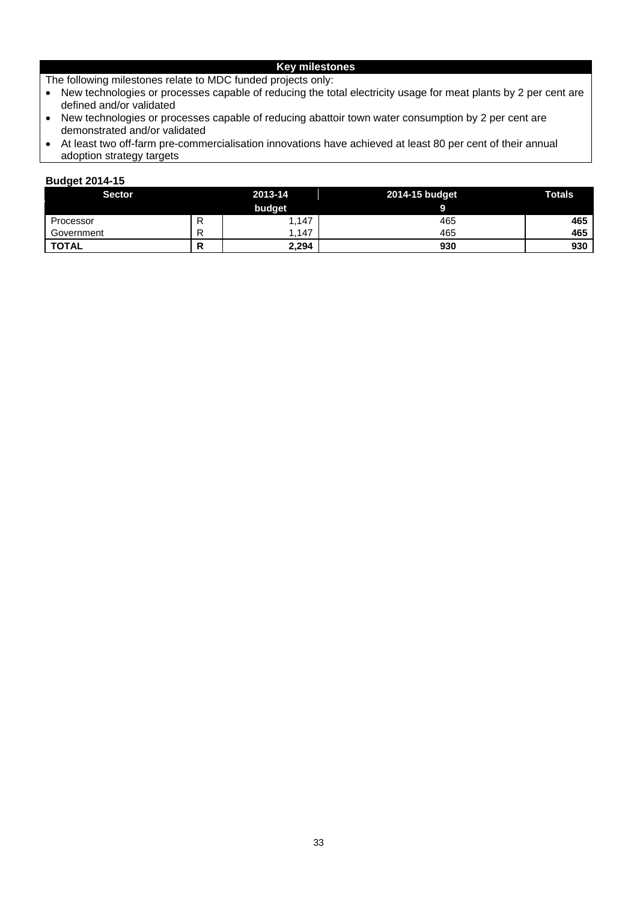**Key milestones**

The following milestones relate to MDC funded projects only:

- New technologies or processes capable of reducing the total electricity usage for meat plants by 2 per cent are defined and/or validated
- New technologies or processes capable of reducing abattoir town water consumption by 2 per cent are demonstrated and/or validated
- At least two off-farm pre-commercialisation innovations have achieved at least 80 per cent of their annual adoption strategy targets

**Budget 2014-15**

| Sector | | 2013-14 budget | 2014-15 budget 9 | Totals |
|---|---|---|---|---|
| Processor | R | 1,147 | 465 | **465** |
| Government | R | 1,147 | 465 | **465** |
| **TOTAL** | **R** | **2,294** | **930** | **930** |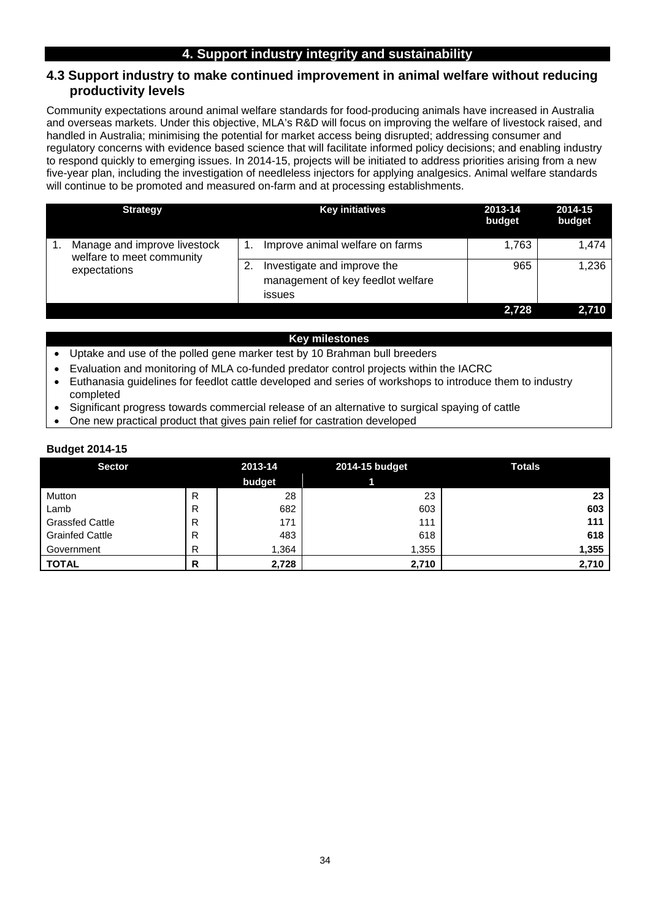## 4. Support industry integrity and sustainability

### 4.3 Support industry to make continued improvement in animal welfare without reducing productivity levels

Community expectations around animal welfare standards for food-producing animals have increased in Australia and overseas markets. Under this objective, MLA's R&D will focus on improving the welfare of livestock raised, and handled in Australia; minimising the potential for market access being disrupted; addressing consumer and regulatory concerns with evidence based science that will facilitate informed policy decisions; and enabling industry to respond quickly to emerging issues. In 2014-15, projects will be initiated to address priorities arising from a new five-year plan, including the investigation of needleless injectors for applying analgesics. Animal welfare standards will continue to be promoted and measured on-farm and at processing establishments.

| Strategy | Key initiatives | 2013-14 budget | 2014-15 budget |
|---|---|---|---|
| 1. Manage and improve livestock welfare to meet community expectations | 1. Improve animal welfare on farms | 1,763 | 1,474 |
| | 2. Investigate and improve the management of key feedlot welfare issues | 965 | 1,236 |
| | | **2,728** | **2,710** |

**Key milestones**

- Uptake and use of the polled gene marker test by 10 Brahman bull breeders
- Evaluation and monitoring of MLA co-funded predator control projects within the IACRC
- Euthanasia guidelines for feedlot cattle developed and series of workshops to introduce them to industry completed
- Significant progress towards commercial release of an alternative to surgical spaying of cattle
- One new practical product that gives pain relief for castration developed

**Budget 2014-15**

| Sector | | 2013-14 budget | 2014-15 budget 1 | Totals |
|---|---|---|---|---|
| Mutton | R | 28 | 23 | **23** |
| Lamb | R | 682 | 603 | **603** |
| Grassfed Cattle | R | 171 | 111 | **111** |
| Grainfed Cattle | R | 483 | 618 | **618** |
| Government | R | 1,364 | 1,355 | **1,355** |
| **TOTAL** | **R** | **2,728** | **2,710** | **2,710** |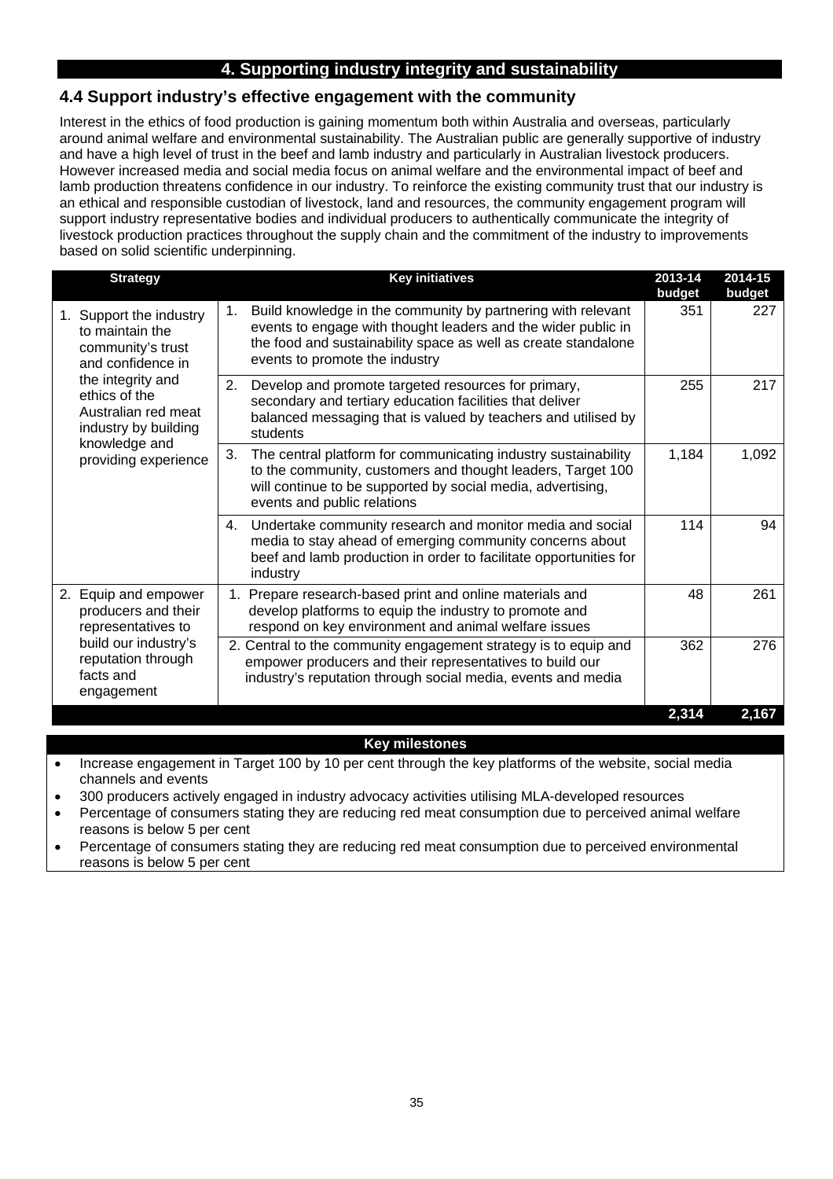## 4. Supporting industry integrity and sustainability

### 4.4 Support industry's effective engagement with the community

Interest in the ethics of food production is gaining momentum both within Australia and overseas, particularly around animal welfare and environmental sustainability. The Australian public are generally supportive of industry and have a high level of trust in the beef and lamb industry and particularly in Australian livestock producers. However increased media and social media focus on animal welfare and the environmental impact of beef and lamb production threatens confidence in our industry. To reinforce the existing community trust that our industry is an ethical and responsible custodian of livestock, land and resources, the community engagement program will support industry representative bodies and individual producers to authentically communicate the integrity of livestock production practices throughout the supply chain and the commitment of the industry to improvements based on solid scientific underpinning.

| Strategy | Key initiatives | 2013-14 budget | 2014-15 budget |
|---|---|---|---|
| 1. Support the industry to maintain the community's trust and confidence in the integrity and ethics of the Australian red meat industry by building knowledge and providing experience | 1. Build knowledge in the community by partnering with relevant events to engage with thought leaders and the wider public in the food and sustainability space as well as create standalone events to promote the industry | 351 | 227 |
| | 2. Develop and promote targeted resources for primary, secondary and tertiary education facilities that deliver balanced messaging that is valued by teachers and utilised by students | 255 | 217 |
| | 3. The central platform for communicating industry sustainability to the community, customers and thought leaders, Target 100 will continue to be supported by social media, advertising, events and public relations | 1,184 | 1,092 |
| | 4. Undertake community research and monitor media and social media to stay ahead of emerging community concerns about beef and lamb production in order to facilitate opportunities for industry | 114 | 94 |
| 2. Equip and empower producers and their representatives to build our industry's reputation through facts and engagement | 1. Prepare research-based print and online materials and develop platforms to equip the industry to promote and respond on key environment and animal welfare issues | 48 | 261 |
| | 2. Central to the community engagement strategy is to equip and empower producers and their representatives to build our industry's reputation through social media, events and media | 362 | 276 |
| | | **2,314** | **2,167** |

**Key milestones**

- Increase engagement in Target 100 by 10 per cent through the key platforms of the website, social media channels and events
- 300 producers actively engaged in industry advocacy activities utilising MLA-developed resources
- Percentage of consumers stating they are reducing red meat consumption due to perceived animal welfare reasons is below 5 per cent
- Percentage of consumers stating they are reducing red meat consumption due to perceived environmental reasons is below 5 per cent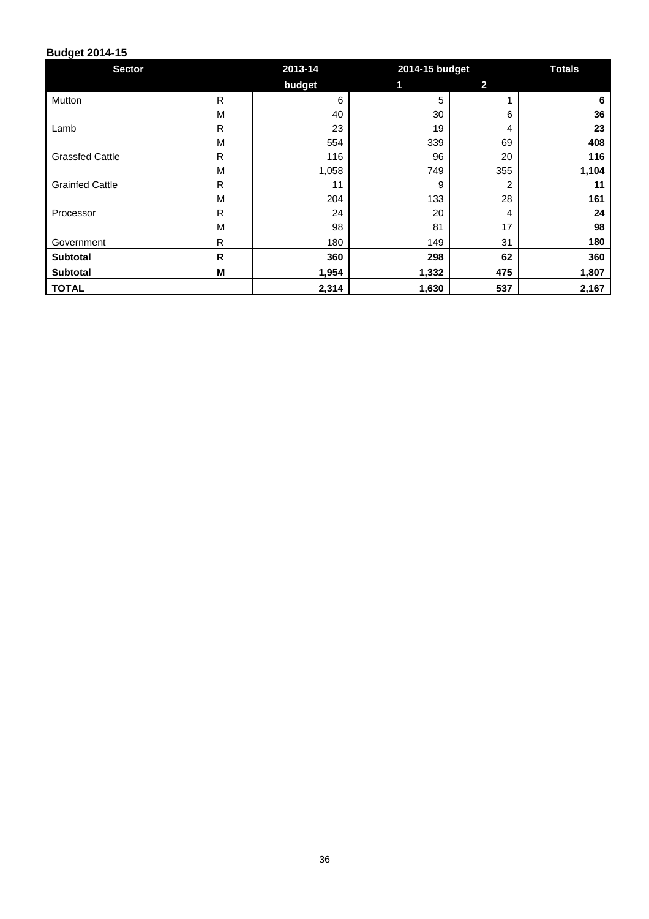**Budget 2014-15**

| Sector | | 2013-14 | 2014-15 budget | | Totals |
|---|---|---|---|---|---|
| | | budget | 1 | 2 | |
| Mutton | R | 6 | 5 | 1 | **6** |
| | M | 40 | 30 | 6 | **36** |
| Lamb | R | 23 | 19 | 4 | **23** |
| | M | 554 | 339 | 69 | **408** |
| Grassfed Cattle | R | 116 | 96 | 20 | **116** |
| | M | 1,058 | 749 | 355 | **1,104** |
| Grainfed Cattle | R | 11 | 9 | 2 | **11** |
| | M | 204 | 133 | 28 | **161** |
| Processor | R | 24 | 20 | 4 | **24** |
| | M | 98 | 81 | 17 | **98** |
| Government | R | 180 | 149 | 31 | **180** |
| **Subtotal** | **R** | **360** | **298** | **62** | **360** |
| **Subtotal** | **M** | **1,954** | **1,332** | **475** | **1,807** |
| **TOTAL** | | **2,314** | **1,630** | **537** | **2,167** |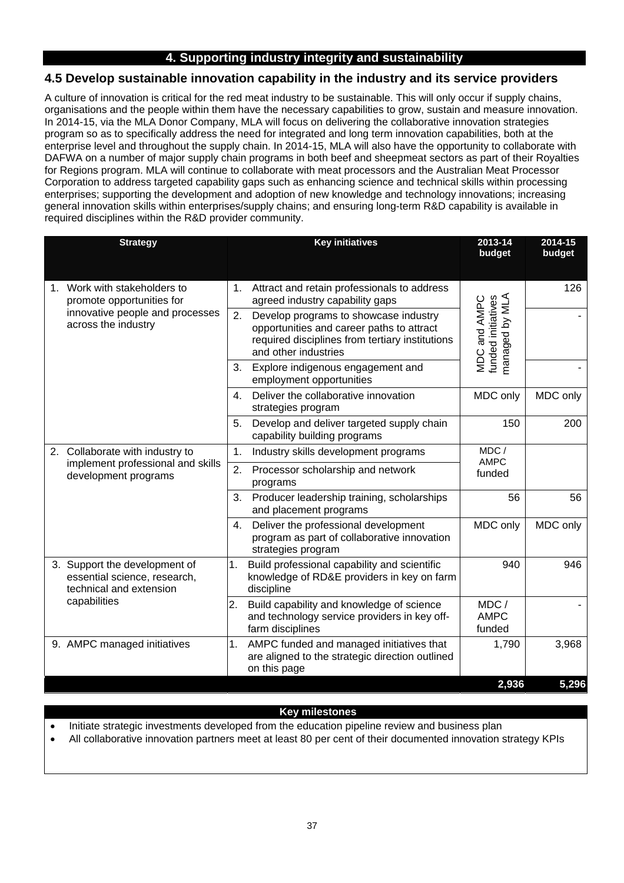# 4. Supporting industry integrity and sustainability

## 4.5 Develop sustainable innovation capability in the industry and its service providers

A culture of innovation is critical for the red meat industry to be sustainable. This will only occur if supply chains, organisations and the people within them have the necessary capabilities to grow, sustain and measure innovation. In 2014-15, via the MLA Donor Company, MLA will focus on delivering the collaborative innovation strategies program so as to specifically address the need for integrated and long term innovation capabilities, both at the enterprise level and throughout the supply chain. In 2014-15, MLA will also have the opportunity to collaborate with DAFWA on a number of major supply chain programs in both beef and sheepmeat sectors as part of their Royalties for Regions program. MLA will continue to collaborate with meat processors and the Australian Meat Processor Corporation to address targeted capability gaps such as enhancing science and technical skills within processing enterprises; supporting the development and adoption of new knowledge and technology innovations; increasing general innovation skills within enterprises/supply chains; and ensuring long-term R&D capability is available in required disciplines within the R&D provider community.

| Strategy | Key initiatives | 2013-14 budget | 2014-15 budget |
|---|---|---|---|
| 1. Work with stakeholders to promote opportunities for innovative people and processes across the industry | 1. Attract and retain professionals to address agreed industry capability gaps | MDC and AMPC funded initiatives managed by MLA | 126 |
| | 2. Develop programs to showcase industry opportunities and career paths to attract required disciplines from tertiary institutions and other industries | | - |
| | 3. Explore indigenous engagement and employment opportunities | | - |
| | 4. Deliver the collaborative innovation strategies program | MDC only | MDC only |
| | 5. Develop and deliver targeted supply chain capability building programs | 150 | 200 |
| 2. Collaborate with industry to implement professional and skills development programs | 1. Industry skills development programs | MDC / AMPC funded | |
| | 2. Processor scholarship and network programs | | |
| | 3. Producer leadership training, scholarships and placement programs | 56 | 56 |
| | 4. Deliver the professional development program as part of collaborative innovation strategies program | MDC only | MDC only |
| 3. Support the development of essential science, research, technical and extension capabilities | 1. Build professional capability and scientific knowledge of RD&E providers in key on farm discipline | 940 | 946 |
| | 2. Build capability and knowledge of science and technology service providers in key off-farm disciplines | MDC / AMPC funded | - |
| 9. AMPC managed initiatives | 1. AMPC funded and managed initiatives that are aligned to the strategic direction outlined on this page | 1,790 | 3,968 |
| | | **2,936** | **5,296** |

**Key milestones**

- Initiate strategic investments developed from the education pipeline review and business plan
- All collaborative innovation partners meet at least 80 per cent of their documented innovation strategy KPIs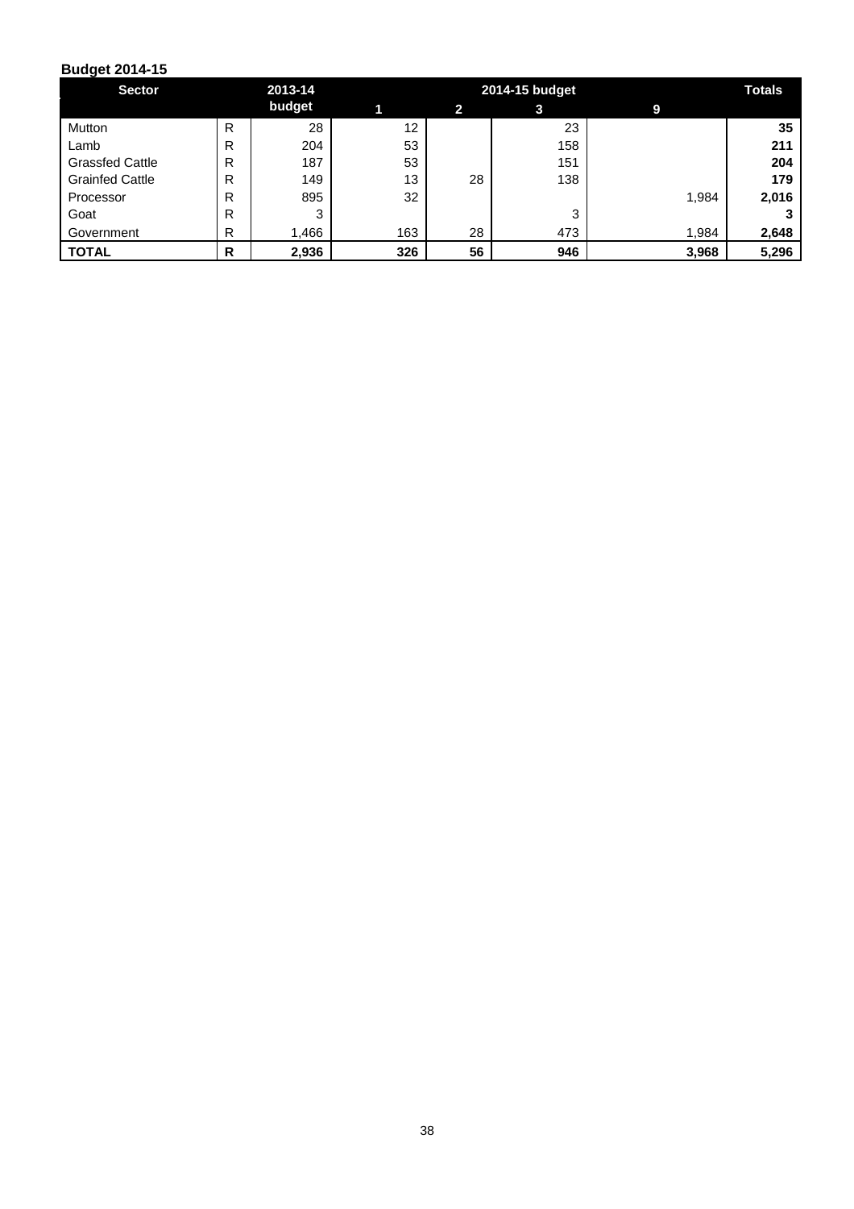**Budget 2014-15**

| Sector | | 2013-14 budget | 2014-15 budget | | | | Totals |
|---|---|---|---|---|---|---|---|
| | | | 1 | 2 | 3 | 9 | |
| Mutton | R | 28 | 12 | | 23 | | **35** |
| Lamb | R | 204 | 53 | | 158 | | **211** |
| Grassfed Cattle | R | 187 | 53 | | 151 | | **204** |
| Grainfed Cattle | R | 149 | 13 | 28 | 138 | | **179** |
| Processor | R | 895 | 32 | | | 1,984 | **2,016** |
| Goat | R | 3 | | | 3 | | **3** |
| Government | R | 1,466 | 163 | 28 | 473 | 1,984 | **2,648** |
| **TOTAL** | **R** | **2,936** | **326** | **56** | **946** | **3,968** | **5,296** |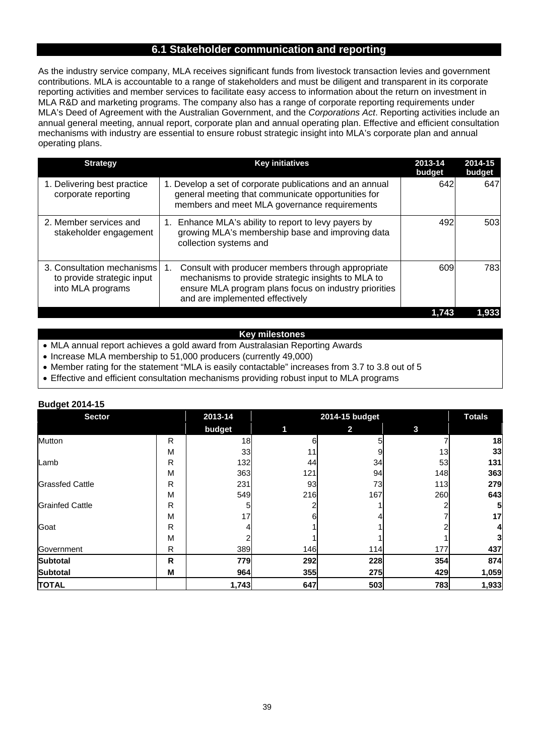## 6.1 Stakeholder communication and reporting

As the industry service company, MLA receives significant funds from livestock transaction levies and government contributions. MLA is accountable to a range of stakeholders and must be diligent and transparent in its corporate reporting activities and member services to facilitate easy access to information about the return on investment in MLA R&D and marketing programs. The company also has a range of corporate reporting requirements under MLA's Deed of Agreement with the Australian Government, and the *Corporations Act*. Reporting activities include an annual general meeting, annual report, corporate plan and annual operating plan. Effective and efficient consultation mechanisms with industry are essential to ensure robust strategic insight into MLA's corporate plan and annual operating plans.

| Strategy | Key initiatives | 2013-14 budget | 2014-15 budget |
|---|---|---|---|
| 1. Delivering best practice corporate reporting | 1. Develop a set of corporate publications and an annual general meeting that communicate opportunities for members and meet MLA governance requirements | 642 | 647 |
| 2. Member services and stakeholder engagement | 1. Enhance MLA's ability to report to levy payers by growing MLA's membership base and improving data collection systems and | 492 | 503 |
| 3. Consultation mechanisms to provide strategic input into MLA programs | 1. Consult with producer members through appropriate mechanisms to provide strategic insights to MLA to ensure MLA program plans focus on industry priorities and are implemented effectively | 609 | 783 |
| | | 1,743 | 1,933 |

**Key milestones**

- MLA annual report achieves a gold award from Australasian Reporting Awards
- Increase MLA membership to 51,000 producers (currently 49,000)
- Member rating for the statement "MLA is easily contactable" increases from 3.7 to 3.8 out of 5
- Effective and efficient consultation mechanisms providing robust input to MLA programs

**Budget 2014-15**

| Sector | | 2013-14 | 2014-15 budget | | | Totals |
|---|---|---|---|---|---|---|
| | | budget | 1 | 2 | 3 | |
| Mutton | R | 18 | 6 | 5 | 7 | **18** |
| | M | 33 | 11 | 9 | 13 | **33** |
| Lamb | R | 132 | 44 | 34 | 53 | **131** |
| | M | 363 | 121 | 94 | 148 | **363** |
| Grassfed Cattle | R | 231 | 93 | 73 | 113 | **279** |
| | M | 549 | 216 | 167 | 260 | **643** |
| Grainfed Cattle | R | 5 | 2 | 1 | 2 | **5** |
| | M | 17 | 6 | 4 | 7 | **17** |
| Goat | R | 4 | 1 | 1 | 2 | **4** |
| | M | 2 | 1 | 1 | 1 | **3** |
| Government | R | 389 | 146 | 114 | 177 | **437** |
| **Subtotal** | **R** | **779** | **292** | **228** | **354** | **874** |
| **Subtotal** | **M** | **964** | **355** | **275** | **429** | **1,059** |
| **TOTAL** | | **1,743** | **647** | **503** | **783** | **1,933** |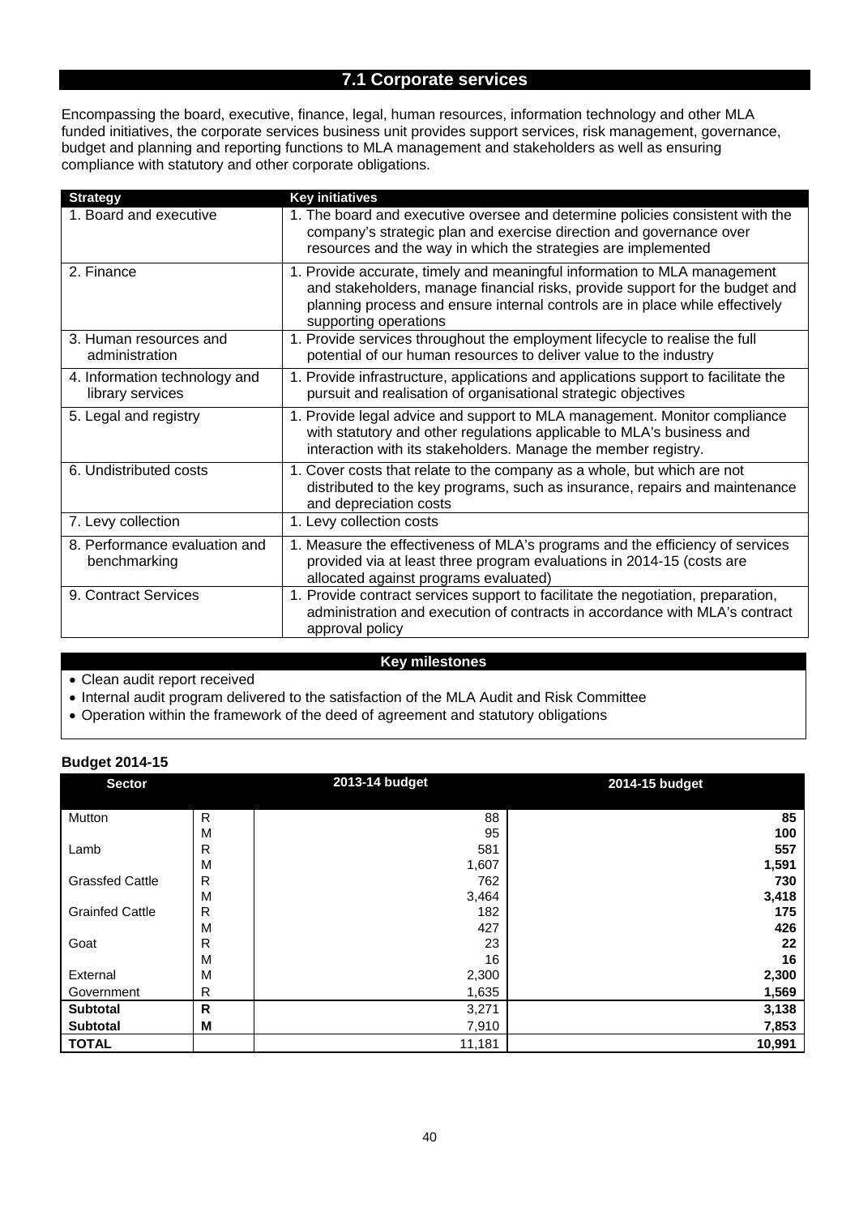## 7.1 Corporate services

Encompassing the board, executive, finance, legal, human resources, information technology and other MLA funded initiatives, the corporate services business unit provides support services, risk management, governance, budget and planning and reporting functions to MLA management and stakeholders as well as ensuring compliance with statutory and other corporate obligations.

| Strategy | Key initiatives |
|---|---|
| 1. Board and executive | 1. The board and executive oversee and determine policies consistent with the company's strategic plan and exercise direction and governance over resources and the way in which the strategies are implemented |
| 2. Finance | 1. Provide accurate, timely and meaningful information to MLA management and stakeholders, manage financial risks, provide support for the budget and planning process and ensure internal controls are in place while effectively supporting operations |
| 3. Human resources and administration | 1. Provide services throughout the employment lifecycle to realise the full potential of our human resources to deliver value to the industry |
| 4. Information technology and library services | 1. Provide infrastructure, applications and applications support to facilitate the pursuit and realisation of organisational strategic objectives |
| 5. Legal and registry | 1. Provide legal advice and support to MLA management. Monitor compliance with statutory and other regulations applicable to MLA's business and interaction with its stakeholders. Manage the member registry. |
| 6. Undistributed costs | 1. Cover costs that relate to the company as a whole, but which are not distributed to the key programs, such as insurance, repairs and maintenance and depreciation costs |
| 7. Levy collection | 1. Levy collection costs |
| 8. Performance evaluation and benchmarking | 1. Measure the effectiveness of MLA's programs and the efficiency of services provided via at least three program evaluations in 2014-15 (costs are allocated against programs evaluated) |
| 9. Contract Services | 1. Provide contract services support to facilitate the negotiation, preparation, administration and execution of contracts in accordance with MLA's contract approval policy |

**Key milestones**

- Clean audit report received
- Internal audit program delivered to the satisfaction of the MLA Audit and Risk Committee
- Operation within the framework of the deed of agreement and statutory obligations

**Budget 2014-15**

| Sector | | 2013-14 budget | 2014-15 budget |
|---|---|---|---|
| Mutton | R | 88 | **85** |
| | M | 95 | **100** |
| Lamb | R | 581 | **557** |
| | M | 1,607 | **1,591** |
| Grassfed Cattle | R | 762 | **730** |
| | M | 3,464 | **3,418** |
| Grainfed Cattle | R | 182 | **175** |
| | M | 427 | **426** |
| Goat | R | 23 | **22** |
| | M | 16 | **16** |
| External | M | 2,300 | **2,300** |
| Government | R | 1,635 | **1,569** |
| **Subtotal** | **R** | 3,271 | **3,138** |
| **Subtotal** | **M** | 7,910 | **7,853** |
| **TOTAL** | | 11,181 | **10,991** |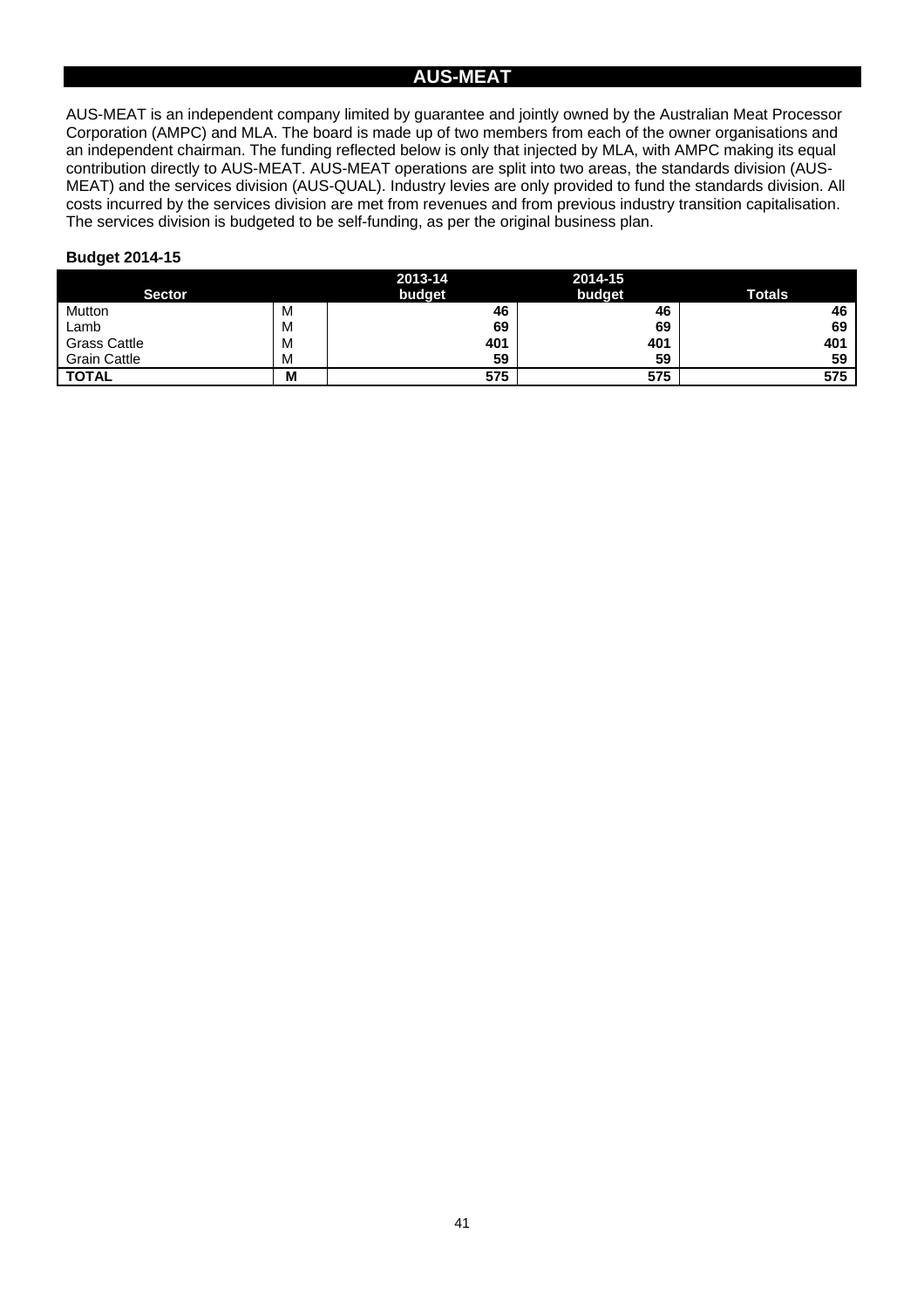# AUS-MEAT

AUS-MEAT is an independent company limited by guarantee and jointly owned by the Australian Meat Processor Corporation (AMPC) and MLA. The board is made up of two members from each of the owner organisations and an independent chairman. The funding reflected below is only that injected by MLA, with AMPC making its equal contribution directly to AUS-MEAT. AUS-MEAT operations are split into two areas, the standards division (AUS-MEAT) and the services division (AUS-QUAL). Industry levies are only provided to fund the standards division. All costs incurred by the services division are met from revenues and from previous industry transition capitalisation. The services division is budgeted to be self-funding, as per the original business plan.

**Budget 2014-15**

| Sector | | 2013-14 budget | 2014-15 budget | Totals |
|---|---|---|---|---|
| Mutton | M | **46** | **46** | **46** |
| Lamb | M | **69** | **69** | **69** |
| Grass Cattle | M | **401** | **401** | **401** |
| Grain Cattle | M | **59** | **59** | **59** |
| **TOTAL** | **M** | **575** | **575** | **575** |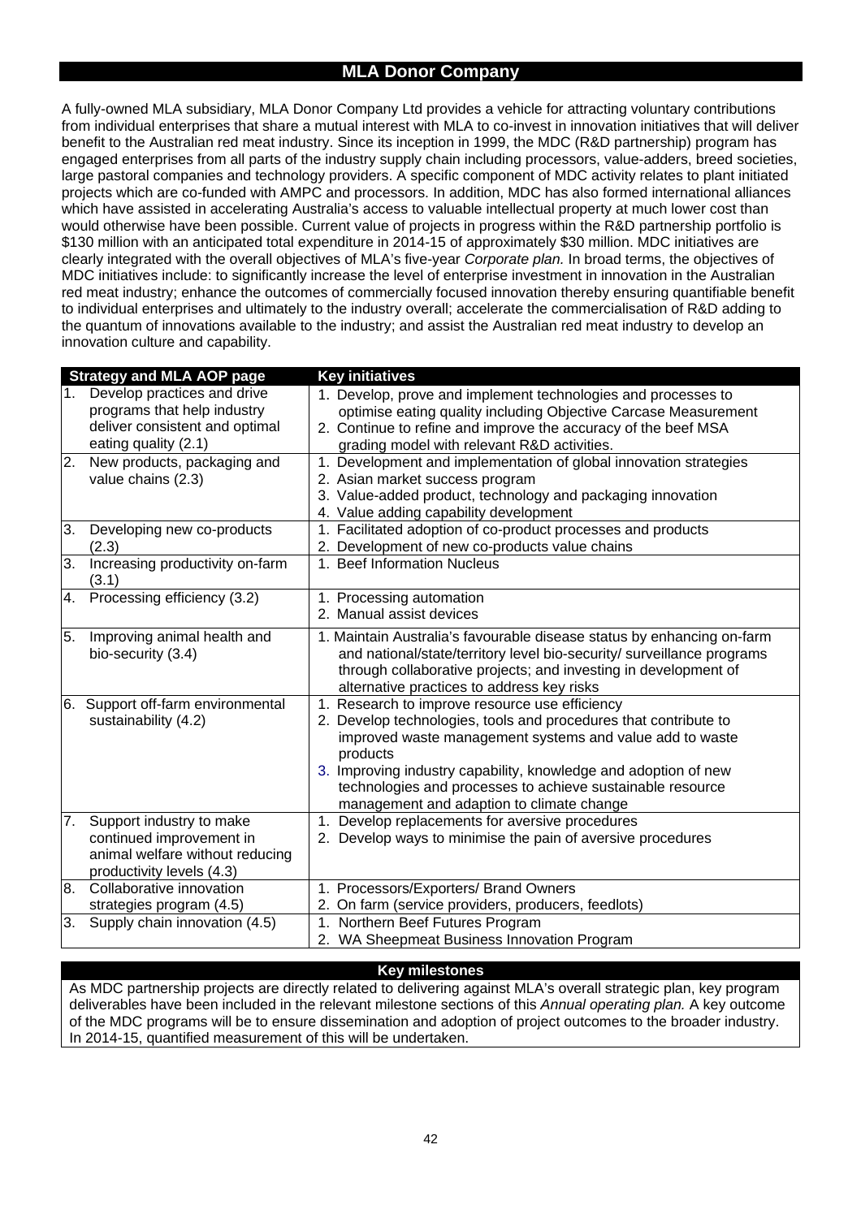## MLA Donor Company

A fully-owned MLA subsidiary, MLA Donor Company Ltd provides a vehicle for attracting voluntary contributions from individual enterprises that share a mutual interest with MLA to co-invest in innovation initiatives that will deliver benefit to the Australian red meat industry. Since its inception in 1999, the MDC (R&D partnership) program has engaged enterprises from all parts of the industry supply chain including processors, value-adders, breed societies, large pastoral companies and technology providers. A specific component of MDC activity relates to plant initiated projects which are co-funded with AMPC and processors. In addition, MDC has also formed international alliances which have assisted in accelerating Australia's access to valuable intellectual property at much lower cost than would otherwise have been possible. Current value of projects in progress within the R&D partnership portfolio is $130 million with an anticipated total expenditure in 2014-15 of approximately $30 million. MDC initiatives are clearly integrated with the overall objectives of MLA's five-year *Corporate plan.* In broad terms, the objectives of MDC initiatives include: to significantly increase the level of enterprise investment in innovation in the Australian red meat industry; enhance the outcomes of commercially focused innovation thereby ensuring quantifiable benefit to individual enterprises and ultimately to the industry overall; accelerate the commercialisation of R&D adding to the quantum of innovations available to the industry; and assist the Australian red meat industry to develop an innovation culture and capability.

| Strategy and MLA AOP page | Key initiatives |
|---|---|
| 1. Develop practices and drive programs that help industry deliver consistent and optimal eating quality (2.1) | 1. Develop, prove and implement technologies and processes to optimise eating quality including Objective Carcase Measurement<br>2. Continue to refine and improve the accuracy of the beef MSA grading model with relevant R&D activities. |
| 2. New products, packaging and value chains (2.3) | 1. Development and implementation of global innovation strategies<br>2. Asian market success program<br>3. Value-added product, technology and packaging innovation<br>4. Value adding capability development |
| 3. Developing new co-products (2.3) | 1. Facilitated adoption of co-product processes and products<br>2. Development of new co-products value chains |
| 3. Increasing productivity on-farm (3.1) | 1. Beef Information Nucleus |
| 4. Processing efficiency (3.2) | 1. Processing automation<br>2. Manual assist devices |
| 5. Improving animal health and bio-security (3.4) | 1. Maintain Australia's favourable disease status by enhancing on-farm and national/state/territory level bio-security/ surveillance programs through collaborative projects; and investing in development of alternative practices to address key risks |
| 6. Support off-farm environmental sustainability (4.2) | 1. Research to improve resource use efficiency<br>2. Develop technologies, tools and procedures that contribute to improved waste management systems and value add to waste products<br>3. Improving industry capability, knowledge and adoption of new technologies and processes to achieve sustainable resource management and adaption to climate change |
| 7. Support industry to make continued improvement in animal welfare without reducing productivity levels (4.3) | 1. Develop replacements for aversive procedures<br>2. Develop ways to minimise the pain of aversive procedures |
| 8. Collaborative innovation strategies program (4.5) | 1. Processors/Exporters/ Brand Owners<br>2. On farm (service providers, producers, feedlots) |
| 3. Supply chain innovation (4.5) | 1. Northern Beef Futures Program<br>2. WA Sheepmeat Business Innovation Program |

### Key milestones

As MDC partnership projects are directly related to delivering against MLA's overall strategic plan, key program deliverables have been included in the relevant milestone sections of this *Annual operating plan.* A key outcome of the MDC programs will be to ensure dissemination and adoption of project outcomes to the broader industry. In 2014-15, quantified measurement of this will be undertaken.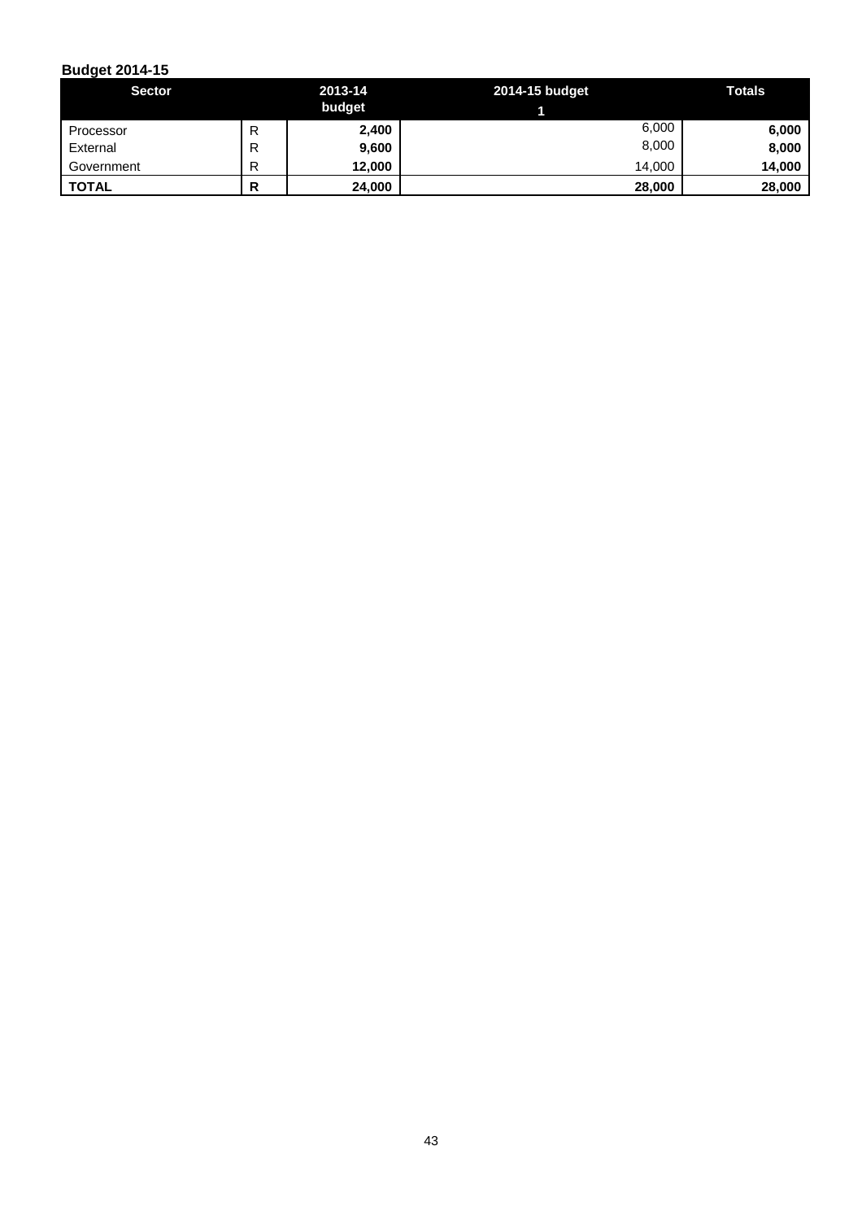**Budget 2014-15**

| Sector | | 2013-14 budget | 2014-15 budget 1 | Totals |
|---|---|---|---|---|
| Processor | R | **2,400** | 6,000 | **6,000** |
| External | R | **9,600** | 8,000 | **8,000** |
| Government | R | **12,000** | 14,000 | **14,000** |
| **TOTAL** | **R** | **24,000** | **28,000** | **28,000** |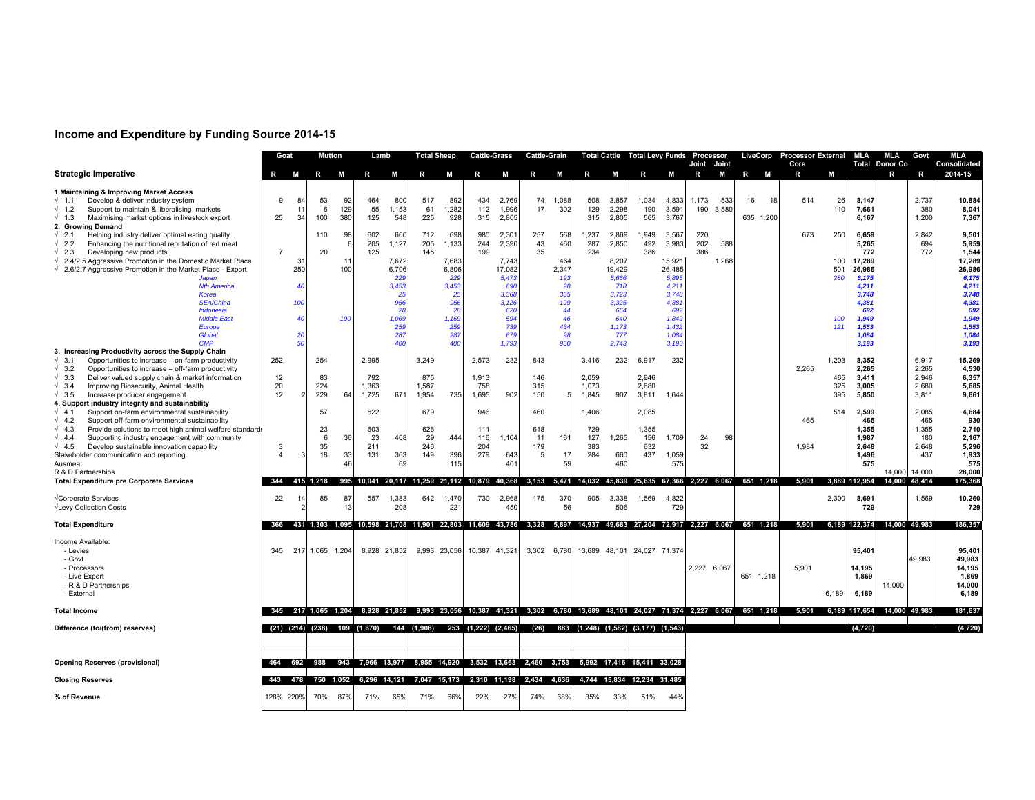# Income and Expenditure by Funding Source 2014-15

| | Goat | | Mutton | | Lamb | | Total Sheep | | Cattle-Grass | | Cattle-Grain | | Total Cattle | | Total Levy Funds | | Processor Joint | Processor Joint | LiveCorp | | Processor Core | External | MLA Total | MLA Donor Co | Govt | MLA Consolidated |
|---|---|---|---|---|---|---|---|---|---|---|---|---|---|---|---|---|---|---|---|---|---|---|---|---|---|---|
| **Strategic Imperative** | R | M | R | M | R | M | R | M | R | M | R | M | R | M | R | M | R | M | R | M | R | M | | R | R | 2014-15 |
| **1. Maintaining & Improving Market Access** | | | | | | | | | | | | | | | | | | | | | | | | | | |
| √ 1.1 Develop & deliver industry system | 9 | 84 | 53 | 92 | 464 | 800 | 517 | 892 | 434 | 2,769 | 74 | 1,088 | 508 | 3,857 | 1,034 | 4,833 | 1,173 | 533 | 16 | 18 | 514 | 26 | 8,147 | | 2,737 | 10,884 |
| √ 1.2 Support to maintain & liberalising markets | | 11 | 6 | 129 | 55 | 1,153 | 61 | 1,282 | 112 | 1,996 | 17 | 302 | 129 | 2,298 | 190 | 3,591 | 190 | 3,580 | | | | 110 | 7,661 | | 380 | 8,041 |
| √ 1.3 Maximising market options in livestock export | 25 | 34 | 100 | 380 | 125 | 548 | 225 | 928 | 315 | 2,805 | | | 315 | 2,805 | 565 | 3,767 | | | 635 | 1,200 | | | 6,167 | | 1,200 | 7,367 |
| **2. Growing Demand** | | | | | | | | | | | | | | | | | | | | | | | | | | |
| √ 2.1 Helping industry deliver optimal eating quality | | | 110 | 98 | 602 | 600 | 712 | 698 | 980 | 2,301 | 257 | 568 | 1,237 | 2,869 | 1,949 | 3,567 | 220 | | | | 673 | 250 | 6,659 | | 2,842 | 9,501 |
| √ 2.2 Enhancing the nutritional reputation of red meat | | | | 6 | 205 | 1,127 | 205 | 1,133 | 244 | 2,390 | 43 | 460 | 287 | 2,850 | 492 | 3,983 | 202 | 588 | | | | | 5,265 | | 694 | 5,959 |
| √ 2.3 Developing new products | 7 | | 20 | | 125 | | 145 | | 199 | | 35 | | 234 | | 386 | | 386 | | | | | | 772 | | 772 | 1,544 |
| √ 2.4/2.5 Aggressive Promotion in the Domestic Market Place | | 31 | | 11 | | 7,683 | | 7,683 | | 7,743 | | 464 | | 8,207 | | 15,921 | | 1,268 | | | | 100 | 17,289 | | | 17,289 |
| √ 2.6/2.7 Aggressive Promotion in the Market Place - Export | | 250 | | 100 | | 6,706 | | 6,806 | | 17,082 | | 2,347 | | 19,429 | | 26,485 | | | | | | 501 | 26,986 | | | 26,986 |
| *Japan* | | | | | | *229* | | *229* | | *5,473* | | *193* | | *5,666* | | *5,895* | | | | | | *280* | *6,175* | | | *6,175* |
| *Nth America* | | *40* | | | | *3,453* | | *3,453* | | *690* | | *28* | | *718* | | *4,211* | | | | | | | *4,211* | | | *4,211* |
| *Korea* | | | | | | *25* | | *25* | | *3,368* | | *355* | | *3,723* | | *3,748* | | | | | | | *3,748* | | | *3,748* |
| *SEA/China* | | *100* | | | | *956* | | *956* | | *3,126* | | *199* | | *3,325* | | *4,381* | | | | | | | *4,381* | | | *4,381* |
| *Indonesia* | | | | | | *28* | | *28* | | *620* | | *44* | | *664* | | *692* | | | | | | | *692* | | | *692* |
| *Middle East* | | *40* | | *100* | | *1,069* | | *1,169* | | *594* | | *46* | | *640* | | *1,849* | | | | | | *100* | *1,949* | | | *1,949* |
| *Europe* | | | | | | *259* | | *259* | | *739* | | *434* | | *1,173* | | *1,432* | | | | | | *121* | *1,553* | | | *1,553* |
| *Global* | | *20* | | | | *287* | | *287* | | *679* | | *98* | | *777* | | *1,084* | | | | | | | *1,084* | | | *1,084* |
| *CMP* | | *50* | | | | *400* | | *400* | | *1,793* | | *950* | | *2,743* | | *3,193* | | | | | | | *3,193* | | | *3,193* |
| **3. Increasing Productivity across the Supply Chain** | | | | | | | | | | | | | | | | | | | | | | | | | | |
| √ 3.1 Opportunities to increase – on-farm productivity | 252 | | 254 | | 2,995 | | 3,249 | | 2,573 | 232 | 843 | | 3,416 | 232 | 6,917 | 232 | | | | | | 1,203 | 8,352 | | 6,917 | 15,269 |
| √ 3.2 Opportunities to increase – off-farm productivity | | | | | | | | | | | | | | | | | | | | | 2,265 | | 2,265 | | 2,265 | 4,530 |
| √ 3.3 Deliver valued supply chain & market information | 12 | | 83 | | 792 | | 875 | | 1,913 | | 146 | | 2,059 | | 2,946 | | | | | | | 465 | 3,411 | | 2,946 | 6,357 |
| √ 3.4 Improving Biosecurity, Animal Health | 20 | | 224 | | 1,363 | | 1,587 | | 758 | | 315 | | 1,073 | | 2,680 | | | | | | | 325 | 3,005 | | 2,680 | 5,685 |
| √ 3.5 Increase producer engagement | 12 | 2 | 229 | 64 | 1,725 | 671 | 1,954 | 735 | 1,695 | 902 | 150 | 5 | 1,845 | 907 | 3,811 | 1,644 | | | | | | 395 | 5,850 | | 3,811 | 9,661 |
| **4. Support industry integrity and sustainability** | | | | | | | | | | | | | | | | | | | | | | | | | | |
| √ 4.1 Support on-farm environmental sustainability | | | 57 | | 622 | | 679 | | 946 | | 460 | | 1,406 | | 2,085 | | | | | | | 514 | 2,599 | | 2,085 | 4,684 |
| √ 4.2 Support off-farm environmental sustainability | | | | | | | | | | | | | | | | | | | | | 465 | | 465 | | 465 | 930 |
| √ 4.3 Provide solutions to meet high animal welfare standards | | | 23 | | 603 | | 626 | | 111 | | 618 | | 729 | | 1,355 | | | | | | | | 1,355 | | 1,355 | 2,710 |
| √ 4.4 Supporting industry engagement with community | | | 6 | 36 | 23 | 408 | 29 | 444 | 116 | 1,104 | 11 | 161 | 127 | 1,265 | 156 | 1,709 | 24 | 98 | | | | | 1,987 | | 180 | 2,167 |
| √ 4.5 Develop sustainable innovation capability | 3 | | 35 | | 211 | | 246 | | 204 | | 179 | | 383 | | 632 | | 32 | | | | 1,984 | | 2,648 | | 2,648 | 5,296 |
| Stakeholder communication and reporting | 4 | 3 | 18 | 33 | 131 | 363 | 149 | 396 | 279 | 643 | 5 | 17 | 284 | 660 | 437 | 1,059 | | | | | | | 1,496 | | 437 | 1,933 |
| Ausmeat | | | | 46 | | 69 | | 115 | | 401 | | 59 | | 460 | | 575 | | | | | | | 575 | | | 575 |
| R & D Partnerships | | | | | | | | | | | | | | | | | | | | | | | | 14,000 | 14,000 | 28,000 |
| **Total Expenditure pre Corporate Services** | **344** | **415** | **1,218** | **995** | **10,041** | **20,117** | **11,259** | **21,112** | **10,879** | **40,368** | **3,153** | **5,471** | **14,032** | **45,839** | **25,635** | **67,366** | **2,227** | **6,067** | **651** | **1,218** | **5,901** | **3,889** | **112,954** | **14,000** | **48,414** | **175,368** |
| √Corporate Services | 22 | 14 | 85 | 87 | 557 | 1,383 | 642 | 1,470 | 730 | 2,968 | 175 | 370 | 905 | 3,338 | 1,569 | 4,822 | | | | | | 2,300 | 8,691 | | 1,569 | 10,260 |
| √Levy Collection Costs | | 2 | | 13 | | 208 | | 221 | | 450 | | 56 | | 506 | | 729 | | | | | | | 729 | | | 729 |
| **Total Expenditure** | **366** | **431** | **1,303** | **1,095** | **10,598** | **21,708** | **11,901** | **22,803** | **11,609** | **43,786** | **3,328** | **5,897** | **14,937** | **49,683** | **27,204** | **72,917** | **2,227** | **6,067** | **651** | **1,218** | **5,901** | **6,189** | **122,374** | **14,000** | **49,983** | **186,357** |
| Income Available: | | | | | | | | | | | | | | | | | | | | | | | | | | |
| - Levies | 345 | 217 | 1,065 | 1,204 | 8,928 | 21,852 | 9,993 | 23,056 | 10,387 | 41,321 | 3,302 | 6,780 | 13,689 | 48,101 | 24,027 | 71,374 | | | | | | | 95,401 | | | 95,401 |
| - Govt | | | | | | | | | | | | | | | | | | | | | | | | | 49,983 | 49,983 |
| - Processors | | | | | | | | | | | | | | | | | 2,227 | 6,067 | | | 5,901 | | 14,195 | | | 14,195 |
| - Live Export | | | | | | | | | | | | | | | | | | | 651 | 1,218 | | | 1,869 | | | 1,869 |
| - R & D Partnerships | | | | | | | | | | | | | | | | | | | | | | | | 14,000 | | 14,000 |
| - External | | | | | | | | | | | | | | | | | | | | | | 6,189 | 6,189 | | | 6,189 |
| **Total Income** | **345** | **217** | **1,065** | **1,204** | **8,928** | **21,852** | **9,993** | **23,056** | **10,387** | **41,321** | **3,302** | **6,780** | **13,689** | **48,101** | **24,027** | **71,374** | **2,227** | **6,067** | **651** | **1,218** | **5,901** | **6,189** | **117,654** | **14,000** | **49,983** | **181,637** |
| **Difference (to/(from) reserves)** | **(21)** | **(214)** | **(238)** | **109** | **(1,670)** | **144** | **(1,908)** | **253** | **(1,222)** | **(2,465)** | **(26)** | **883** | **(1,248)** | **(1,582)** | **(3,177)** | **(1,543)** | | | | | | | **(4,720)** | | | **(4,720)** |
| **Opening Reserves (provisional)** | **464** | **692** | **988** | **943** | **7,966** | **13,977** | **8,955** | **14,920** | **3,532** | **13,663** | **2,460** | **3,753** | **5,992** | **17,416** | **15,411** | **33,028** | | | | | | | | | | |
| **Closing Reserves** | **443** | **478** | **750** | **1,052** | **6,296** | **14,121** | **7,047** | **15,173** | **2,310** | **11,198** | **2,434** | **4,636** | **4,744** | **15,834** | **12,234** | **31,485** | | | | | | | | | | |
| **% of Revenue** | 128% | 220% | 70% | 87% | 71% | 65% | 71% | 66% | 22% | 27% | 74% | 68% | 35% | 33% | 51% | 44% | | | | | | | | | | |